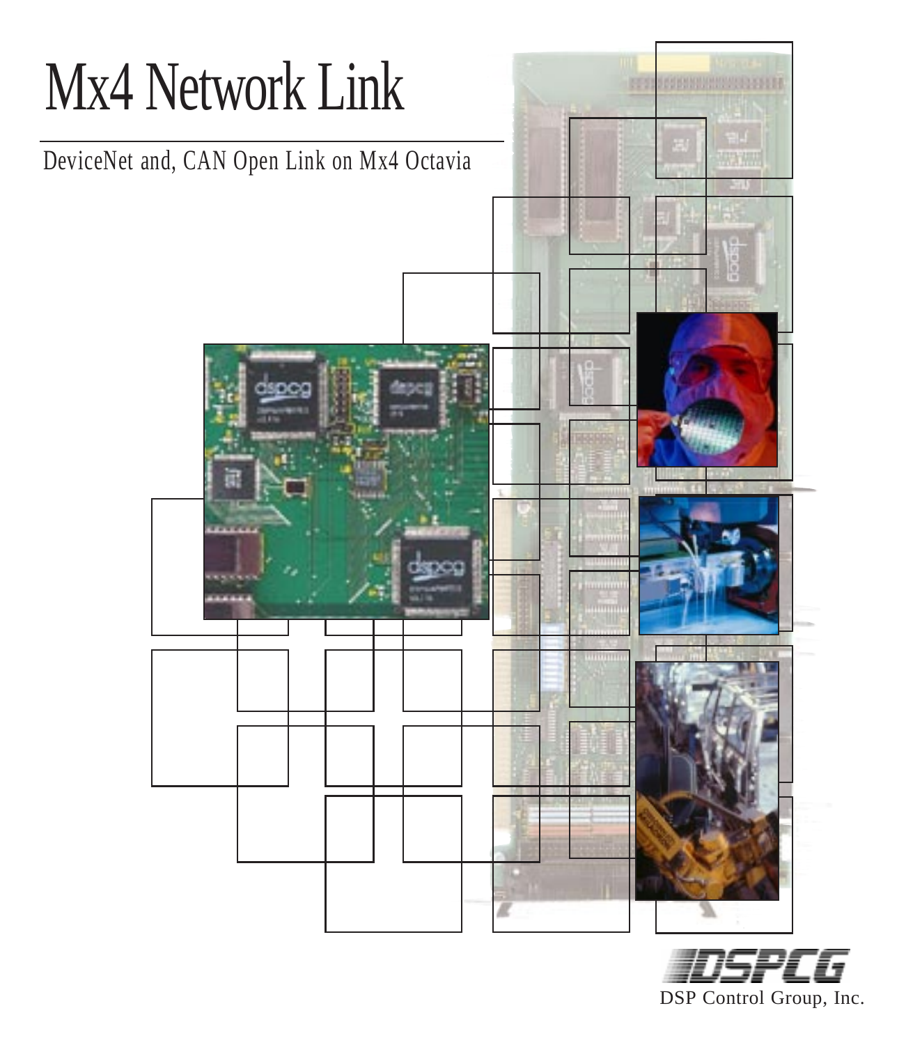# Mx4 Network Link

DeviceNet and, CAN Open Link on Mx4 Octavia

DSPCG

DSP Control Group, Inc.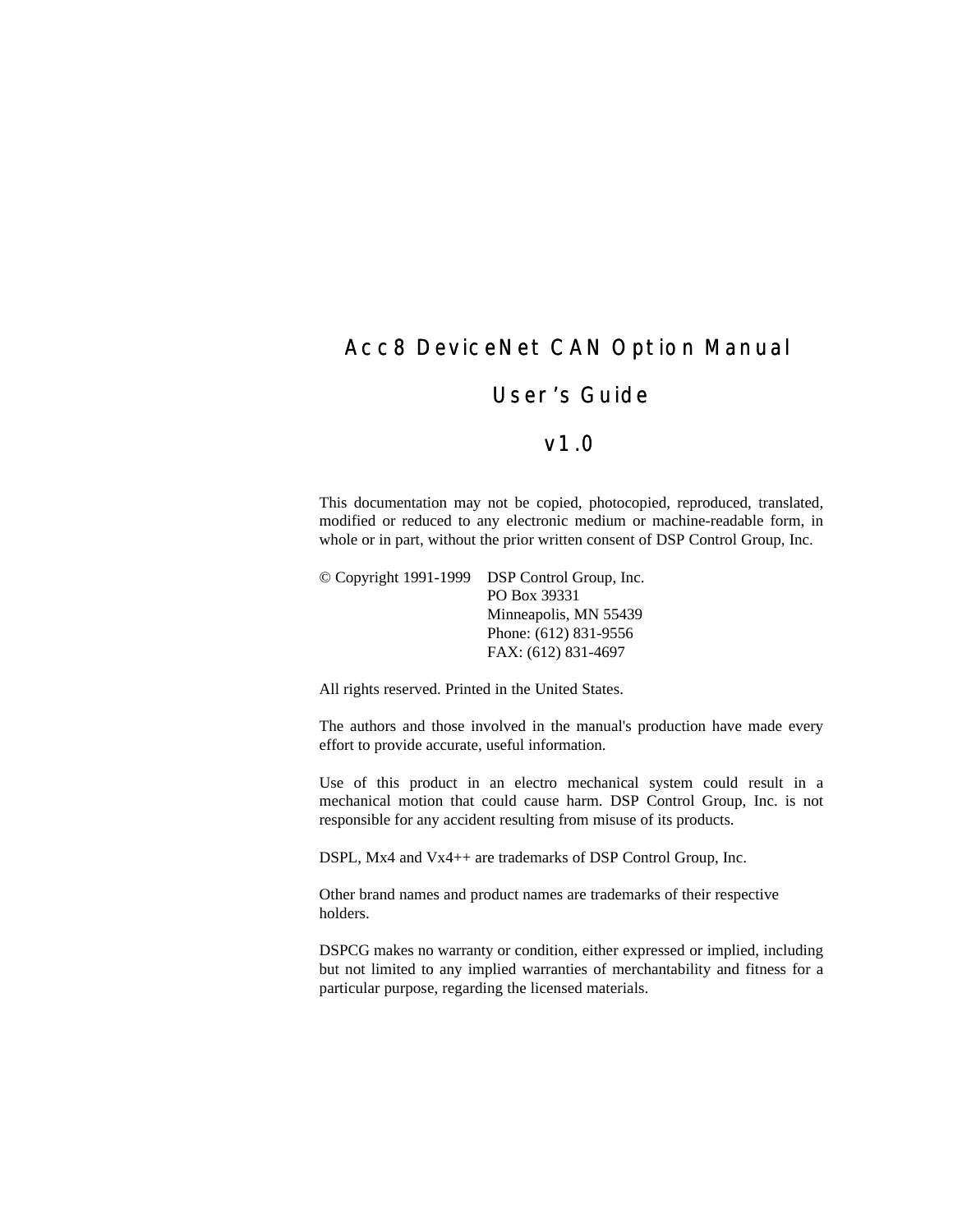# Acc8 DeviceNet CAN Option Manual

## User's Guide

## v1.0

This documentation may not be copied, photocopied, reproduced, translated, modified or reduced to any electronic medium or machine-readable form, in whole or in part, without the prior written consent of DSP Control Group, Inc.

© Copyright 1991-1999 DSP Control Group, Inc.
PO Box 39331
Minneapolis, MN 55439
Phone: (612) 831-9556
FAX: (612) 831-4697

All rights reserved. Printed in the United States.

The authors and those involved in the manual's production have made every effort to provide accurate, useful information.

Use of this product in an electro mechanical system could result in a mechanical motion that could cause harm. DSP Control Group, Inc. is not responsible for any accident resulting from misuse of its products.

DSPL, Mx4 and Vx4++ are trademarks of DSP Control Group, Inc.

Other brand names and product names are trademarks of their respective holders.

DSPCG makes no warranty or condition, either expressed or implied, including but not limited to any implied warranties of merchantability and fitness for a particular purpose, regarding the licensed materials.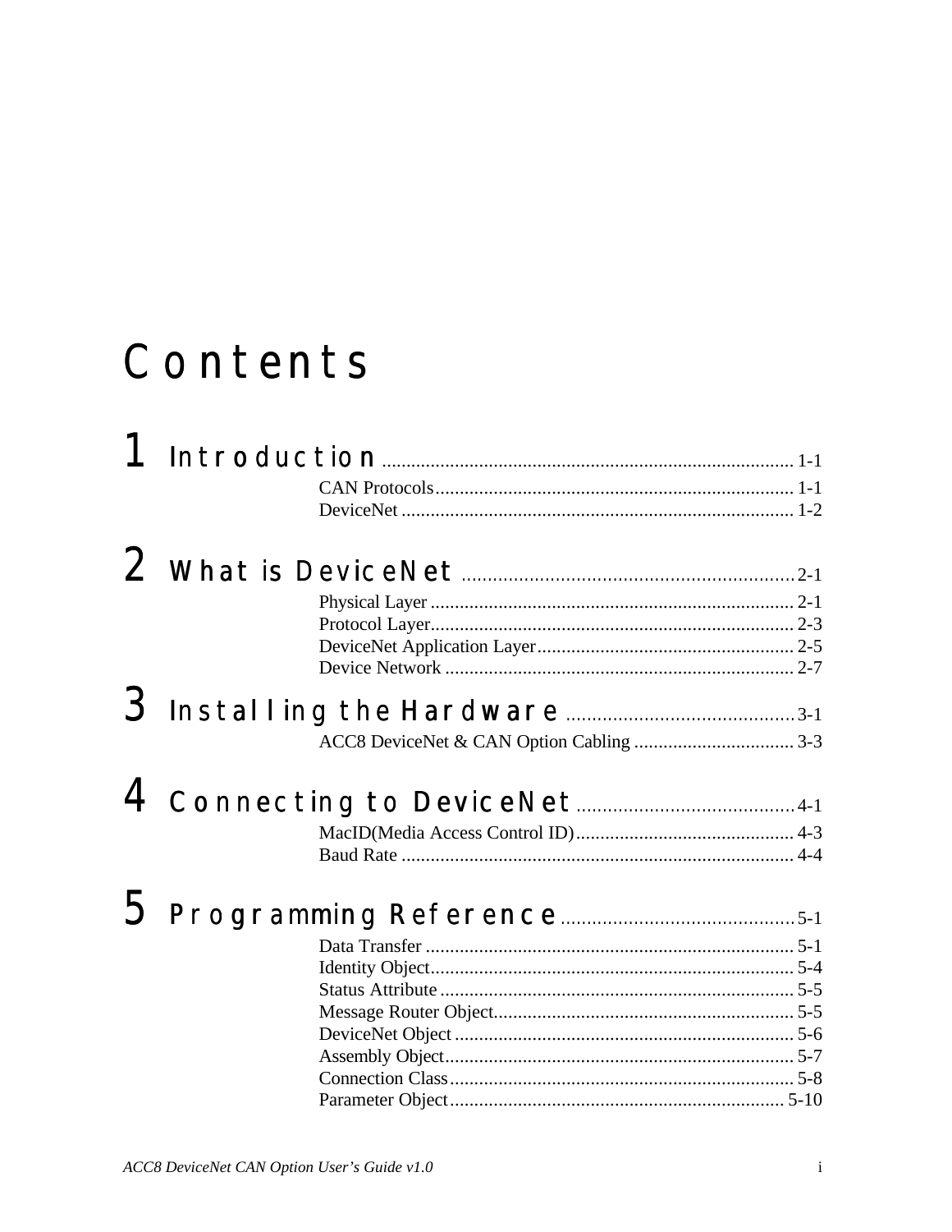# Contents

## 1 Introduction ........................................ 1-1

CAN Protocols ........................................ 1-1
DeviceNet ........................................ 1-2

## 2 What is DeviceNet ........................................ 2-1

Physical Layer ........................................ 2-1
Protocol Layer ........................................ 2-3
DeviceNet Application Layer ........................................ 2-5
Device Network ........................................ 2-7

## 3 Installing the Hardware ........................................ 3-1

ACC8 DeviceNet & CAN Option Cabling ........................................ 3-3

## 4 Connecting to DeviceNet ........................................ 4-1

MacID(Media Access Control ID) ........................................ 4-3
Baud Rate ........................................ 4-4

## 5 Programming Reference ........................................ 5-1

Data Transfer ........................................ 5-1
Identity Object ........................................ 5-4
Status Attribute ........................................ 5-5
Message Router Object ........................................ 5-5
DeviceNet Object ........................................ 5-6
Assembly Object ........................................ 5-7
Connection Class ........................................ 5-8
Parameter Object ........................................ 5-10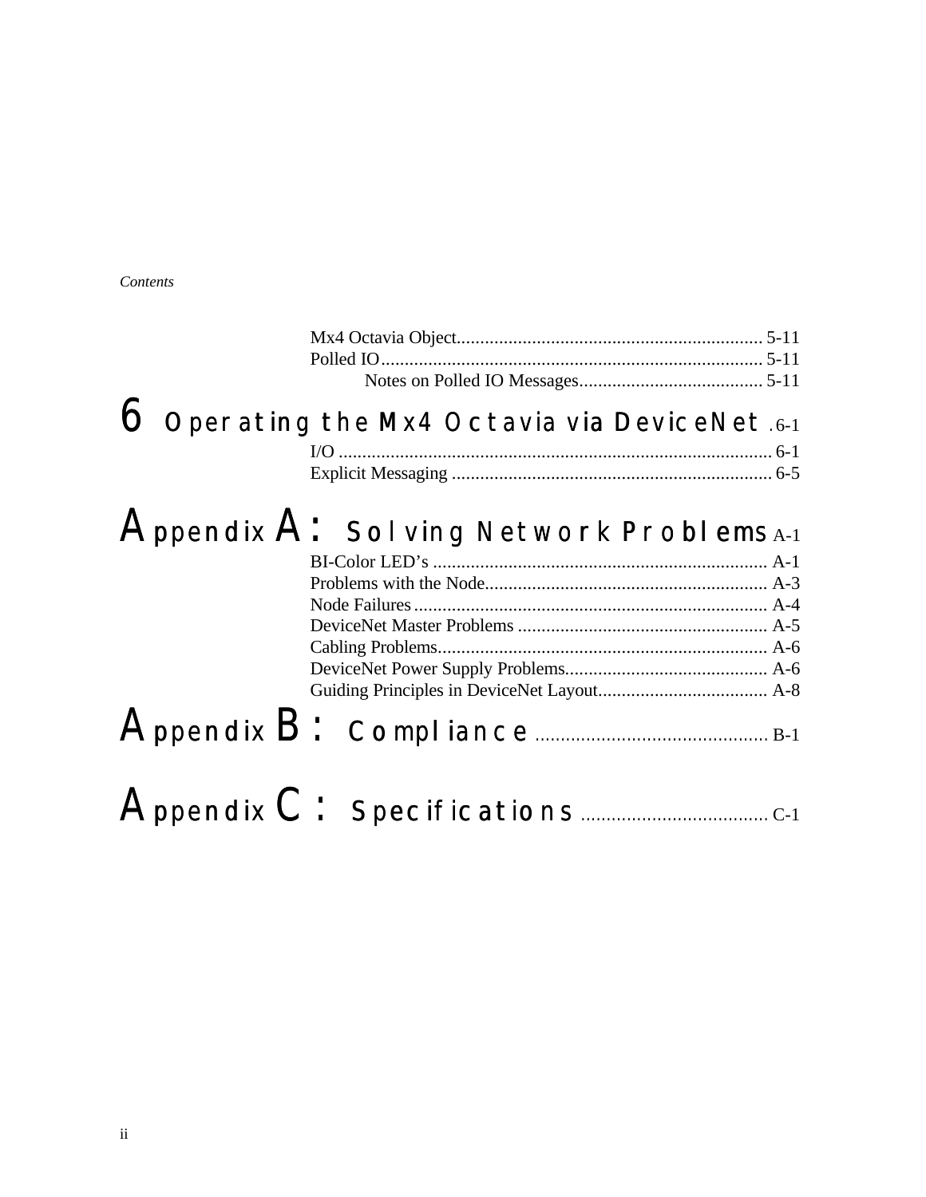Mx4 Octavia Object................................................................ 5-11
Polled IO................................................................................ 5-11
Notes on Polled IO Messages...................................... 5-11

# 6 Operating the Mx4 Octavia via DeviceNet . 6-1

I/O ........................................................................................... 6-1
Explicit Messaging ................................................................... 6-5

# Appendix A: Solving Network Problems A-1

BI-Color LED’s ...................................................................... A-1
Problems with the Node........................................................... A-3
Node Failures .......................................................................... A-4
DeviceNet Master Problems .................................................... A-5
Cabling Problems..................................................................... A-6
DeviceNet Power Supply Problems.......................................... A-6
Guiding Principles in DeviceNet Layout................................... A-8

# Appendix B: Compliance .............................................. B-1

# Appendix C: Specifications ..................................... C-1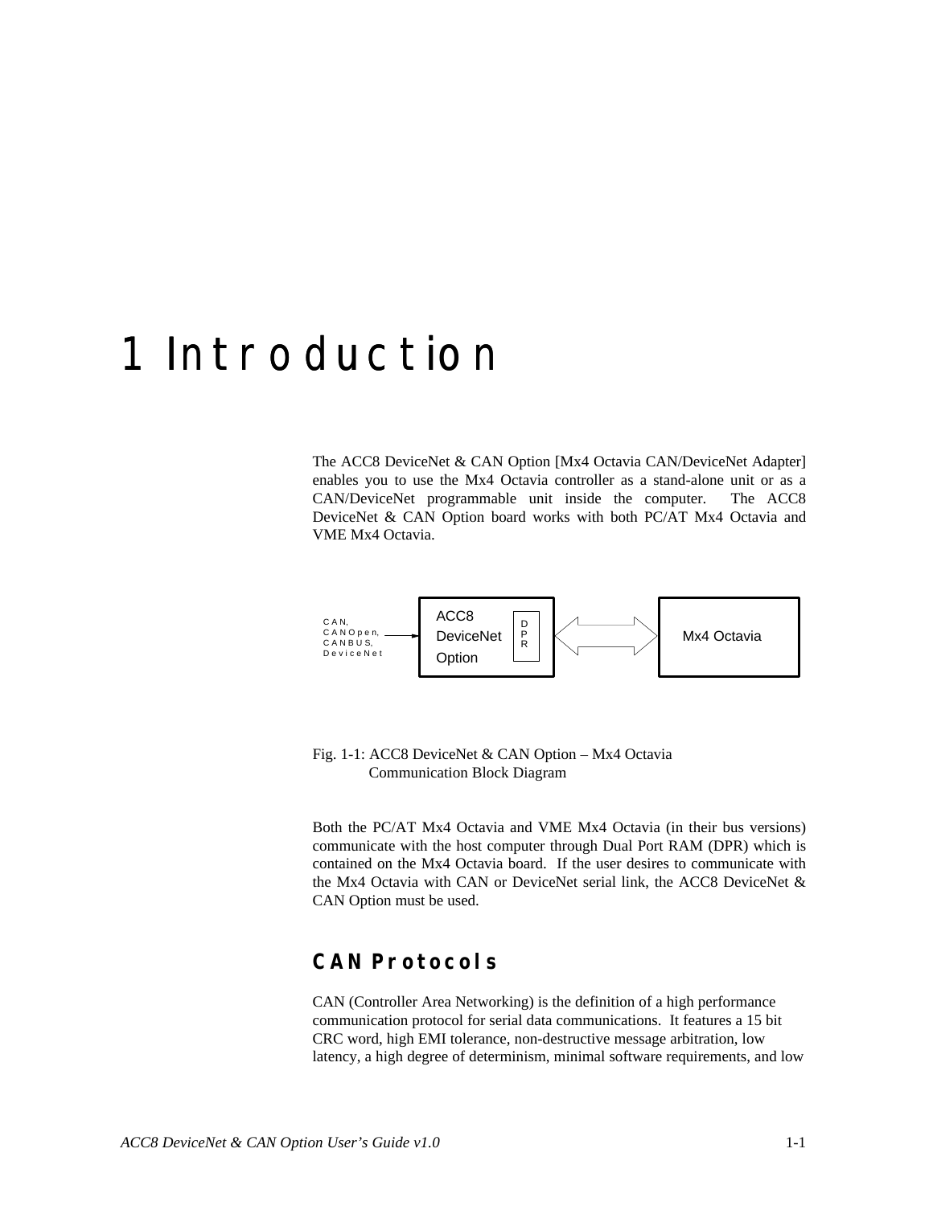# 1 Introduction

The ACC8 DeviceNet & CAN Option [Mx4 Octavia CAN/DeviceNet Adapter] enables you to use the Mx4 Octavia controller as a stand-alone unit or as a CAN/DeviceNet programmable unit inside the computer. The ACC8 DeviceNet & CAN Option board works with both PC/AT Mx4 Octavia and VME Mx4 Octavia.

CAN, CANOpen, CANBUS, DeviceNet → ACC8 DeviceNet Option [DPR] ⟷ Mx4 Octavia

Fig. 1-1: ACC8 DeviceNet & CAN Option – Mx4 Octavia Communication Block Diagram

Both the PC/AT Mx4 Octavia and VME Mx4 Octavia (in their bus versions) communicate with the host computer through Dual Port RAM (DPR) which is contained on the Mx4 Octavia board. If the user desires to communicate with the Mx4 Octavia with CAN or DeviceNet serial link, the ACC8 DeviceNet & CAN Option must be used.

## CAN Protocols

CAN (Controller Area Networking) is the definition of a high performance communication protocol for serial data communications. It features a 15 bit CRC word, high EMI tolerance, non-destructive message arbitration, low latency, a high degree of determinism, minimal software requirements, and low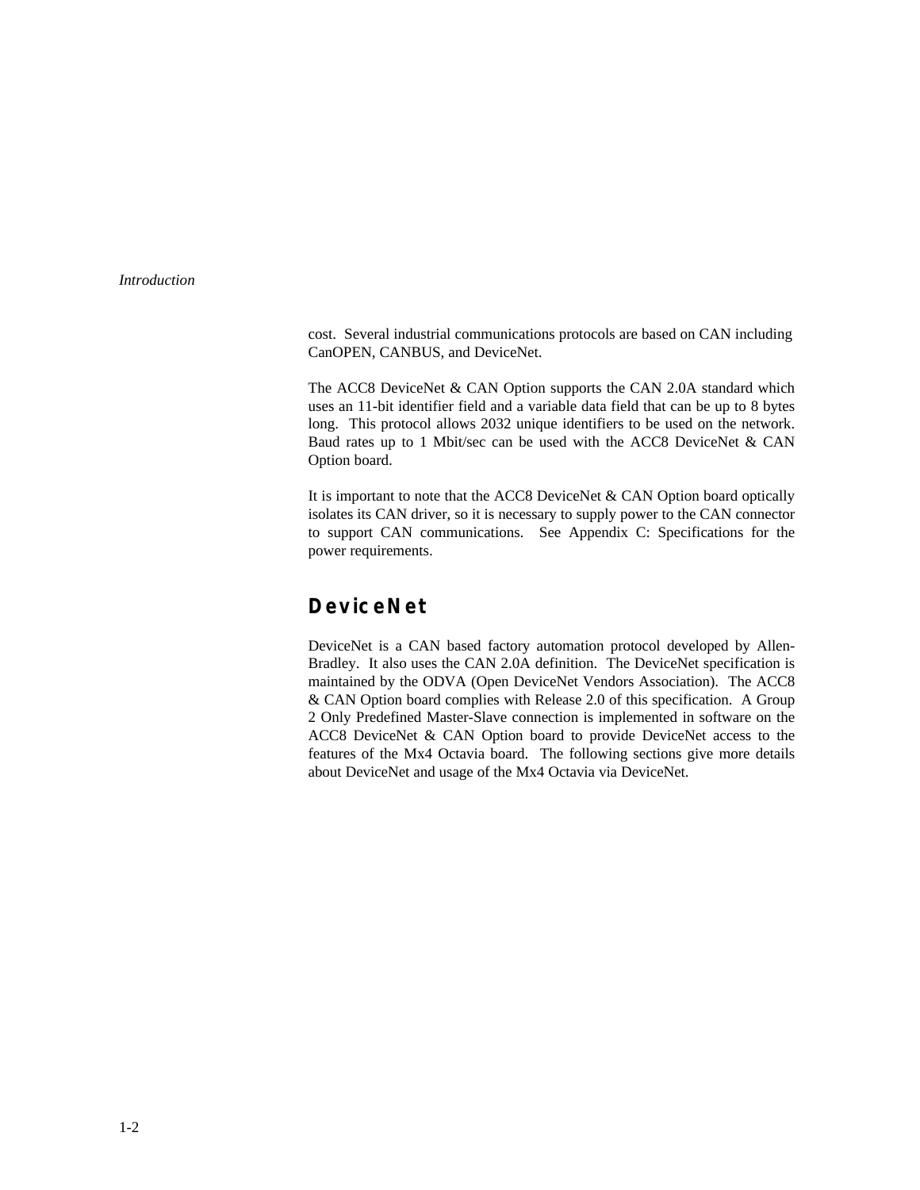cost. Several industrial communications protocols are based on CAN including CanOPEN, CANBUS, and DeviceNet.

The ACC8 DeviceNet & CAN Option supports the CAN 2.0A standard which uses an 11-bit identifier field and a variable data field that can be up to 8 bytes long. This protocol allows 2032 unique identifiers to be used on the network. Baud rates up to 1 Mbit/sec can be used with the ACC8 DeviceNet & CAN Option board.

It is important to note that the ACC8 DeviceNet & CAN Option board optically isolates its CAN driver, so it is necessary to supply power to the CAN connector to support CAN communications. See Appendix C: Specifications for the power requirements.

## DeviceNet

DeviceNet is a CAN based factory automation protocol developed by Allen-Bradley. It also uses the CAN 2.0A definition. The DeviceNet specification is maintained by the ODVA (Open DeviceNet Vendors Association). The ACC8 & CAN Option board complies with Release 2.0 of this specification. A Group 2 Only Predefined Master-Slave connection is implemented in software on the ACC8 DeviceNet & CAN Option board to provide DeviceNet access to the features of the Mx4 Octavia board. The following sections give more details about DeviceNet and usage of the Mx4 Octavia via DeviceNet.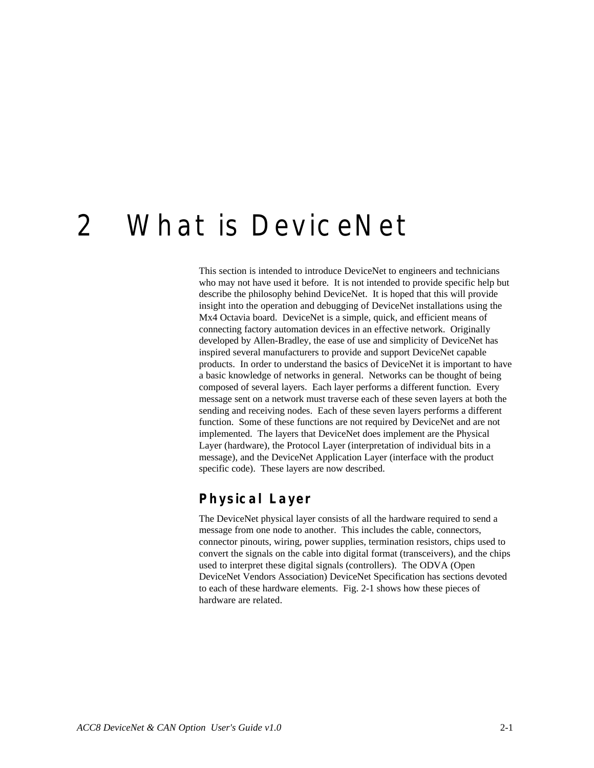# 2 What is DeviceNet

This section is intended to introduce DeviceNet to engineers and technicians who may not have used it before. It is not intended to provide specific help but describe the philosophy behind DeviceNet. It is hoped that this will provide insight into the operation and debugging of DeviceNet installations using the Mx4 Octavia board. DeviceNet is a simple, quick, and efficient means of connecting factory automation devices in an effective network. Originally developed by Allen-Bradley, the ease of use and simplicity of DeviceNet has inspired several manufacturers to provide and support DeviceNet capable products. In order to understand the basics of DeviceNet it is important to have a basic knowledge of networks in general. Networks can be thought of being composed of several layers. Each layer performs a different function. Every message sent on a network must traverse each of these seven layers at both the sending and receiving nodes. Each of these seven layers performs a different function. Some of these functions are not required by DeviceNet and are not implemented. The layers that DeviceNet does implement are the Physical Layer (hardware), the Protocol Layer (interpretation of individual bits in a message), and the DeviceNet Application Layer (interface with the product specific code). These layers are now described.

## Physical Layer

The DeviceNet physical layer consists of all the hardware required to send a message from one node to another. This includes the cable, connectors, connector pinouts, wiring, power supplies, termination resistors, chips used to convert the signals on the cable into digital format (transceivers), and the chips used to interpret these digital signals (controllers). The ODVA (Open DeviceNet Vendors Association) DeviceNet Specification has sections devoted to each of these hardware elements. Fig. 2-1 shows how these pieces of hardware are related.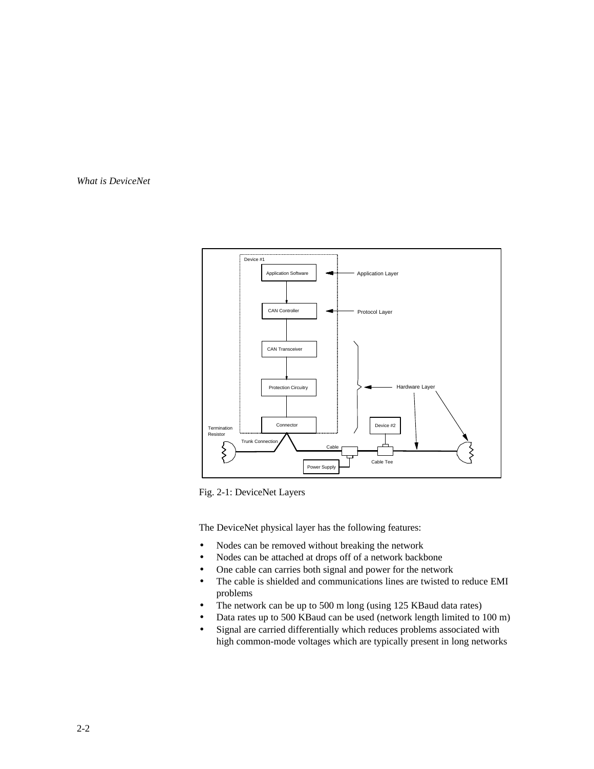Fig. 2-1: DeviceNet Layers

The DeviceNet physical layer has the following features:

- Nodes can be removed without breaking the network
- Nodes can be attached at drops off of a network backbone
- One cable can carries both signal and power for the network
- The cable is shielded and communications lines are twisted to reduce EMI problems
- The network can be up to 500 m long (using 125 KBaud data rates)
- Data rates up to 500 KBaud can be used (network length limited to 100 m)
- Signal are carried differentially which reduces problems associated with high common-mode voltages which are typically present in long networks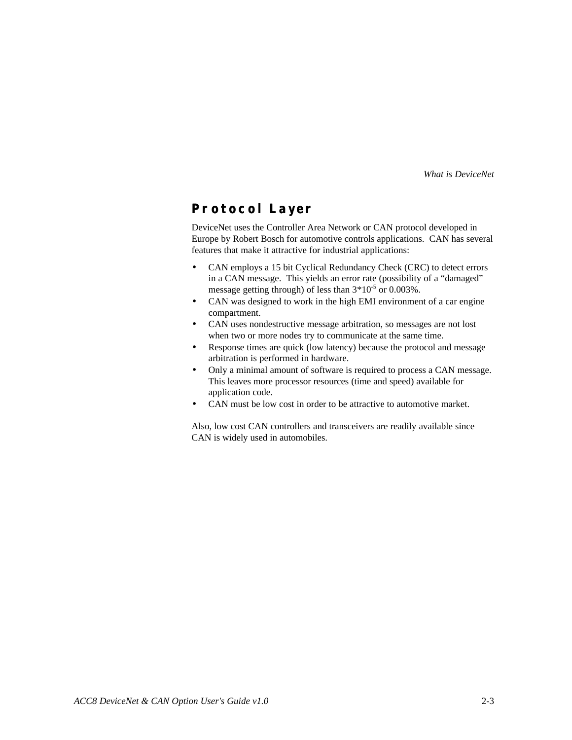## Protocol Layer

DeviceNet uses the Controller Area Network or CAN protocol developed in Europe by Robert Bosch for automotive controls applications. CAN has several features that make it attractive for industrial applications:

- CAN employs a 15 bit Cyclical Redundancy Check (CRC) to detect errors in a CAN message. This yields an error rate (possibility of a “damaged” message getting through) of less than $3*10^{-5}$ or 0.003%.
- CAN was designed to work in the high EMI environment of a car engine compartment.
- CAN uses nondestructive message arbitration, so messages are not lost when two or more nodes try to communicate at the same time.
- Response times are quick (low latency) because the protocol and message arbitration is performed in hardware.
- Only a minimal amount of software is required to process a CAN message. This leaves more processor resources (time and speed) available for application code.
- CAN must be low cost in order to be attractive to automotive market.

Also, low cost CAN controllers and transceivers are readily available since CAN is widely used in automobiles.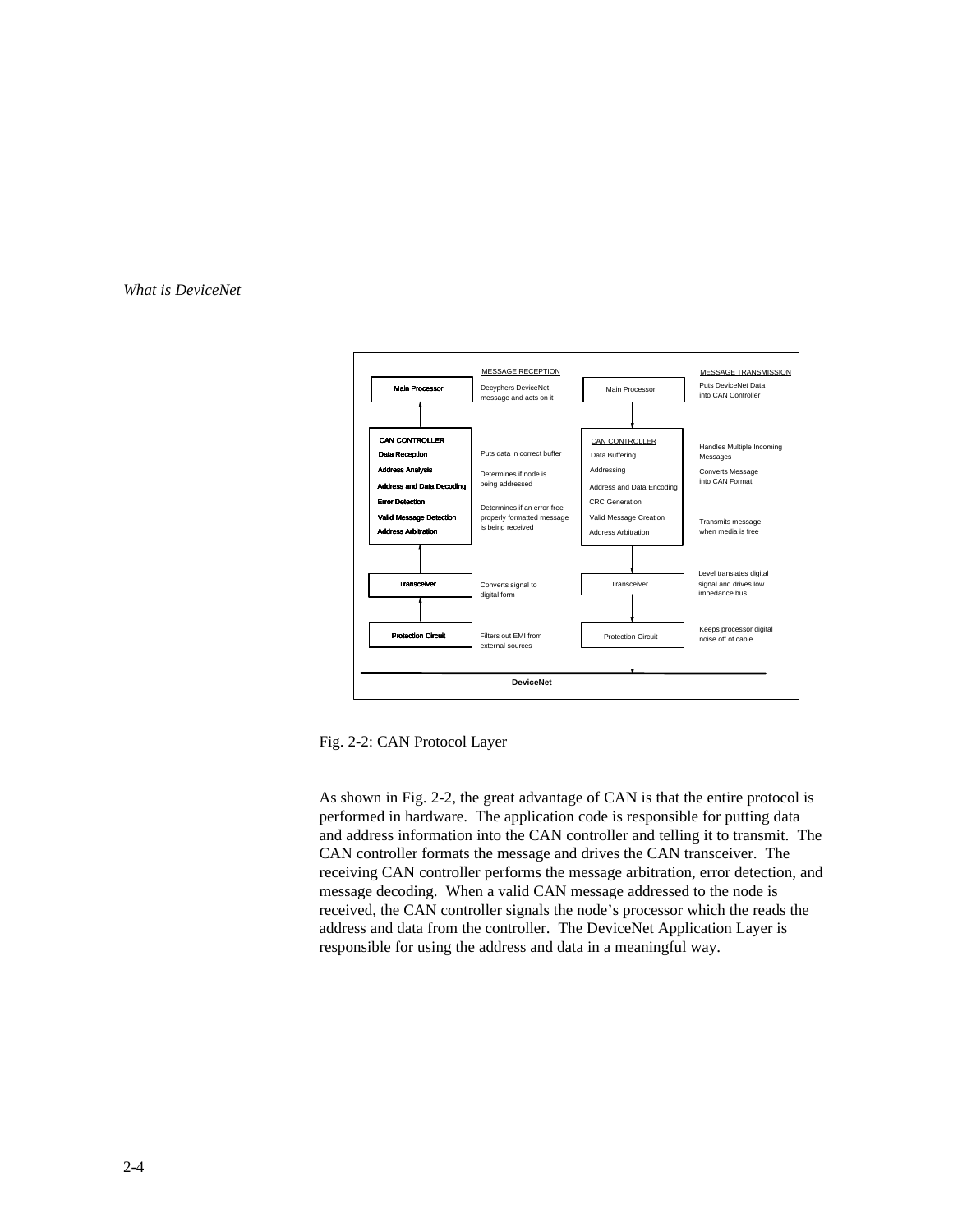| MESSAGE RECEPTION | | MESSAGE TRANSMISSION | |
|---|---|---|---|
| Main Processor | Decyphers DeviceNet message and acts on it | Main Processor | Puts DeviceNet Data into CAN Controller |
| CAN CONTROLLER | | CAN CONTROLLER | |
| Data Reception | Puts data in correct buffer | Data Buffering | Handles Multiple Incoming Messages |
| Address Analysis | Determines if node is being addressed | Addressing | Converts Message into CAN Format |
| Address and Data Decoding | | Address and Data Encoding | |
| Error Detection | Determines if an error-free properly formatted message is being received | CRC Generation | |
| Valid Message Detection | | Valid Message Creation | Transmits message when media is free |
| Address Arbitration | | Address Arbitration | |
| Transceiver | Converts signal to digital form | Transceiver | Level translates digital signal and drives low impedance bus |
| Protection Circuit | Filters out EMI from external sources | Protection Circuit | Keeps processor digital noise off of cable |

DeviceNet

Fig. 2-2: CAN Protocol Layer

As shown in Fig. 2-2, the great advantage of CAN is that the entire protocol is performed in hardware. The application code is responsible for putting data and address information into the CAN controller and telling it to transmit. The CAN controller formats the message and drives the CAN transceiver. The receiving CAN controller performs the message arbitration, error detection, and message decoding. When a valid CAN message addressed to the node is received, the CAN controller signals the node's processor which the reads the address and data from the controller. The DeviceNet Application Layer is responsible for using the address and data in a meaningful way.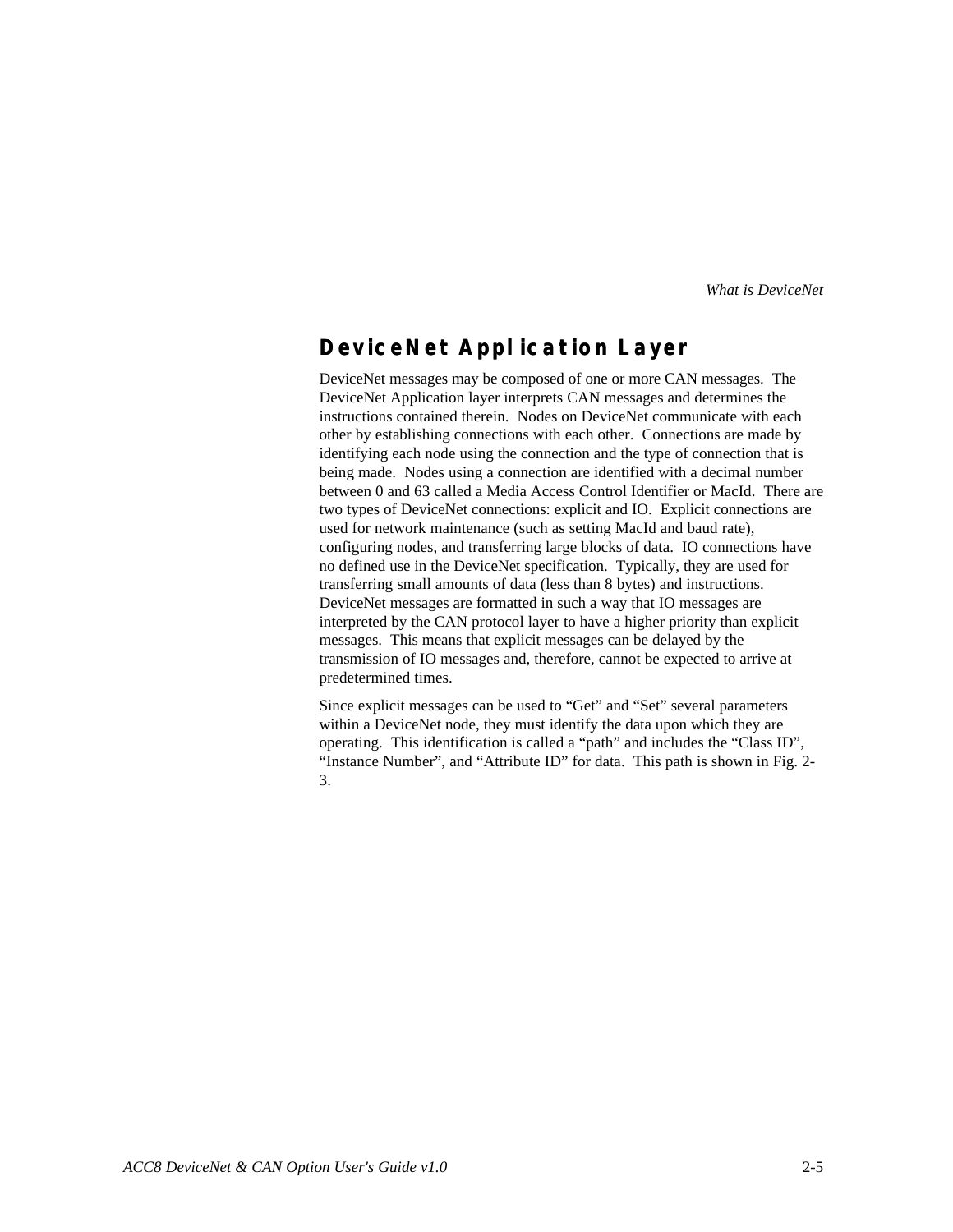## DeviceNet Application Layer

DeviceNet messages may be composed of one or more CAN messages. The DeviceNet Application layer interprets CAN messages and determines the instructions contained therein. Nodes on DeviceNet communicate with each other by establishing connections with each other. Connections are made by identifying each node using the connection and the type of connection that is being made. Nodes using a connection are identified with a decimal number between 0 and 63 called a Media Access Control Identifier or MacId. There are two types of DeviceNet connections: explicit and IO. Explicit connections are used for network maintenance (such as setting MacId and baud rate), configuring nodes, and transferring large blocks of data. IO connections have no defined use in the DeviceNet specification. Typically, they are used for transferring small amounts of data (less than 8 bytes) and instructions. DeviceNet messages are formatted in such a way that IO messages are interpreted by the CAN protocol layer to have a higher priority than explicit messages. This means that explicit messages can be delayed by the transmission of IO messages and, therefore, cannot be expected to arrive at predetermined times.

Since explicit messages can be used to "Get" and "Set" several parameters within a DeviceNet node, they must identify the data upon which they are operating. This identification is called a "path" and includes the "Class ID", "Instance Number", and "Attribute ID" for data. This path is shown in Fig. 2-3.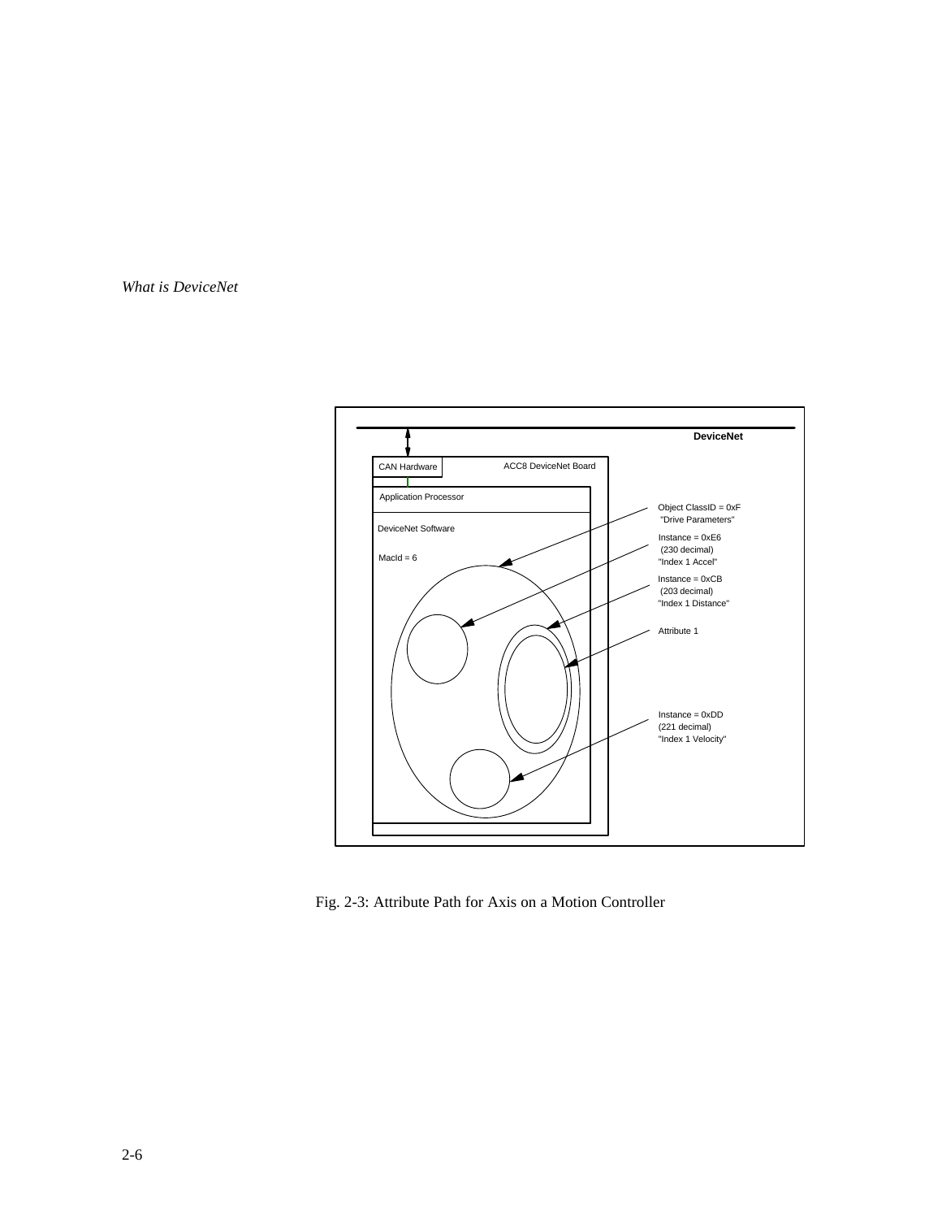DeviceNet

CAN Hardware

ACC8 DeviceNet Board

Application Processor

DeviceNet Software

MacId = 6

Object ClassID = 0xF
"Drive Parameters"

Instance = 0xE6
(230 decimal)
"Index 1 Accel"

Instance = 0xCB
(203 decimal)
"Index 1 Distance"

Attribute 1

Instance = 0xDD
(221 decimal)
"Index 1 Velocity"

Fig. 2-3: Attribute Path for Axis on a Motion Controller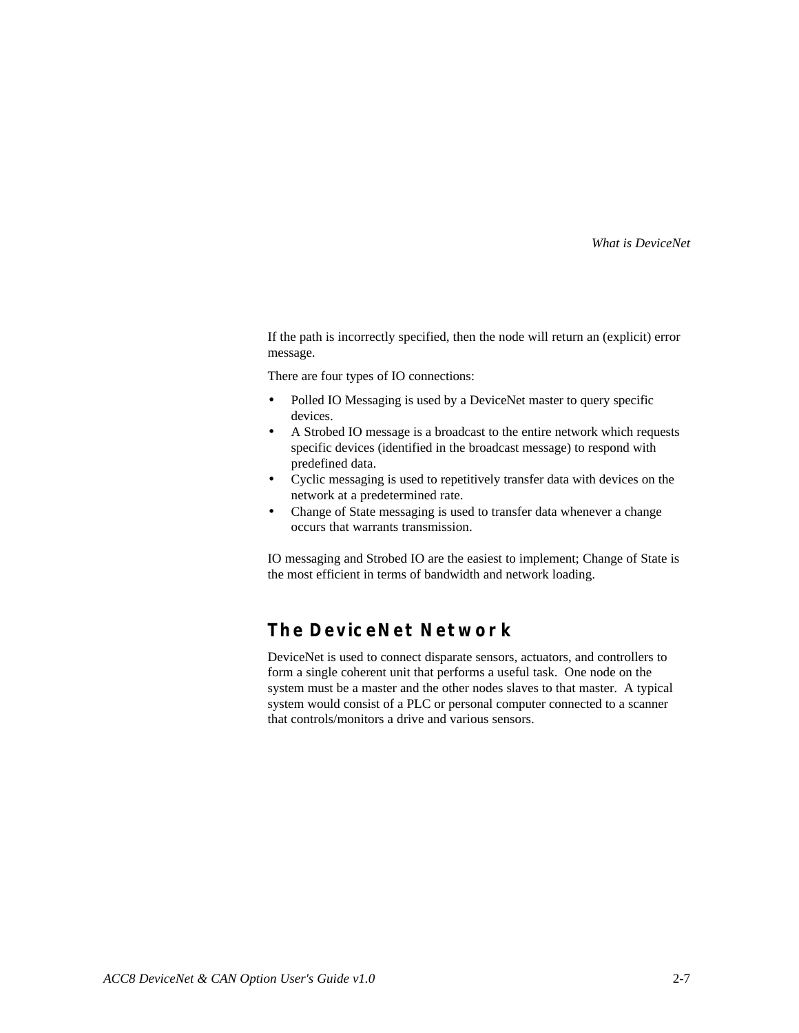If the path is incorrectly specified, then the node will return an (explicit) error message.

There are four types of IO connections:

- Polled IO Messaging is used by a DeviceNet master to query specific devices.
- A Strobed IO message is a broadcast to the entire network which requests specific devices (identified in the broadcast message) to respond with predefined data.
- Cyclic messaging is used to repetitively transfer data with devices on the network at a predetermined rate.
- Change of State messaging is used to transfer data whenever a change occurs that warrants transmission.

IO messaging and Strobed IO are the easiest to implement; Change of State is the most efficient in terms of bandwidth and network loading.

## The DeviceNet Network

DeviceNet is used to connect disparate sensors, actuators, and controllers to form a single coherent unit that performs a useful task.  One node on the system must be a master and the other nodes slaves to that master.  A typical system would consist of a PLC or personal computer connected to a scanner that controls/monitors a drive and various sensors.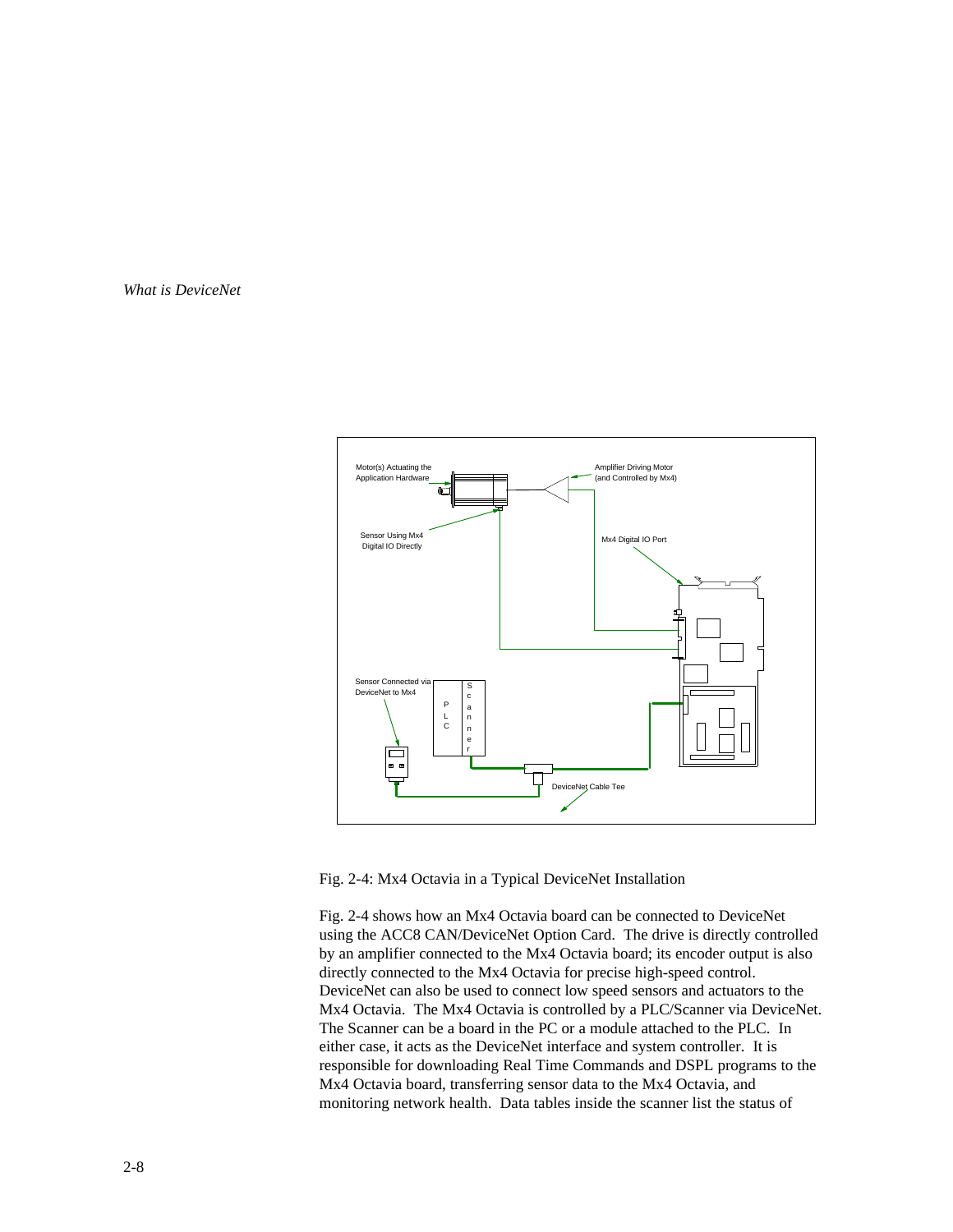Fig. 2-4: Mx4 Octavia in a Typical DeviceNet Installation

Fig. 2-4 shows how an Mx4 Octavia board can be connected to DeviceNet using the ACC8 CAN/DeviceNet Option Card. The drive is directly controlled by an amplifier connected to the Mx4 Octavia board; its encoder output is also directly connected to the Mx4 Octavia for precise high-speed control. DeviceNet can also be used to connect low speed sensors and actuators to the Mx4 Octavia. The Mx4 Octavia is controlled by a PLC/Scanner via DeviceNet. The Scanner can be a board in the PC or a module attached to the PLC. In either case, it acts as the DeviceNet interface and system controller. It is responsible for downloading Real Time Commands and DSPL programs to the Mx4 Octavia board, transferring sensor data to the Mx4 Octavia, and monitoring network health. Data tables inside the scanner list the status of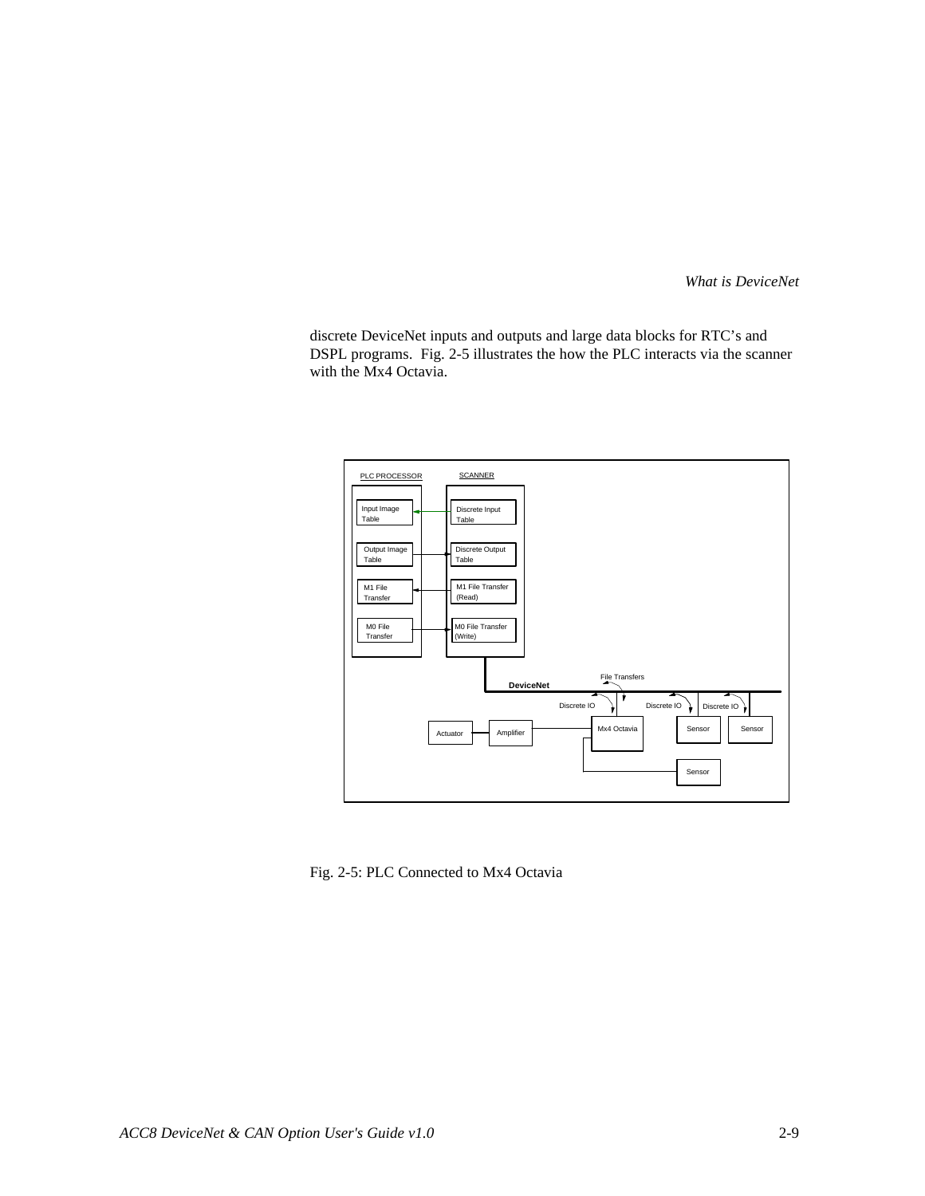discrete DeviceNet inputs and outputs and large data blocks for RTC's and DSPL programs.  Fig. 2-5 illustrates the how the PLC interacts via the scanner with the Mx4 Octavia.

Fig. 2-5: PLC Connected to Mx4 Octavia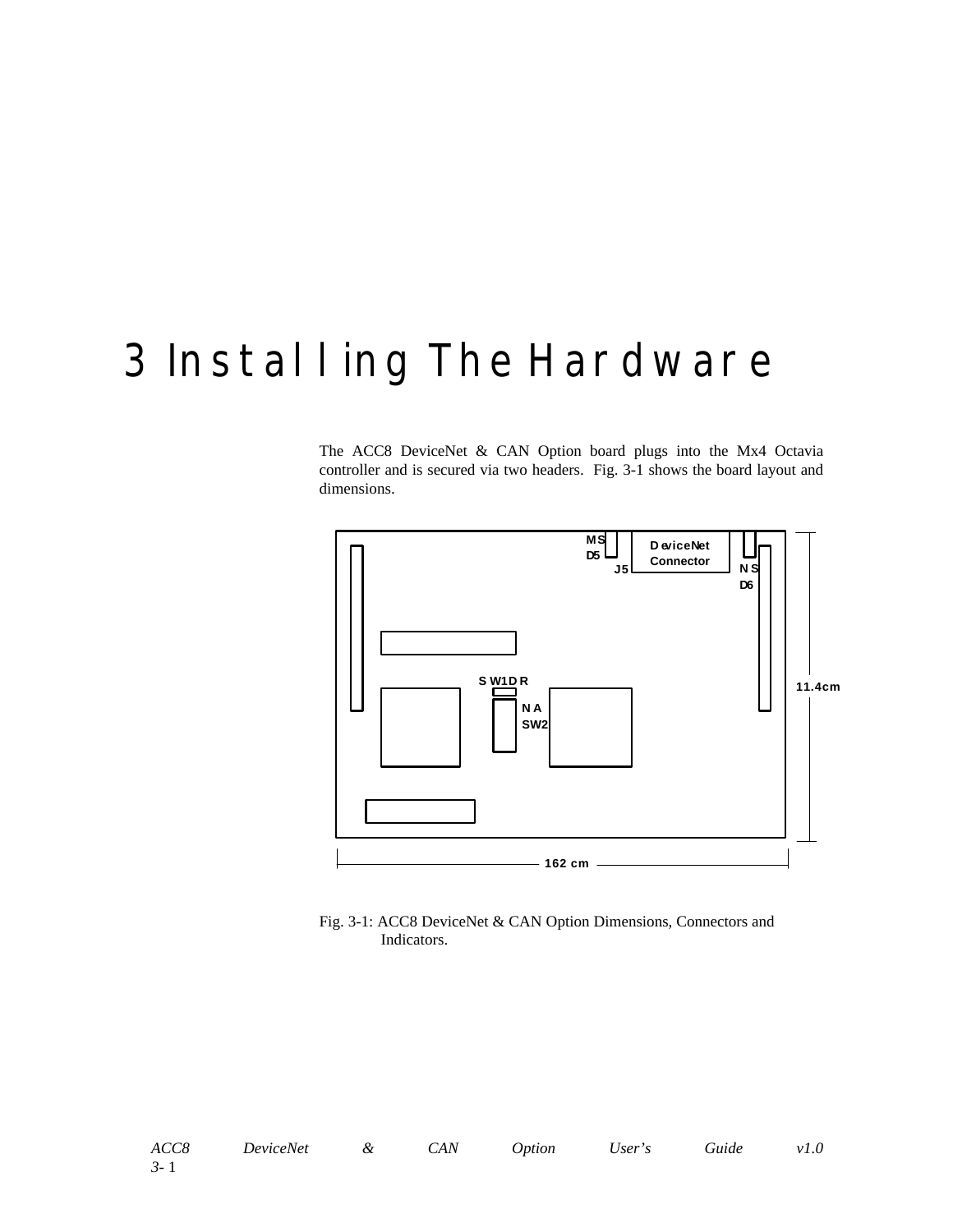# 3 Installing The Hardware

The ACC8 DeviceNet & CAN Option board plugs into the Mx4 Octavia controller and is secured via two headers. Fig. 3-1 shows the board layout and dimensions.

Fig. 3-1: ACC8 DeviceNet & CAN Option Dimensions, Connectors and Indicators.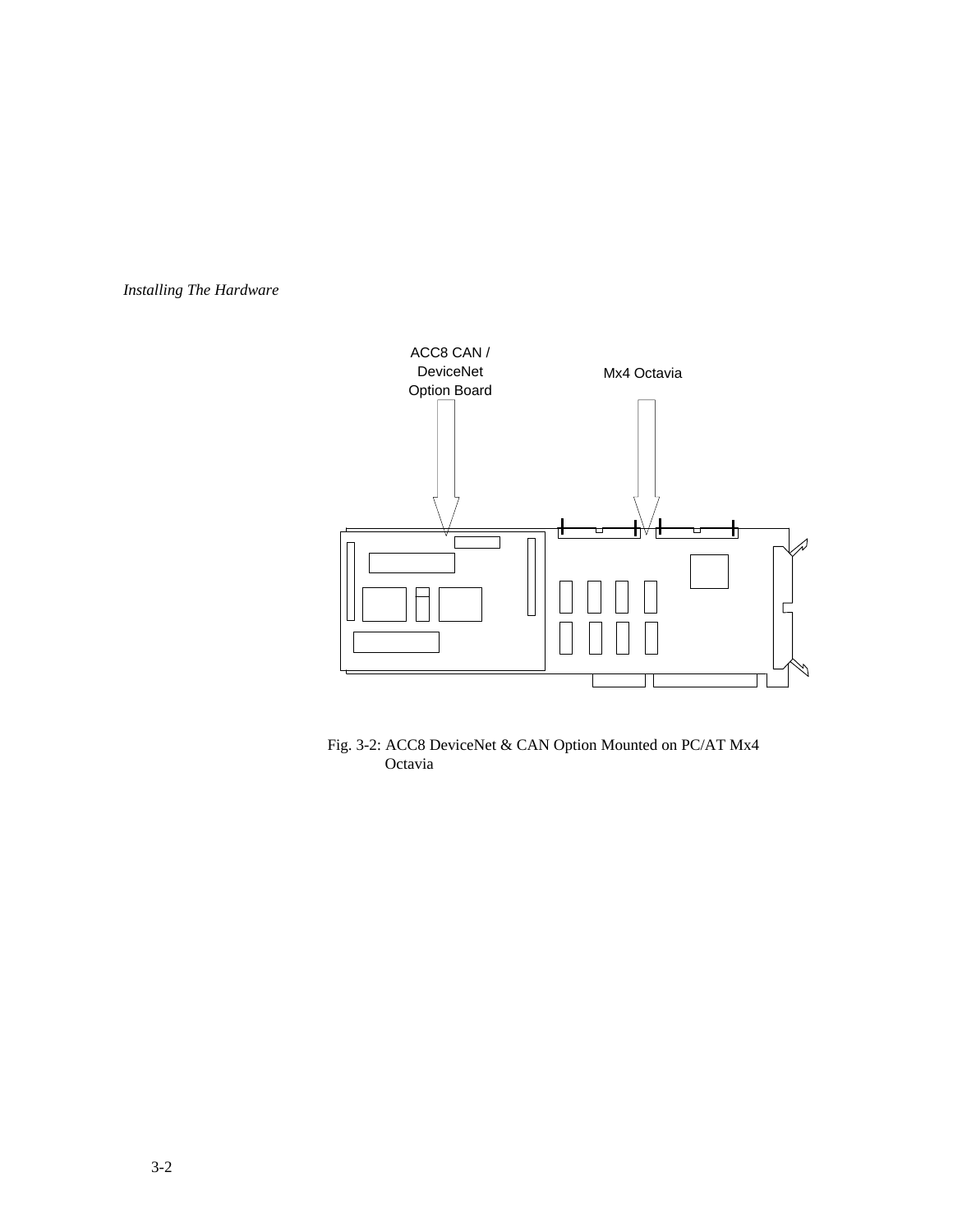ACC8 CAN / DeviceNet Option Board

Mx4 Octavia

Fig. 3-2: ACC8 DeviceNet & CAN Option Mounted on PC/AT Mx4 Octavia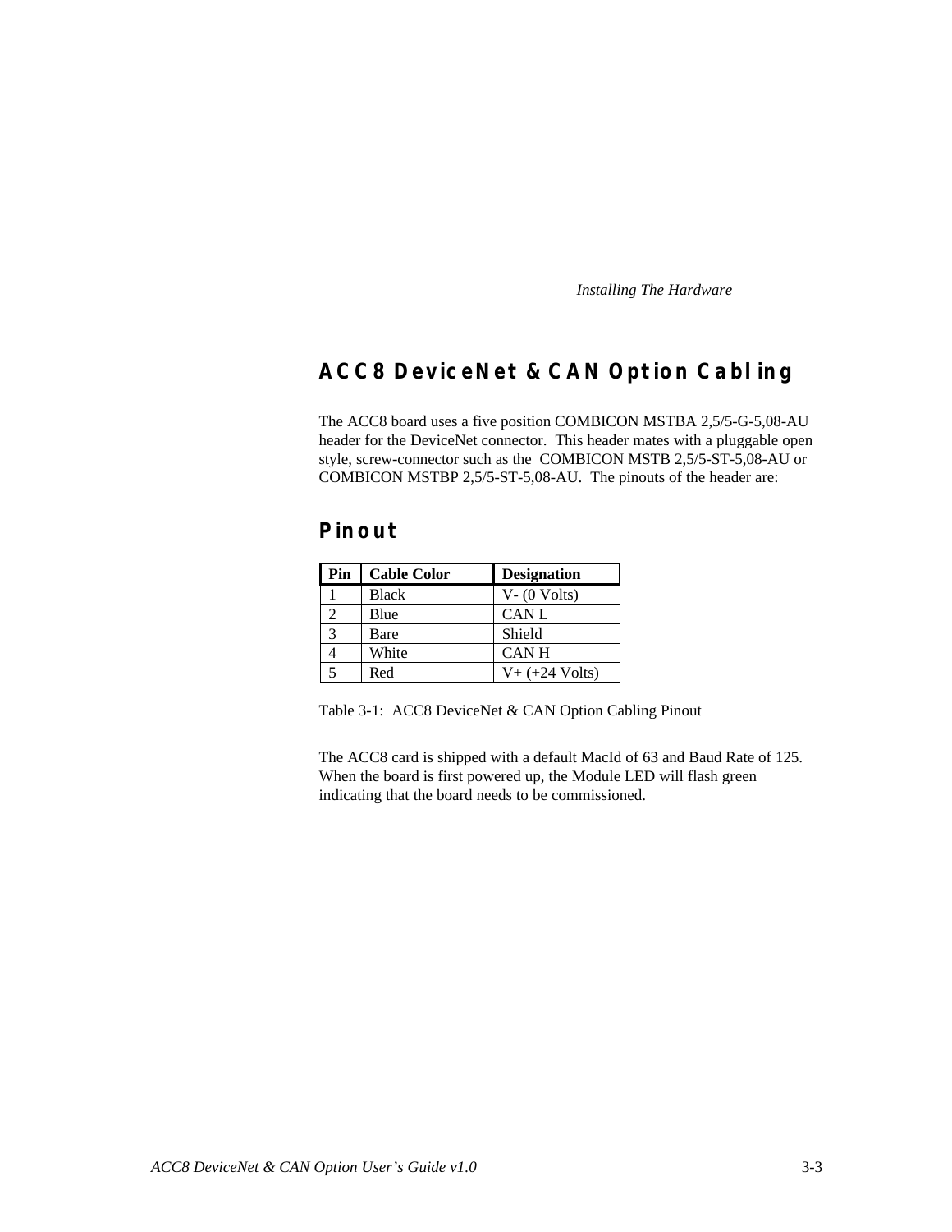## ACC8 DeviceNet & CAN Option Cabling

The ACC8 board uses a five position COMBICON MSTBA 2,5/5-G-5,08-AU header for the DeviceNet connector. This header mates with a pluggable open style, screw-connector such as the COMBICON MSTB 2,5/5-ST-5,08-AU or COMBICON MSTBP 2,5/5-ST-5,08-AU. The pinouts of the header are:

### Pinout

| Pin | Cable Color | Designation |
|---|---|---|
| 1 | Black | V- (0 Volts) |
| 2 | Blue | CAN L |
| 3 | Bare | Shield |
| 4 | White | CAN H |
| 5 | Red | V+ (+24 Volts) |

Table 3-1: ACC8 DeviceNet & CAN Option Cabling Pinout

The ACC8 card is shipped with a default MacId of 63 and Baud Rate of 125. When the board is first powered up, the Module LED will flash green indicating that the board needs to be commissioned.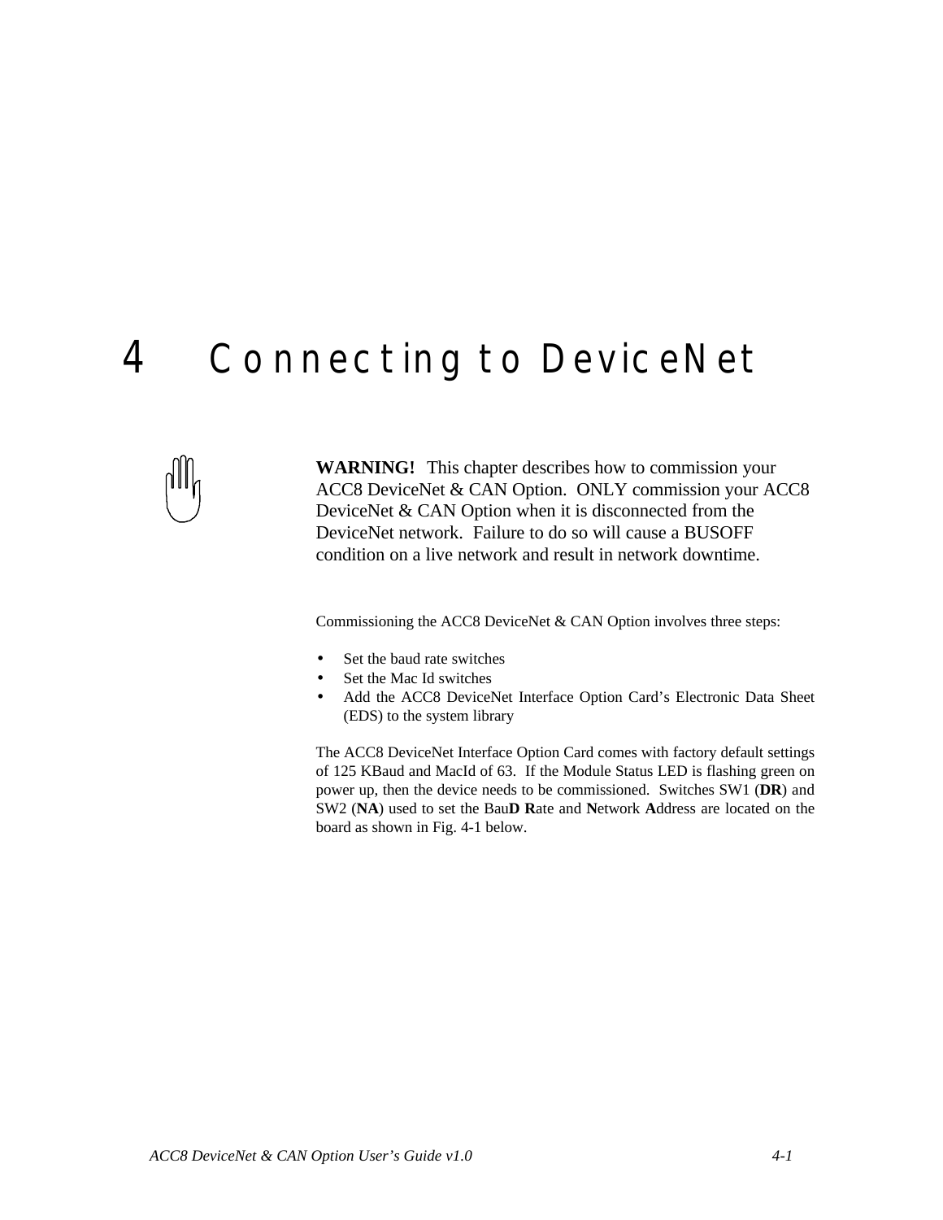# 4 Connecting to DeviceNet

**WARNING!** This chapter describes how to commission your ACC8 DeviceNet & CAN Option. ONLY commission your ACC8 DeviceNet & CAN Option when it is disconnected from the DeviceNet network. Failure to do so will cause a BUSOFF condition on a live network and result in network downtime.

Commissioning the ACC8 DeviceNet & CAN Option involves three steps:

- Set the baud rate switches
- Set the Mac Id switches
- Add the ACC8 DeviceNet Interface Option Card's Electronic Data Sheet (EDS) to the system library

The ACC8 DeviceNet Interface Option Card comes with factory default settings of 125 KBaud and MacId of 63. If the Module Status LED is flashing green on power up, then the device needs to be commissioned. Switches SW1 (**DR**) and SW2 (**NA**) used to set the Bau**D R**ate and **N**etwork **A**ddress are located on the board as shown in Fig. 4-1 below.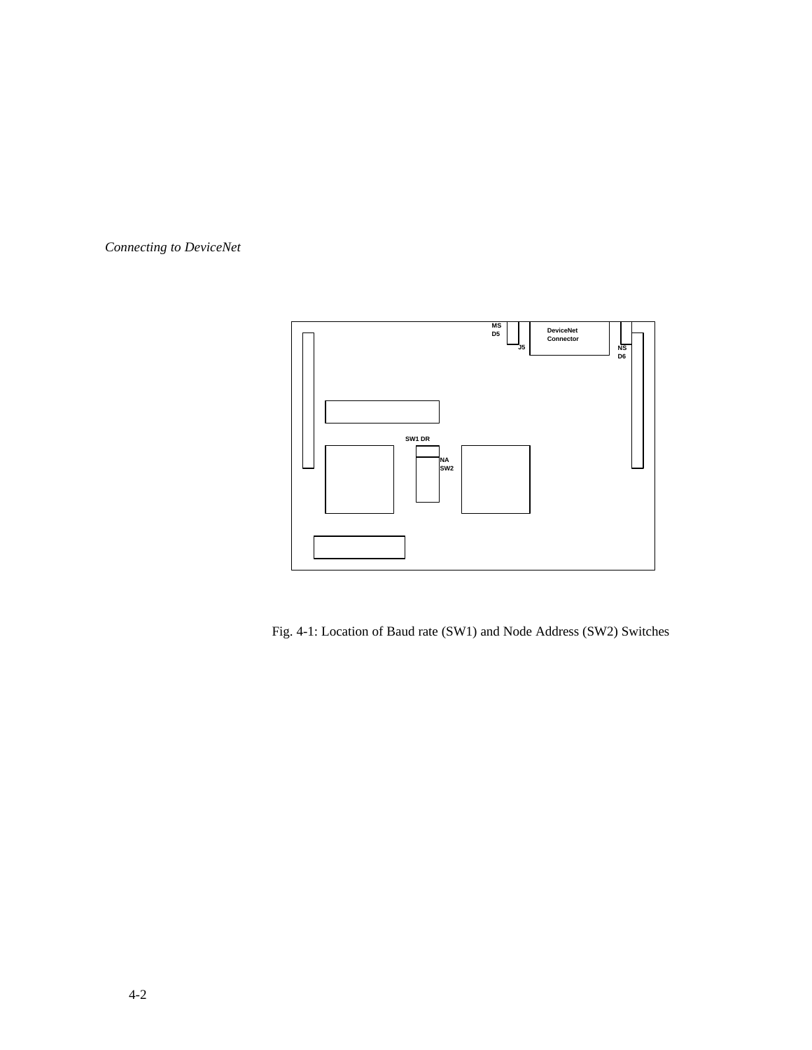MS
D5

J5

DeviceNet
Connector

NS
D6

SW1 DR

NA
SW2

Fig. 4-1: Location of Baud rate (SW1) and Node Address (SW2) Switches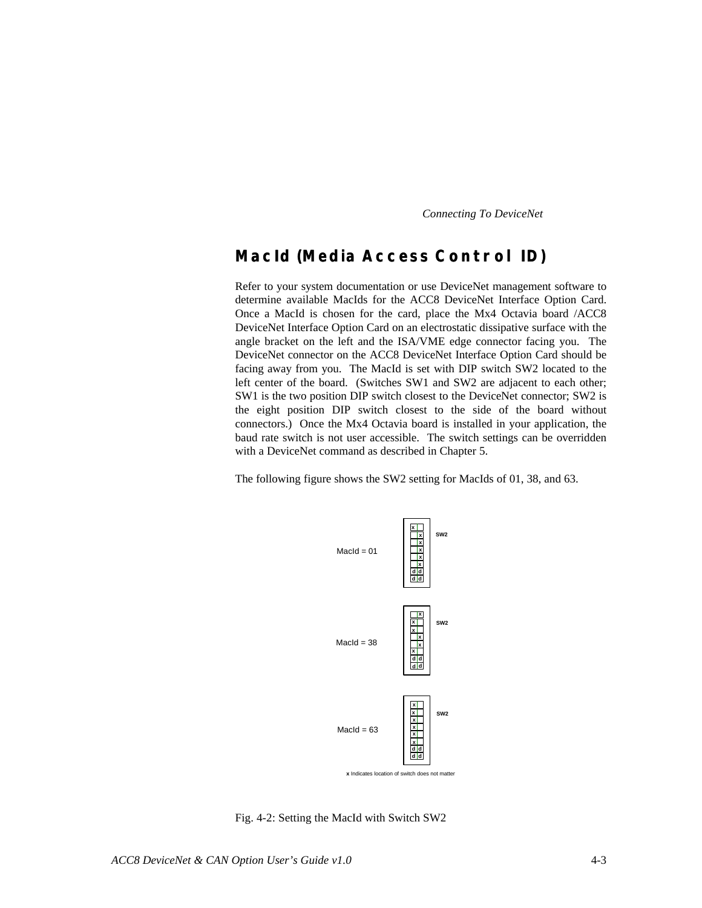## MacId (Media Access Control ID)

Refer to your system documentation or use DeviceNet management software to determine available MacIds for the ACC8 DeviceNet Interface Option Card. Once a MacId is chosen for the card, place the Mx4 Octavia board /ACC8 DeviceNet Interface Option Card on an electrostatic dissipative surface with the angle bracket on the left and the ISA/VME edge connector facing you. The DeviceNet connector on the ACC8 DeviceNet Interface Option Card should be facing away from you. The MacId is set with DIP switch SW2 located to the left center of the board. (Switches SW1 and SW2 are adjacent to each other; SW1 is the two position DIP switch closest to the DeviceNet connector; SW2 is the eight position DIP switch closest to the side of the board without connectors.) Once the Mx4 Octavia board is installed in your application, the baud rate switch is not user accessible. The switch settings can be overridden with a DeviceNet command as described in Chapter 5.

The following figure shows the SW2 setting for MacIds of 01, 38, and 63.

MacId = 01 — SW2

MacId = 38 — SW2

MacId = 63 — SW2

**x** Indicates location of switch does not matter

Fig. 4-2: Setting the MacId with Switch SW2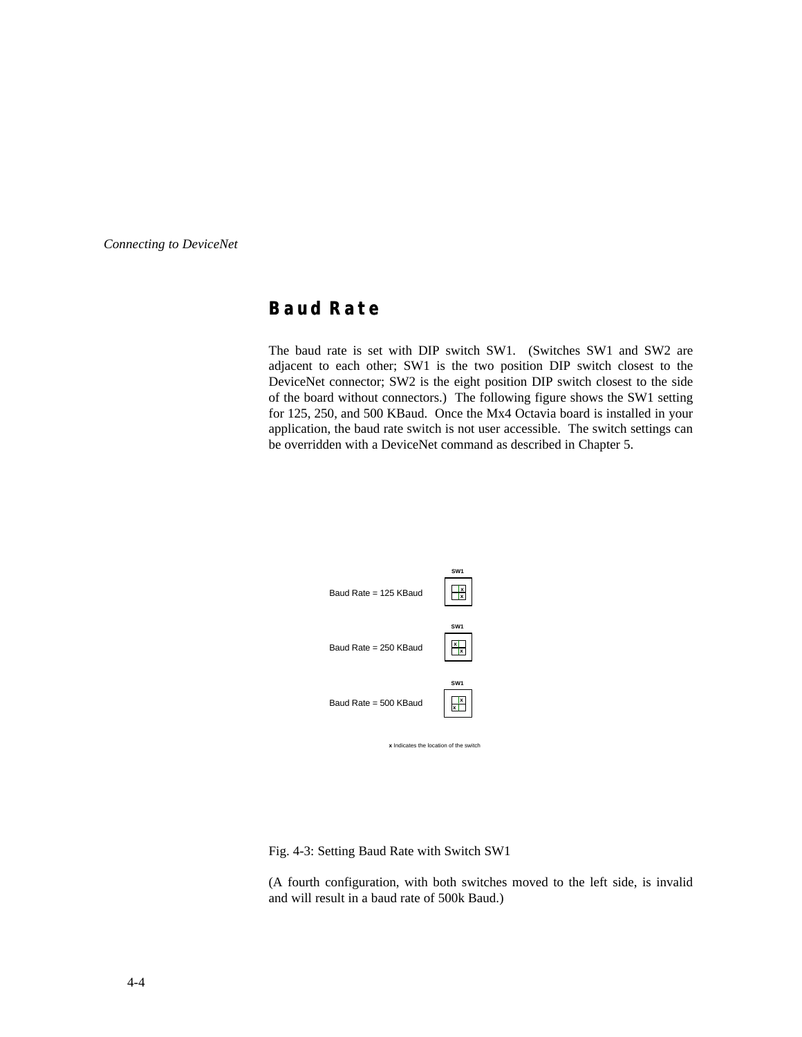## Baud Rate

The baud rate is set with DIP switch SW1. (Switches SW1 and SW2 are adjacent to each other; SW1 is the two position DIP switch closest to the DeviceNet connector; SW2 is the eight position DIP switch closest to the side of the board without connectors.) The following figure shows the SW1 setting for 125, 250, and 500 KBaud. Once the Mx4 Octavia board is installed in your application, the baud rate switch is not user accessible. The switch settings can be overridden with a DeviceNet command as described in Chapter 5.

Baud Rate = 125 KBaud — SW1

Baud Rate = 250 KBaud — SW1

Baud Rate = 500 KBaud — SW1

**x** Indicates the location of the switch

Fig. 4-3: Setting Baud Rate with Switch SW1

(A fourth configuration, with both switches moved to the left side, is invalid and will result in a baud rate of 500k Baud.)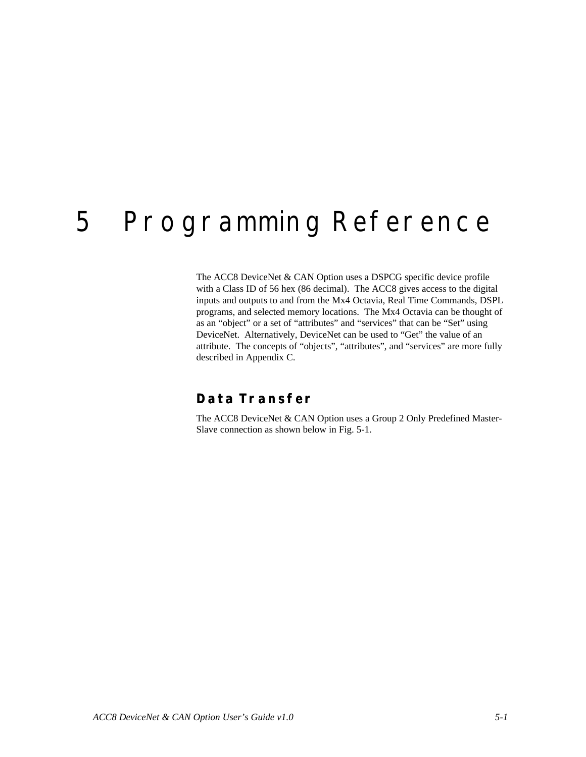# 5 Programming Reference

The ACC8 DeviceNet & CAN Option uses a DSPCG specific device profile with a Class ID of 56 hex (86 decimal). The ACC8 gives access to the digital inputs and outputs to and from the Mx4 Octavia, Real Time Commands, DSPL programs, and selected memory locations. The Mx4 Octavia can be thought of as an “object” or a set of “attributes” and “services” that can be “Set” using DeviceNet. Alternatively, DeviceNet can be used to “Get” the value of an attribute. The concepts of “objects”, “attributes”, and “services” are more fully described in Appendix C.

## Data Transfer

The ACC8 DeviceNet & CAN Option uses a Group 2 Only Predefined Master-Slave connection as shown below in Fig. 5-1.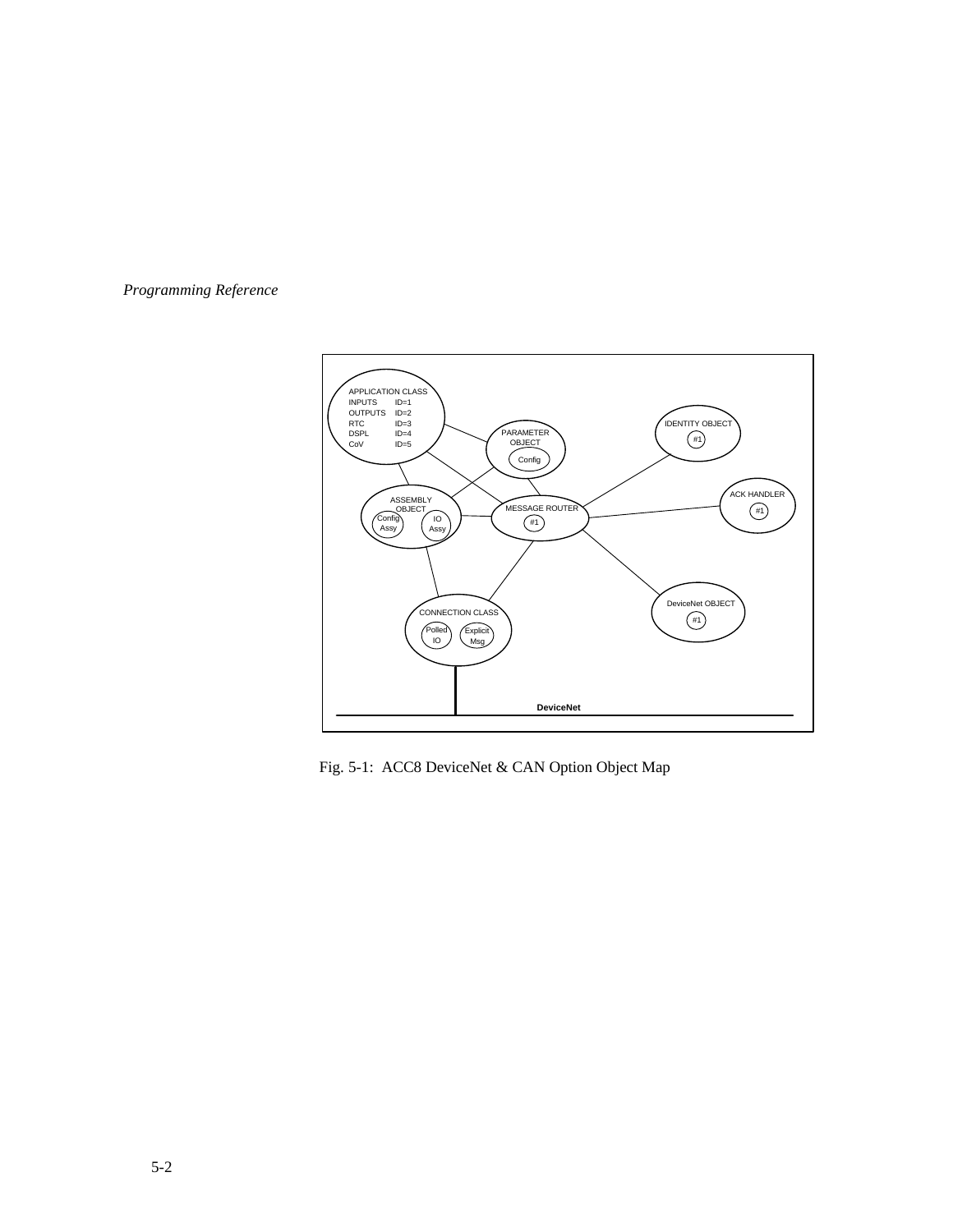Fig. 5-1: ACC8 DeviceNet & CAN Option Object Map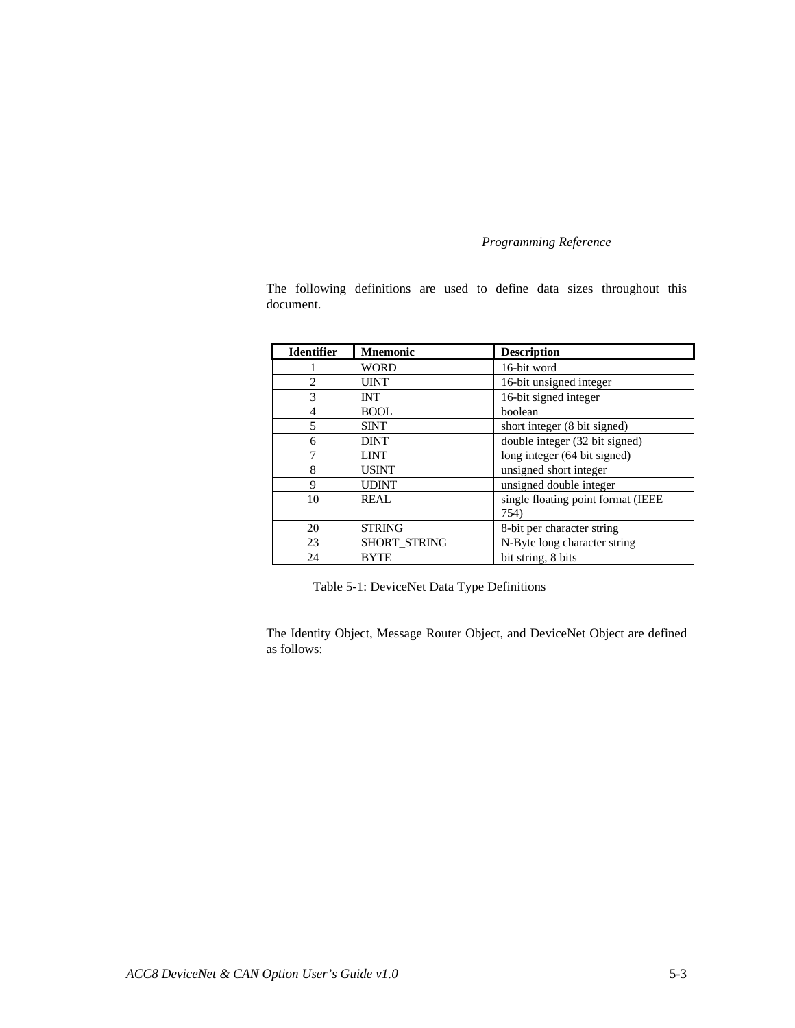The following definitions are used to define data sizes throughout this document.

| Identifier | Mnemonic | Description |
|---|---|---|
| 1 | WORD | 16-bit word |
| 2 | UINT | 16-bit unsigned integer |
| 3 | INT | 16-bit signed integer |
| 4 | BOOL | boolean |
| 5 | SINT | short integer (8 bit signed) |
| 6 | DINT | double integer (32 bit signed) |
| 7 | LINT | long integer (64 bit signed) |
| 8 | USINT | unsigned short integer |
| 9 | UDINT | unsigned double integer |
| 10 | REAL | single floating point format (IEEE 754) |
| 20 | STRING | 8-bit per character string |
| 23 | SHORT_STRING | N-Byte long character string |
| 24 | BYTE | bit string, 8 bits |

Table 5-1: DeviceNet Data Type Definitions

The Identity Object, Message Router Object, and DeviceNet Object are defined as follows: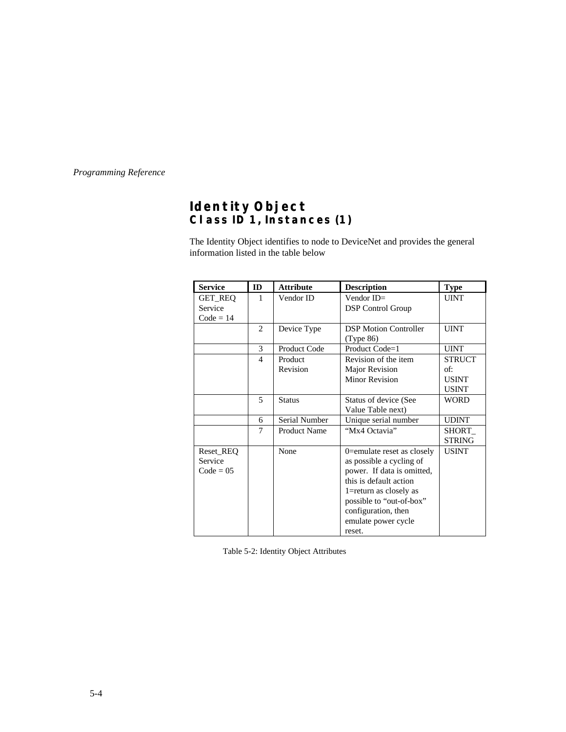## Identity Object
### Class ID 1, Instances (1)

The Identity Object identifies to node to DeviceNet and provides the general information listed in the table below

| Service | ID | Attribute | Description | Type |
|---|---|---|---|---|
| GET_REQ Service Code = 14 | 1 | Vendor ID | Vendor ID= DSP Control Group | UINT |
| | 2 | Device Type | DSP Motion Controller (Type 86) | UINT |
| | 3 | Product Code | Product Code=1 | UINT |
| | 4 | Product Revision | Revision of the item Major Revision Minor Revision | STRUCT of: USINT USINT |
| | 5 | Status | Status of device (See Value Table next) | WORD |
| | 6 | Serial Number | Unique serial number | UDINT |
| | 7 | Product Name | "Mx4 Octavia" | SHORT_ STRING |
| Reset_REQ Service Code = 05 | | None | 0=emulate reset as closely as possible a cycling of power. If data is omitted, this is default action 1=return as closely as possible to "out-of-box" configuration, then emulate power cycle reset. | USINT |

Table 5-2: Identity Object Attributes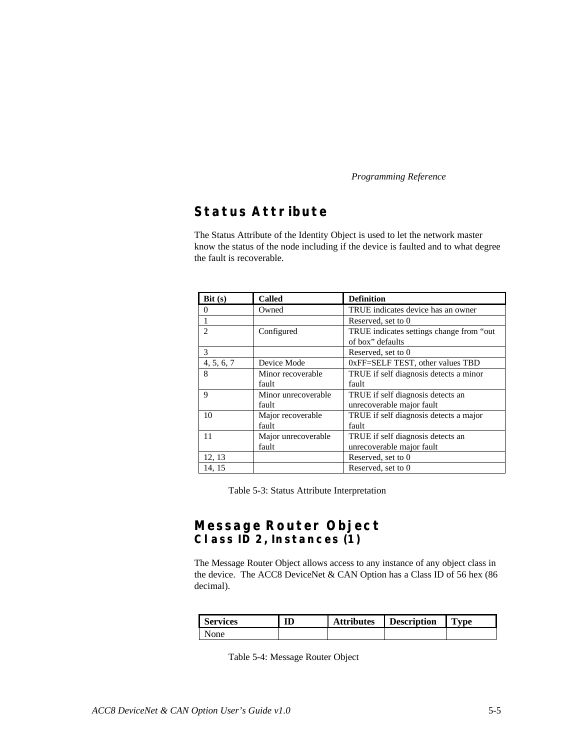## Status Attribute

The Status Attribute of the Identity Object is used to let the network master know the status of the node including if the device is faulted and to what degree the fault is recoverable.

| Bit (s) | Called | Definition |
| --- | --- | --- |
| 0 | Owned | TRUE indicates device has an owner |
| 1 | | Reserved, set to 0 |
| 2 | Configured | TRUE indicates settings change from “out of box” defaults |
| 3 | | Reserved, set to 0 |
| 4, 5, 6, 7 | Device Mode | 0xFF=SELF TEST, other values TBD |
| 8 | Minor recoverable fault | TRUE if self diagnosis detects a minor fault |
| 9 | Minor unrecoverable fault | TRUE if self diagnosis detects an unrecoverable major fault |
| 10 | Major recoverable fault | TRUE if self diagnosis detects a major fault |
| 11 | Major unrecoverable fault | TRUE if self diagnosis detects an unrecoverable major fault |
| 12, 13 | | Reserved, set to 0 |
| 14, 15 | | Reserved, set to 0 |

Table 5-3: Status Attribute Interpretation

## Message Router Object
### Class ID 2, Instances (1)

The Message Router Object allows access to any instance of any object class in the device. The ACC8 DeviceNet & CAN Option has a Class ID of 56 hex (86 decimal).

| Services | ID | Attributes | Description | Type |
| --- | --- | --- | --- | --- |
| None | | | | |

Table 5-4: Message Router Object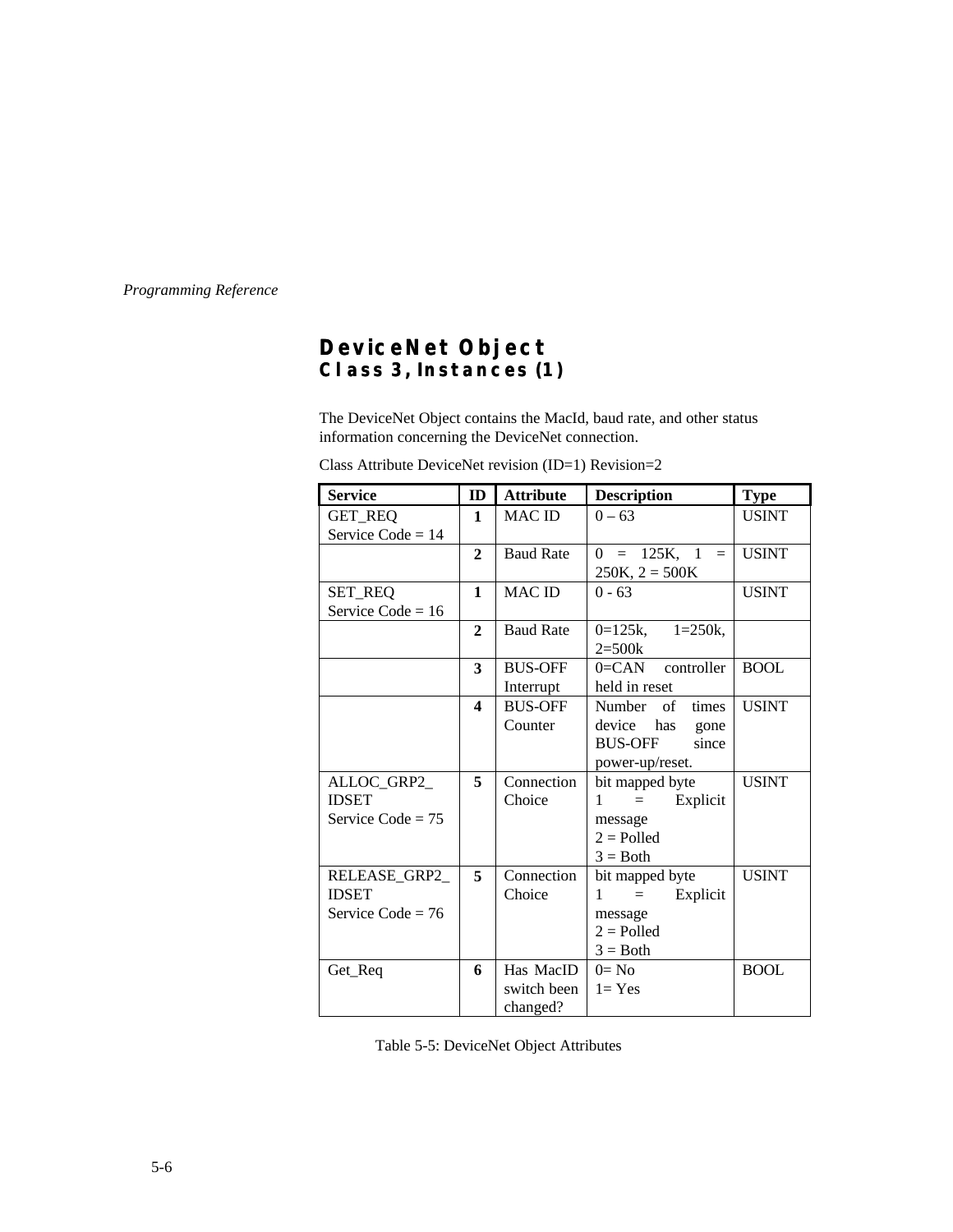## DeviceNet Object
### Class 3, Instances (1)

The DeviceNet Object contains the MacId, baud rate, and other status information concerning the DeviceNet connection.

Class Attribute DeviceNet revision (ID=1) Revision=2

| Service | ID | Attribute | Description | Type |
|---|---|---|---|---|
| GET_REQ<br>Service Code = 14 | 1 | MAC ID | 0 – 63 | USINT |
| | 2 | Baud Rate | 0 = 125K, 1 = 250K, 2 = 500K | USINT |
| SET_REQ<br>Service Code = 16 | 1 | MAC ID | 0 - 63 | USINT |
| | 2 | Baud Rate | 0=125k, 1=250k, 2=500k | |
| | 3 | BUS-OFF Interrupt | 0=CAN controller held in reset | BOOL |
| | 4 | BUS-OFF Counter | Number of times device has gone BUS-OFF since power-up/reset. | USINT |
| ALLOC_GRP2_ IDSET<br>Service Code = 75 | 5 | Connection Choice | bit mapped byte<br>1 = Explicit message<br>2 = Polled<br>3 = Both | USINT |
| RELEASE_GRP2_ IDSET<br>Service Code = 76 | 5 | Connection Choice | bit mapped byte<br>1 = Explicit message<br>2 = Polled<br>3 = Both | USINT |
| Get_Req | 6 | Has MacID switch been changed? | 0= No<br>1= Yes | BOOL |

Table 5-5: DeviceNet Object Attributes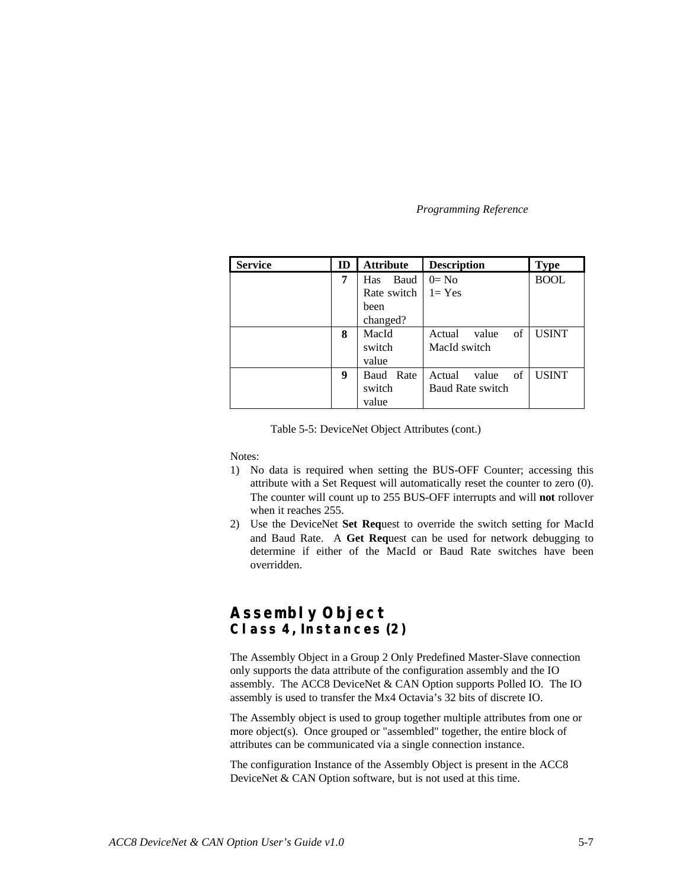| Service | ID | Attribute | Description | Type |
|---|---|---|---|---|
| | **7** | Has Baud Rate switch been changed? | 0= No<br>1= Yes | BOOL |
| | **8** | MacId switch value | Actual value of MacId switch | USINT |
| | **9** | Baud Rate switch value | Actual value of Baud Rate switch | USINT |

Table 5-5: DeviceNet Object Attributes (cont.)

Notes:

1) No data is required when setting the BUS-OFF Counter; accessing this attribute with a Set Request will automatically reset the counter to zero (0). The counter will count up to 255 BUS-OFF interrupts and will **not** rollover when it reaches 255.
2) Use the DeviceNet **Set Req**uest to override the switch setting for MacId and Baud Rate. A **Get Req**uest can be used for network debugging to determine if either of the MacId or Baud Rate switches have been overridden.

## Assembly Object

### Class 4, Instances (2)

The Assembly Object in a Group 2 Only Predefined Master-Slave connection only supports the data attribute of the configuration assembly and the IO assembly. The ACC8 DeviceNet & CAN Option supports Polled IO. The IO assembly is used to transfer the Mx4 Octavia's 32 bits of discrete IO.

The Assembly object is used to group together multiple attributes from one or more object(s). Once grouped or "assembled" together, the entire block of attributes can be communicated via a single connection instance.

The configuration Instance of the Assembly Object is present in the ACC8 DeviceNet & CAN Option software, but is not used at this time.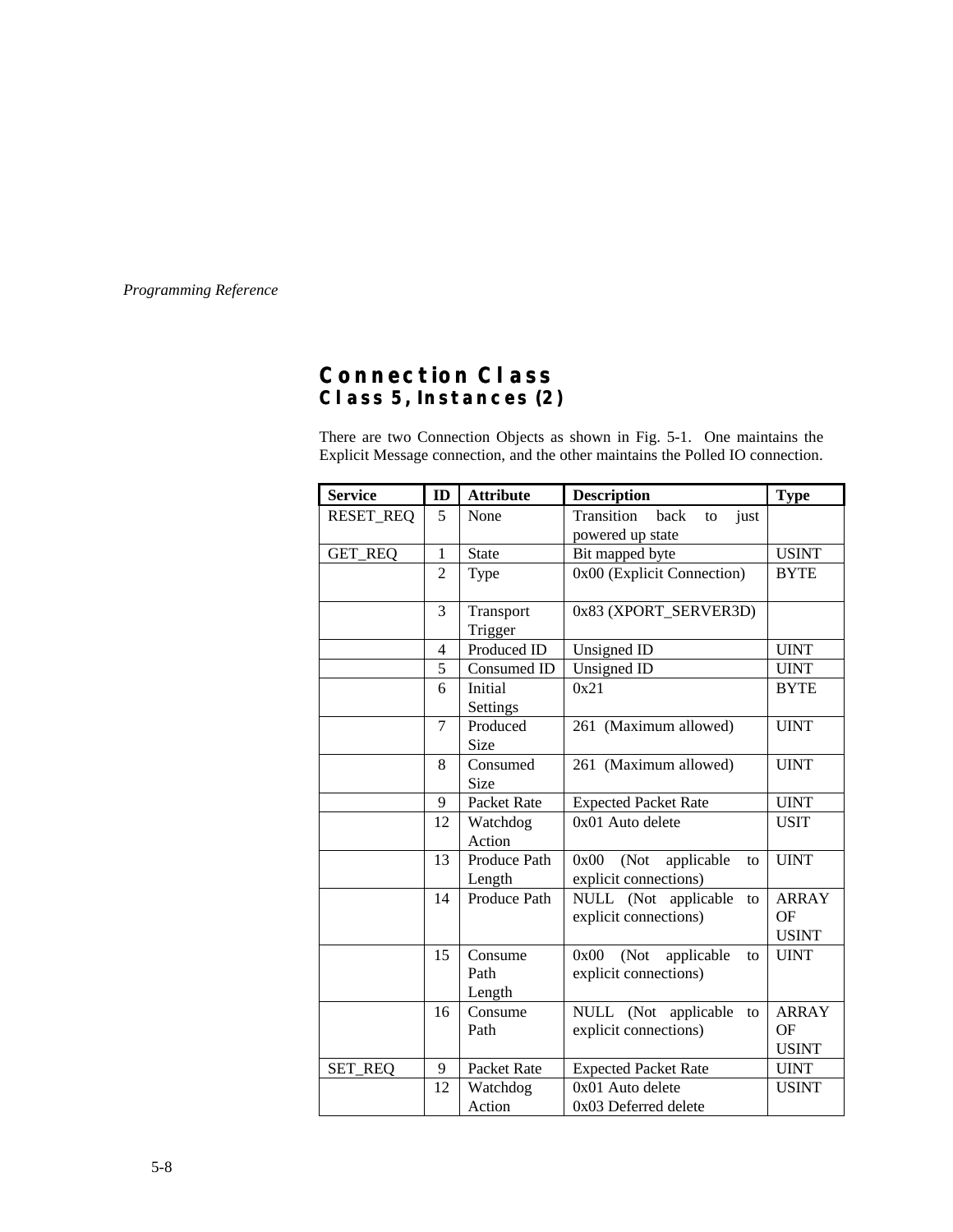## Connection Class

### Class 5, Instances (2)

There are two Connection Objects as shown in Fig. 5-1. One maintains the Explicit Message connection, and the other maintains the Polled IO connection.

| Service | ID | Attribute | Description | Type |
|---|---|---|---|---|
| RESET_REQ | 5 | None | Transition back to just powered up state | |
| GET_REQ | 1 | State | Bit mapped byte | USINT |
| | 2 | Type | 0x00 (Explicit Connection) | BYTE |
| | 3 | Transport Trigger | 0x83 (XPORT_SERVER3D) | |
| | 4 | Produced ID | Unsigned ID | UINT |
| | 5 | Consumed ID | Unsigned ID | UINT |
| | 6 | Initial Settings | 0x21 | BYTE |
| | 7 | Produced Size | 261 (Maximum allowed) | UINT |
| | 8 | Consumed Size | 261 (Maximum allowed) | UINT |
| | 9 | Packet Rate | Expected Packet Rate | UINT |
| | 12 | Watchdog Action | 0x01 Auto delete | USIT |
| | 13 | Produce Path Length | 0x00 (Not applicable to explicit connections) | UINT |
| | 14 | Produce Path | NULL (Not applicable to explicit connections) | ARRAY OF USINT |
| | 15 | Consume Path Length | 0x00 (Not applicable to explicit connections) | UINT |
| | 16 | Consume Path | NULL (Not applicable to explicit connections) | ARRAY OF USINT |
| SET_REQ | 9 | Packet Rate | Expected Packet Rate | UINT |
| | 12 | Watchdog Action | 0x01 Auto delete<br>0x03 Deferred delete | USINT |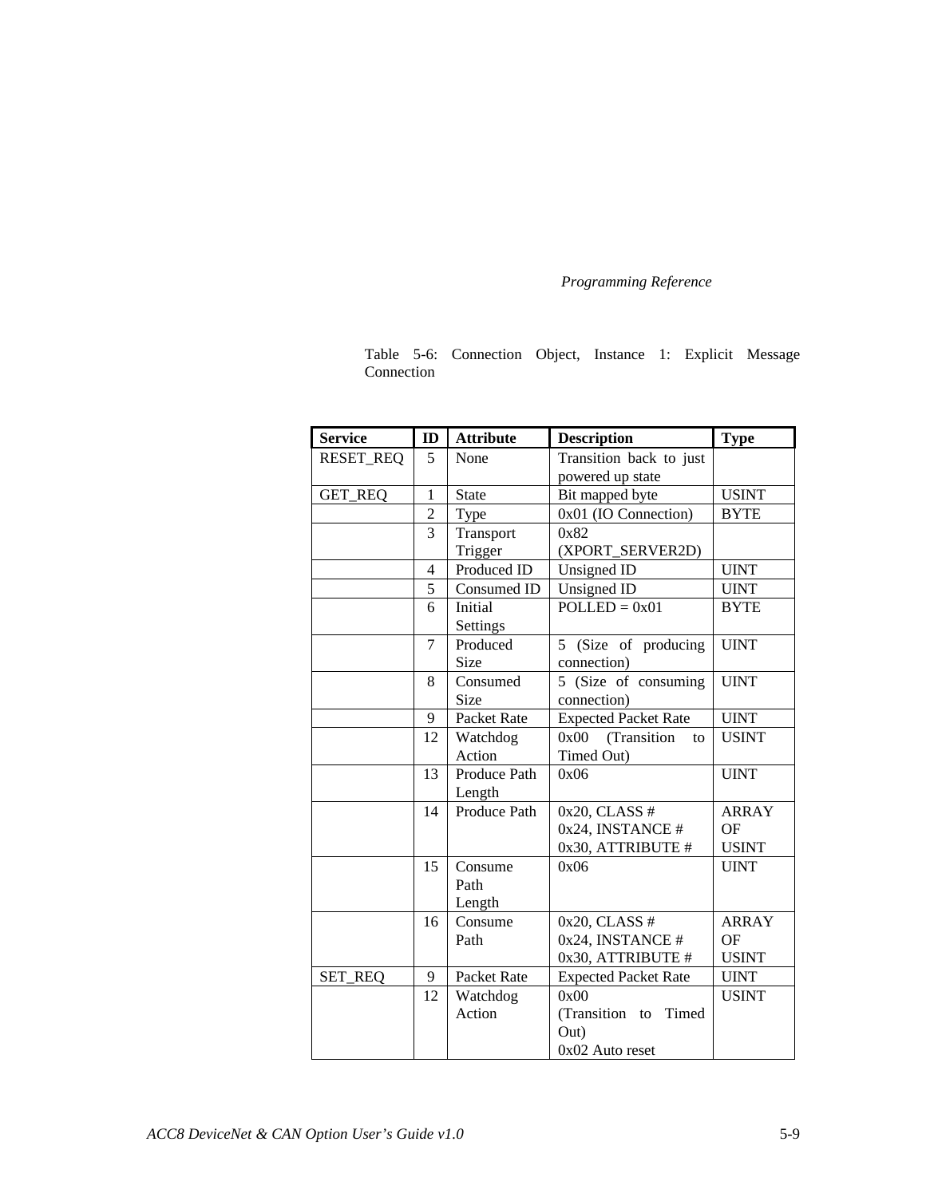Table 5-6: Connection Object, Instance 1: Explicit Message Connection

| Service | ID | Attribute | Description | Type |
|---|---|---|---|---|
| RESET_REQ | 5 | None | Transition back to just powered up state | |
| GET_REQ | 1 | State | Bit mapped byte | USINT |
| | 2 | Type | 0x01 (IO Connection) | BYTE |
| | 3 | Transport Trigger | 0x82 (XPORT_SERVER2D) | |
| | 4 | Produced ID | Unsigned ID | UINT |
| | 5 | Consumed ID | Unsigned ID | UINT |
| | 6 | Initial Settings | POLLED = 0x01 | BYTE |
| | 7 | Produced Size | 5 (Size of producing connection) | UINT |
| | 8 | Consumed Size | 5 (Size of consuming connection) | UINT |
| | 9 | Packet Rate | Expected Packet Rate | UINT |
| | 12 | Watchdog Action | 0x00 (Transition to Timed Out) | USINT |
| | 13 | Produce Path Length | 0x06 | UINT |
| | 14 | Produce Path | 0x20, CLASS # 0x24, INSTANCE # 0x30, ATTRIBUTE # | ARRAY OF USINT |
| | 15 | Consume Path Length | 0x06 | UINT |
| | 16 | Consume Path | 0x20, CLASS # 0x24, INSTANCE # 0x30, ATTRIBUTE # | ARRAY OF USINT |
| SET_REQ | 9 | Packet Rate | Expected Packet Rate | UINT |
| | 12 | Watchdog Action | 0x00 (Transition to Timed Out) 0x02 Auto reset | USINT |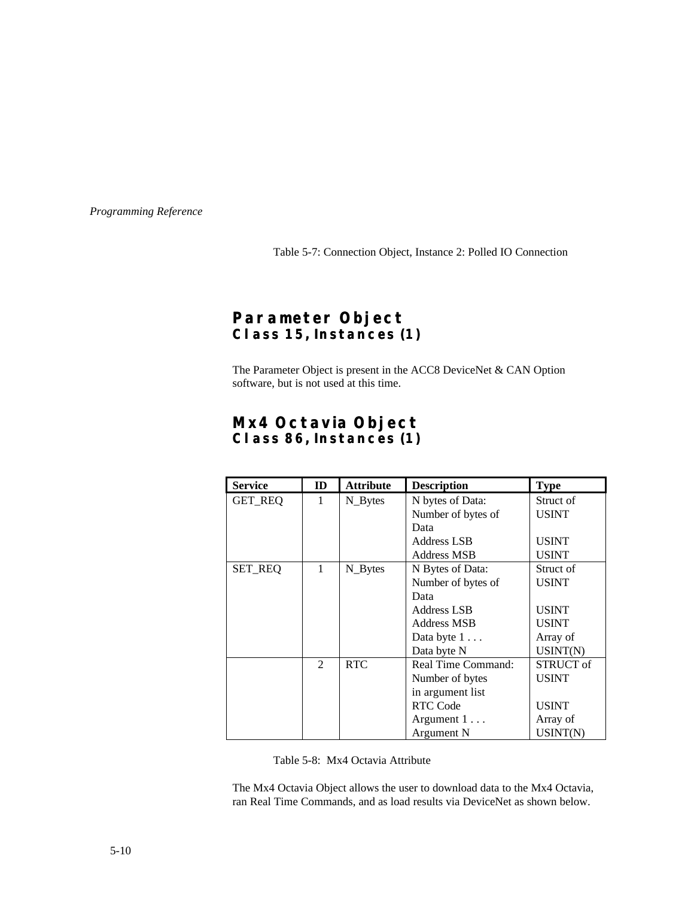Table 5-7: Connection Object, Instance 2: Polled IO Connection

## Parameter Object
### Class 15, Instances (1)

The Parameter Object is present in the ACC8 DeviceNet & CAN Option software, but is not used at this time.

## Mx4 Octavia Object
### Class 86, Instances (1)

| Service | ID | Attribute | Description | Type |
|---|---|---|---|---|
| GET_REQ | 1 | N_Bytes | N bytes of Data:<br>Number of bytes of Data<br>Address LSB<br>Address MSB | Struct of<br>USINT<br><br>USINT<br>USINT |
| SET_REQ | 1 | N_Bytes | N Bytes of Data:<br>Number of bytes of Data<br>Address LSB<br>Address MSB<br>Data byte 1 . . .<br>Data byte N | Struct of<br>USINT<br><br>USINT<br>USINT<br>Array of<br>USINT(N) |
| | 2 | RTC | Real Time Command:<br>Number of bytes in argument list<br>RTC Code<br>Argument 1 . . .<br>Argument N | STRUCT of<br>USINT<br><br>USINT<br>Array of<br>USINT(N) |

Table 5-8: Mx4 Octavia Attribute

The Mx4 Octavia Object allows the user to download data to the Mx4 Octavia, ran Real Time Commands, and as load results via DeviceNet as shown below.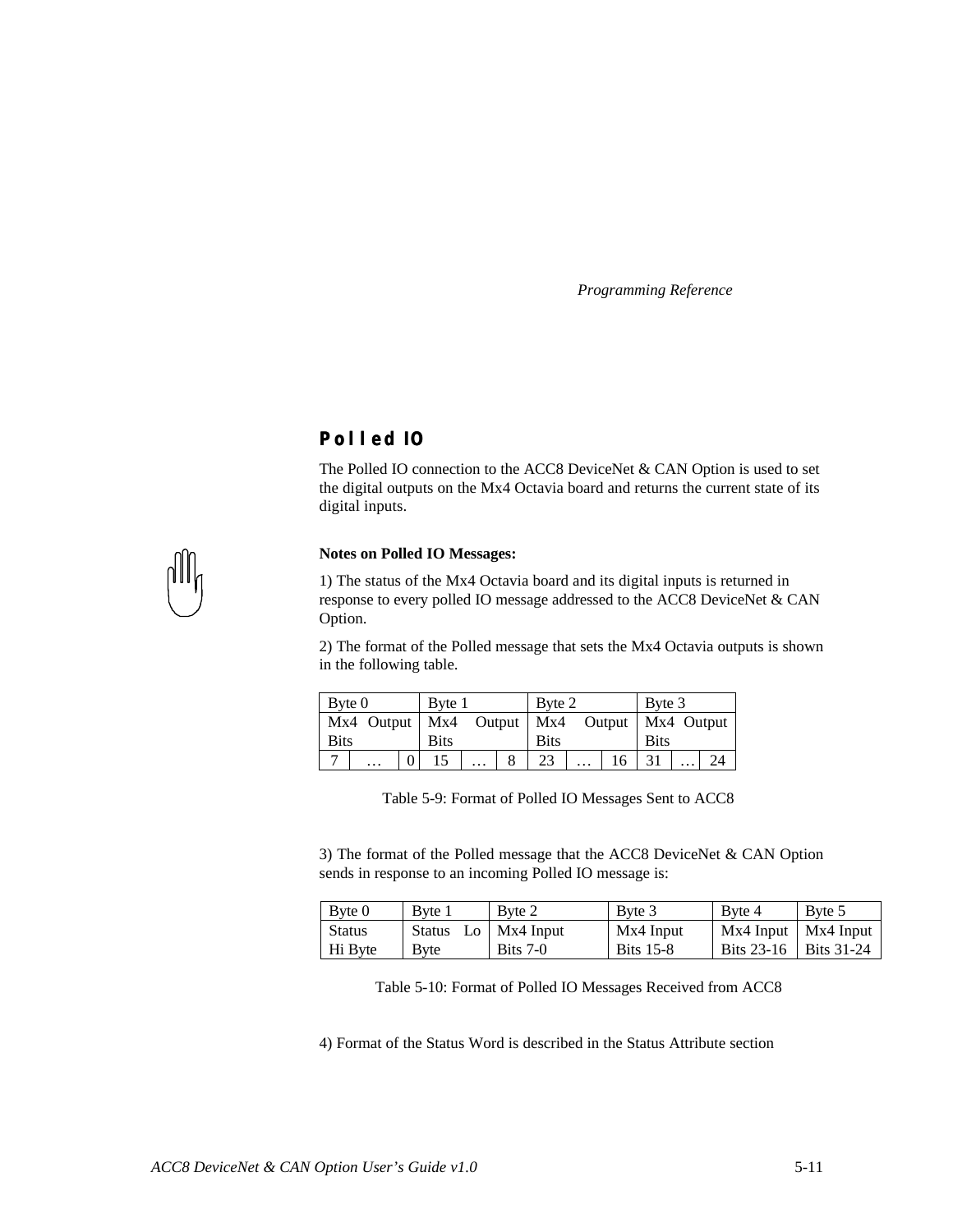## Polled IO

The Polled IO connection to the ACC8 DeviceNet & CAN Option is used to set the digital outputs on the Mx4 Octavia board and returns the current state of its digital inputs.

**Notes on Polled IO Messages:**

1) The status of the Mx4 Octavia board and its digital inputs is returned in response to every polled IO message addressed to the ACC8 DeviceNet & CAN Option.

2) The format of the Polled message that sets the Mx4 Octavia outputs is shown in the following table.

| Byte 0 | | | Byte 1 | | | Byte 2 | | | Byte 3 | | |
|---|---|---|---|---|---|---|---|---|---|---|---|
| Mx4 Output Bits | | | Mx4 Output Bits | | | Mx4 Output Bits | | | Mx4 Output Bits | | |
| 7 | … | 0 | 15 | … | 8 | 23 | … | 16 | 31 | … | 24 |

Table 5-9: Format of Polled IO Messages Sent to ACC8

3) The format of the Polled message that the ACC8 DeviceNet & CAN Option sends in response to an incoming Polled IO message is:

| Byte 0 | Byte 1 | Byte 2 | Byte 3 | Byte 4 | Byte 5 |
|---|---|---|---|---|---|
| Status Hi Byte | Status Lo Byte | Mx4 Input Bits 7-0 | Mx4 Input Bits 15-8 | Mx4 Input Bits 23-16 | Mx4 Input Bits 31-24 |

Table 5-10: Format of Polled IO Messages Received from ACC8

4) Format of the Status Word is described in the Status Attribute section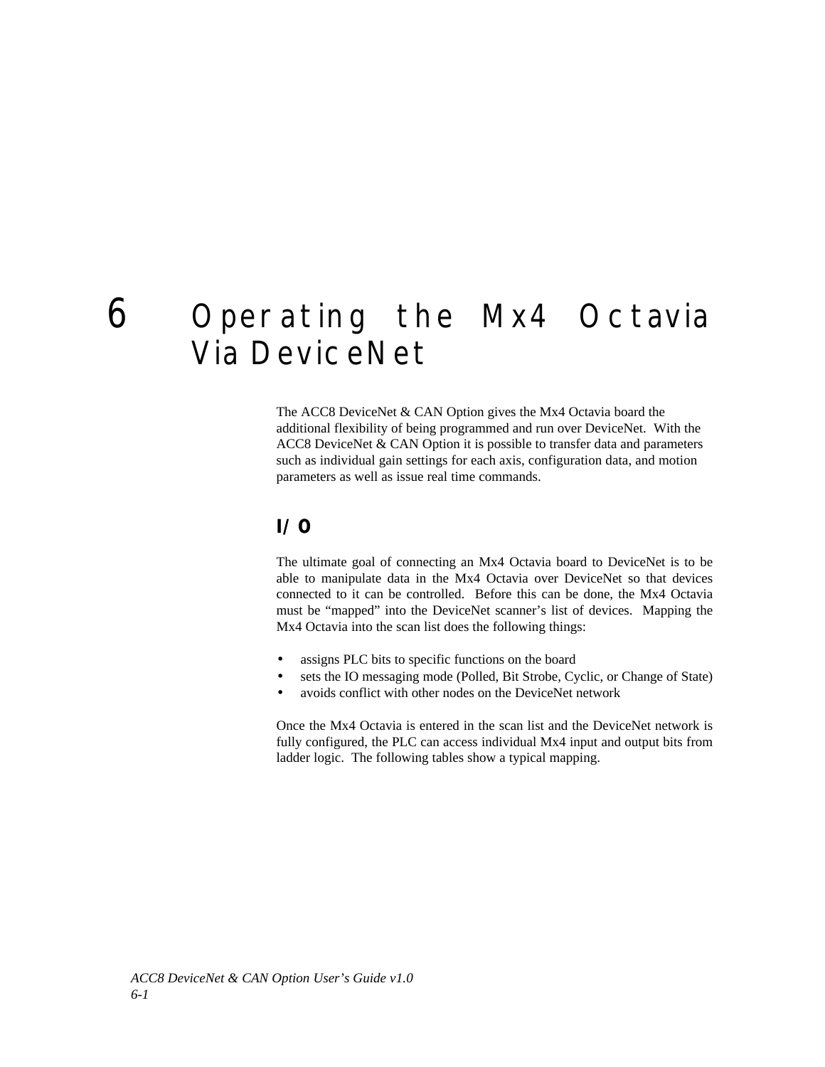# 6 Operating the Mx4 Octavia Via DeviceNet

The ACC8 DeviceNet & CAN Option gives the Mx4 Octavia board the additional flexibility of being programmed and run over DeviceNet. With the ACC8 DeviceNet & CAN Option it is possible to transfer data and parameters such as individual gain settings for each axis, configuration data, and motion parameters as well as issue real time commands.

## I/O

The ultimate goal of connecting an Mx4 Octavia board to DeviceNet is to be able to manipulate data in the Mx4 Octavia over DeviceNet so that devices connected to it can be controlled. Before this can be done, the Mx4 Octavia must be "mapped" into the DeviceNet scanner's list of devices. Mapping the Mx4 Octavia into the scan list does the following things:

- assigns PLC bits to specific functions on the board
- sets the IO messaging mode (Polled, Bit Strobe, Cyclic, or Change of State)
- avoids conflict with other nodes on the DeviceNet network

Once the Mx4 Octavia is entered in the scan list and the DeviceNet network is fully configured, the PLC can access individual Mx4 input and output bits from ladder logic. The following tables show a typical mapping.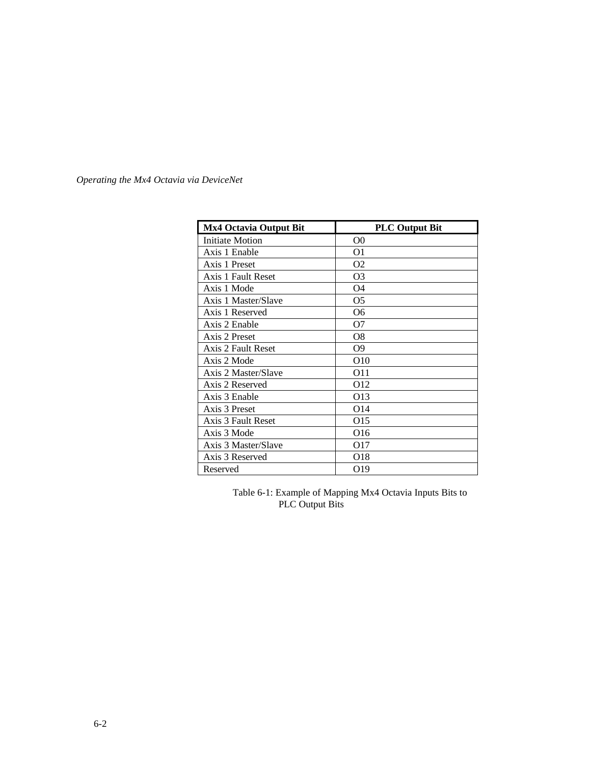| Mx4 Octavia Output Bit | PLC Output Bit |
|---|---|
| Initiate Motion | O0 |
| Axis 1 Enable | O1 |
| Axis 1 Preset | O2 |
| Axis 1 Fault Reset | O3 |
| Axis 1 Mode | O4 |
| Axis 1 Master/Slave | O5 |
| Axis 1 Reserved | O6 |
| Axis 2 Enable | O7 |
| Axis 2 Preset | O8 |
| Axis 2 Fault Reset | O9 |
| Axis 2 Mode | O10 |
| Axis 2 Master/Slave | O11 |
| Axis 2 Reserved | O12 |
| Axis 3 Enable | O13 |
| Axis 3 Preset | O14 |
| Axis 3 Fault Reset | O15 |
| Axis 3 Mode | O16 |
| Axis 3 Master/Slave | O17 |
| Axis 3 Reserved | O18 |
| Reserved | O19 |

Table 6-1: Example of Mapping Mx4 Octavia Inputs Bits to PLC Output Bits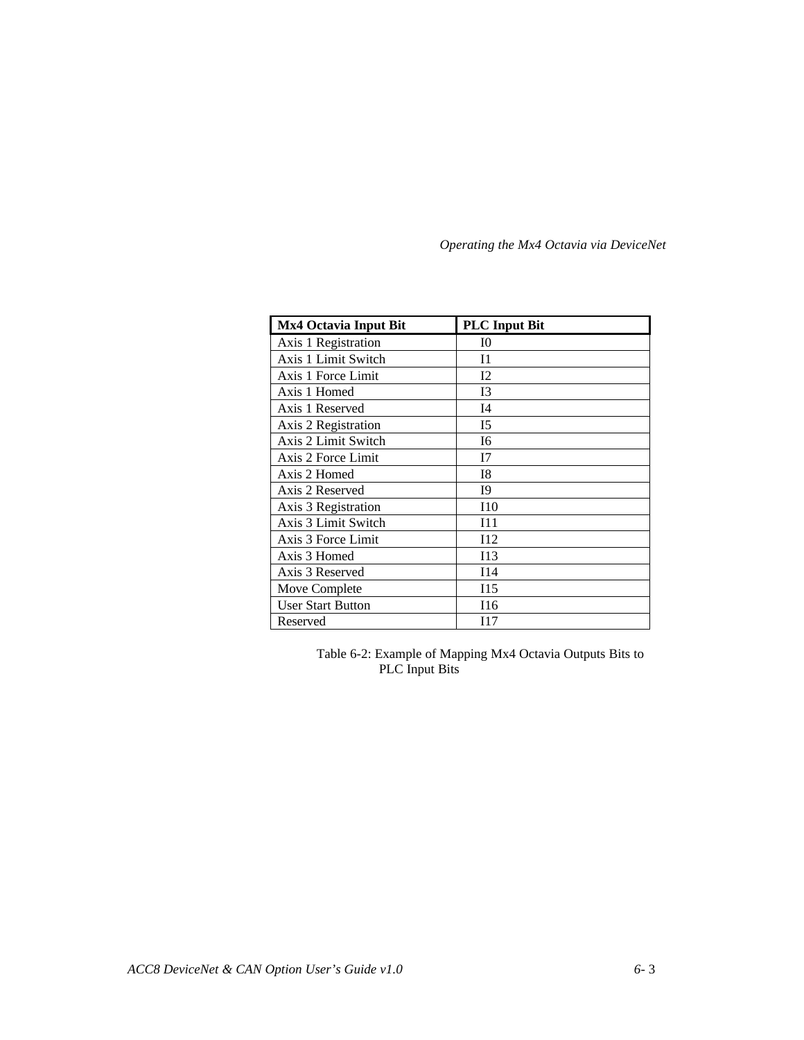| Mx4 Octavia Input Bit | PLC Input Bit |
| --- | --- |
| Axis 1 Registration | I0 |
| Axis 1 Limit Switch | I1 |
| Axis 1 Force Limit | I2 |
| Axis 1 Homed | I3 |
| Axis 1 Reserved | I4 |
| Axis 2 Registration | I5 |
| Axis 2 Limit Switch | I6 |
| Axis 2 Force Limit | I7 |
| Axis 2 Homed | I8 |
| Axis 2 Reserved | I9 |
| Axis 3 Registration | I10 |
| Axis 3 Limit Switch | I11 |
| Axis 3 Force Limit | I12 |
| Axis 3 Homed | I13 |
| Axis 3 Reserved | I14 |
| Move Complete | I15 |
| User Start Button | I16 |
| Reserved | I17 |

Table 6-2: Example of Mapping Mx4 Octavia Outputs Bits to PLC Input Bits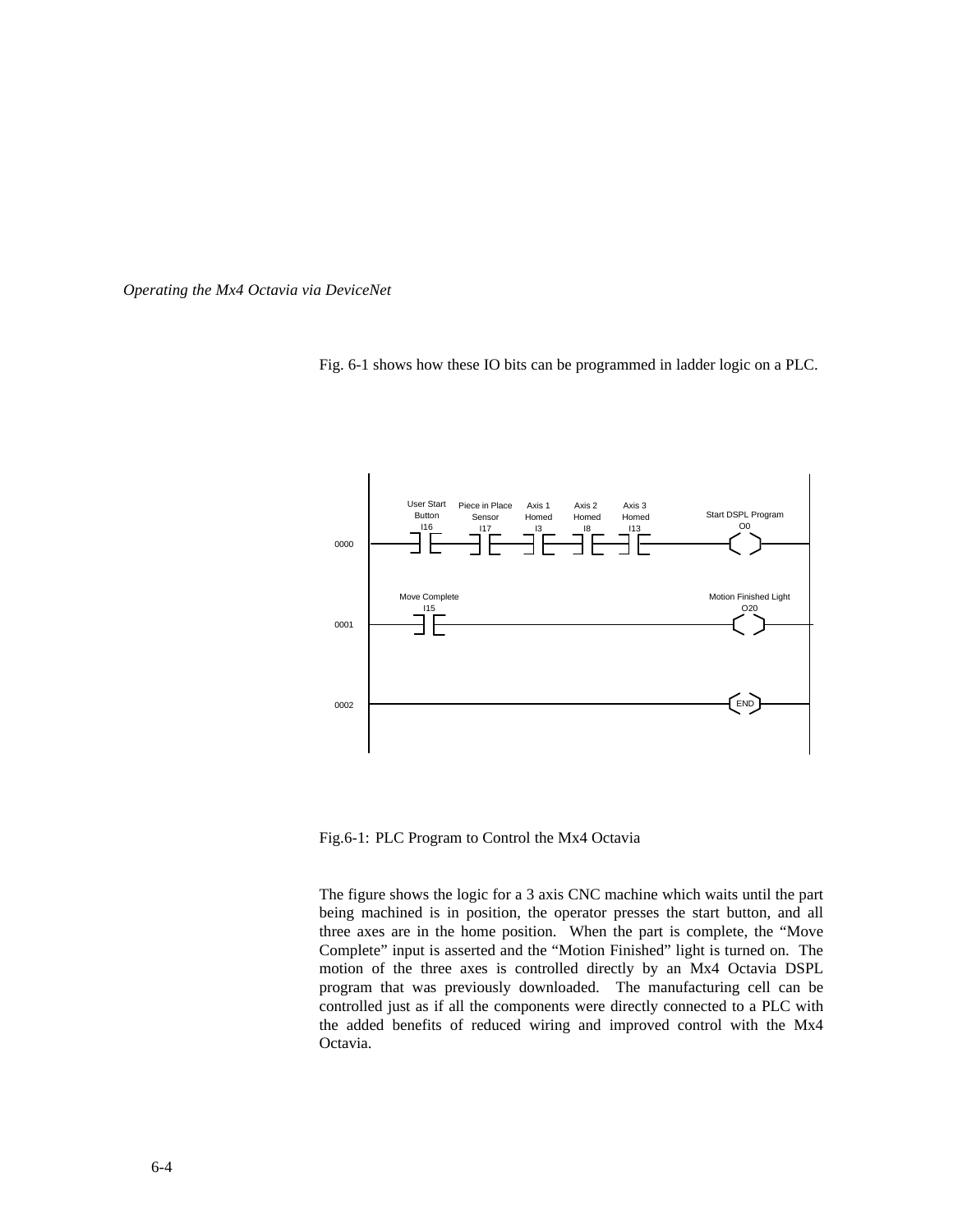Fig. 6-1 shows how these IO bits can be programmed in ladder logic on a PLC.

Fig.6-1: PLC Program to Control the Mx4 Octavia

The figure shows the logic for a 3 axis CNC machine which waits until the part being machined is in position, the operator presses the start button, and all three axes are in the home position. When the part is complete, the "Move Complete" input is asserted and the "Motion Finished" light is turned on. The motion of the three axes is controlled directly by an Mx4 Octavia DSPL program that was previously downloaded. The manufacturing cell can be controlled just as if all the components were directly connected to a PLC with the added benefits of reduced wiring and improved control with the Mx4 Octavia.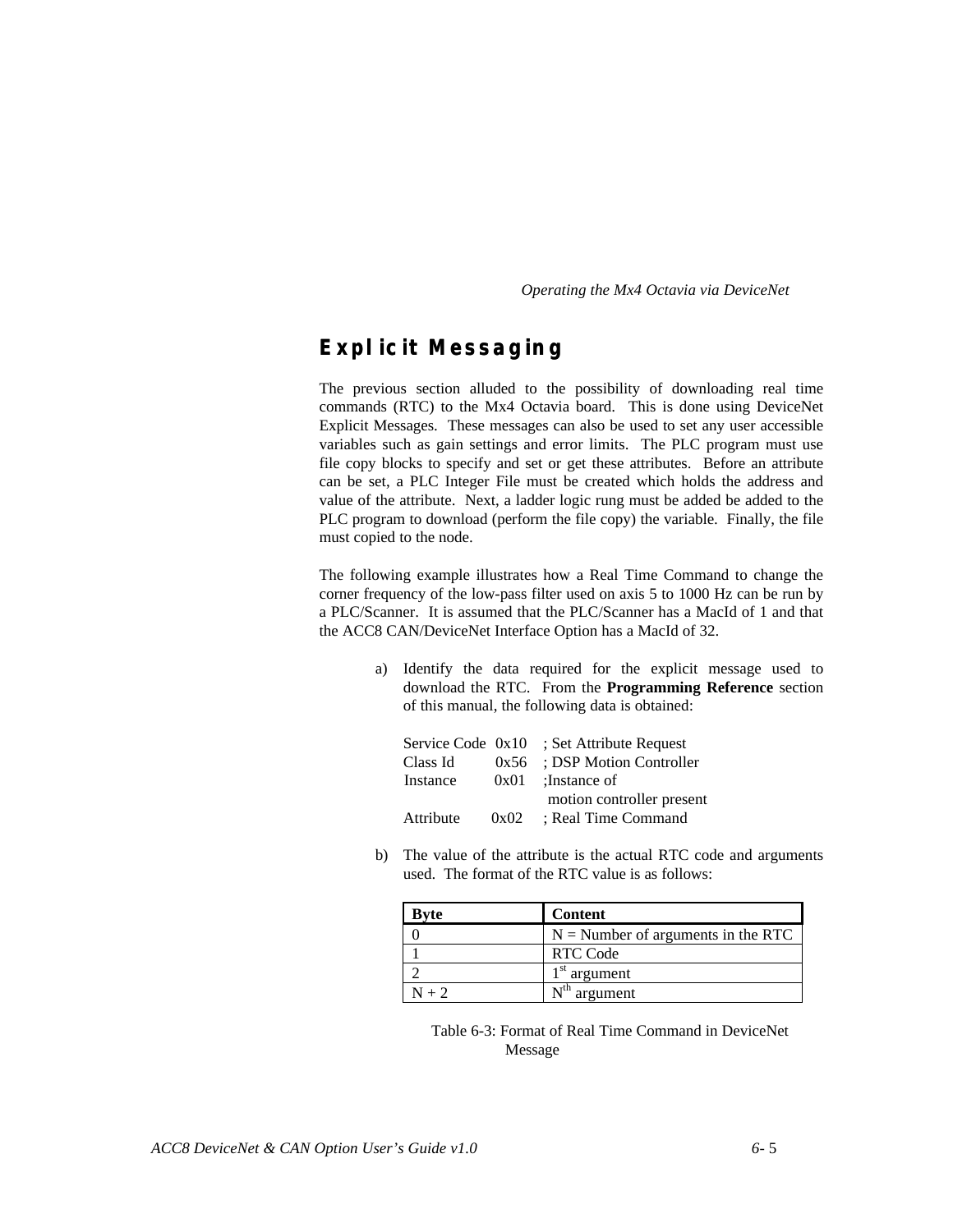## Explicit Messaging

The previous section alluded to the possibility of downloading real time commands (RTC) to the Mx4 Octavia board. This is done using DeviceNet Explicit Messages. These messages can also be used to set any user accessible variables such as gain settings and error limits. The PLC program must use file copy blocks to specify and set or get these attributes. Before an attribute can be set, a PLC Integer File must be created which holds the address and value of the attribute. Next, a ladder logic rung must be added be added to the PLC program to download (perform the file copy) the variable. Finally, the file must copied to the node.

The following example illustrates how a Real Time Command to change the corner frequency of the low-pass filter used on axis 5 to 1000 Hz can be run by a PLC/Scanner. It is assumed that the PLC/Scanner has a MacId of 1 and that the ACC8 CAN/DeviceNet Interface Option has a MacId of 32.

a) Identify the data required for the explicit message used to download the RTC. From the **Programming Reference** section of this manual, the following data is obtained:

```
Service Code  0x10   ; Set Attribute Request
Class Id      0x56   ; DSP Motion Controller
Instance      0x01   ;Instance of
                      motion controller present
Attribute     0x02   ; Real Time Command
```

b) The value of the attribute is the actual RTC code and arguments used. The format of the RTC value is as follows:

| Byte | Content |
|---|---|
| 0 | N = Number of arguments in the RTC |
| 1 | RTC Code |
| 2 | 1st argument |
| N + 2 | Nth argument |

Table 6-3: Format of Real Time Command in DeviceNet Message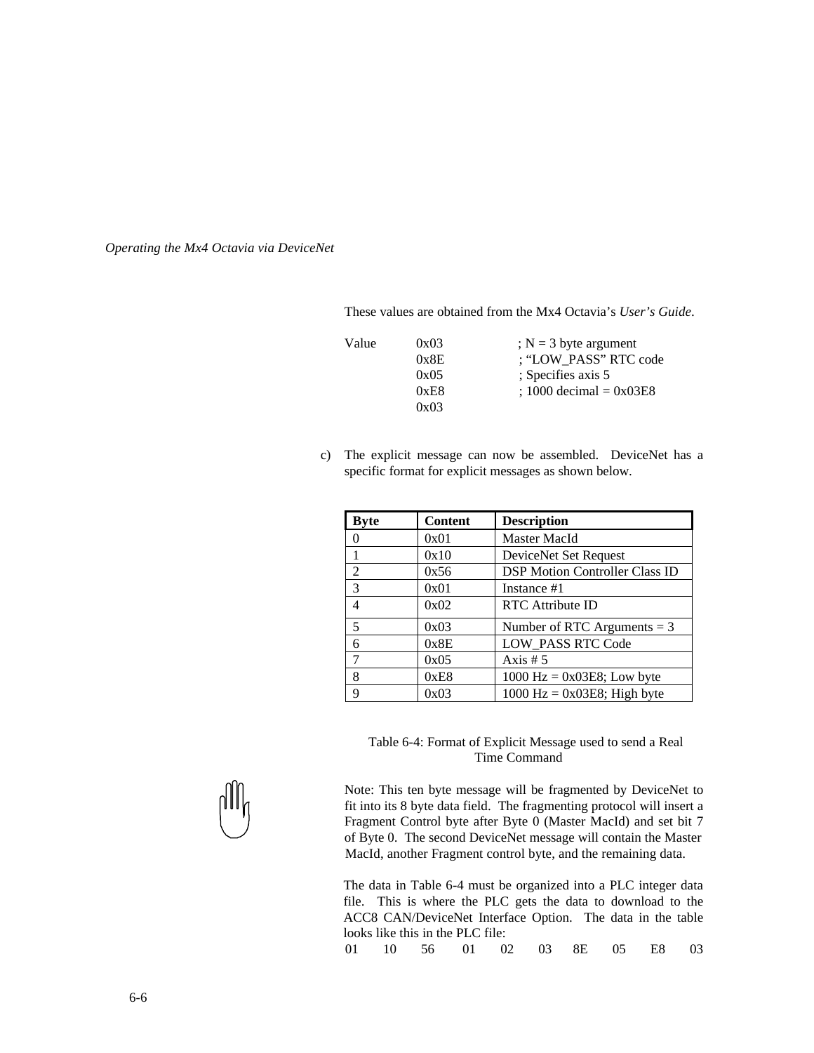These values are obtained from the Mx4 Octavia's *User's Guide*.

```
Value     0x03        ; N = 3 byte argument
          0x8E        ; "LOW_PASS" RTC code
          0x05        ; Specifies axis 5
          0xE8        ; 1000 decimal = 0x03E8
          0x03
```

c) The explicit message can now be assembled. DeviceNet has a specific format for explicit messages as shown below.

| Byte | Content | Description |
|---|---|---|
| 0 | 0x01 | Master MacId |
| 1 | 0x10 | DeviceNet Set Request |
| 2 | 0x56 | DSP Motion Controller Class ID |
| 3 | 0x01 | Instance #1 |
| 4 | 0x02 | RTC Attribute ID |
| 5 | 0x03 | Number of RTC Arguments = 3 |
| 6 | 0x8E | LOW_PASS RTC Code |
| 7 | 0x05 | Axis # 5 |
| 8 | 0xE8 | 1000 Hz = 0x03E8; Low byte |
| 9 | 0x03 | 1000 Hz = 0x03E8; High byte |

Table 6-4: Format of Explicit Message used to send a Real Time Command

Note: This ten byte message will be fragmented by DeviceNet to fit into its 8 byte data field. The fragmenting protocol will insert a Fragment Control byte after Byte 0 (Master MacId) and set bit 7 of Byte 0. The second DeviceNet message will contain the Master MacId, another Fragment control byte, and the remaining data.

The data in Table 6-4 must be organized into a PLC integer data file. This is where the PLC gets the data to download to the ACC8 CAN/DeviceNet Interface Option. The data in the table looks like this in the PLC file:

```
01   10   56   01   02   03   8E   05   E8   03
```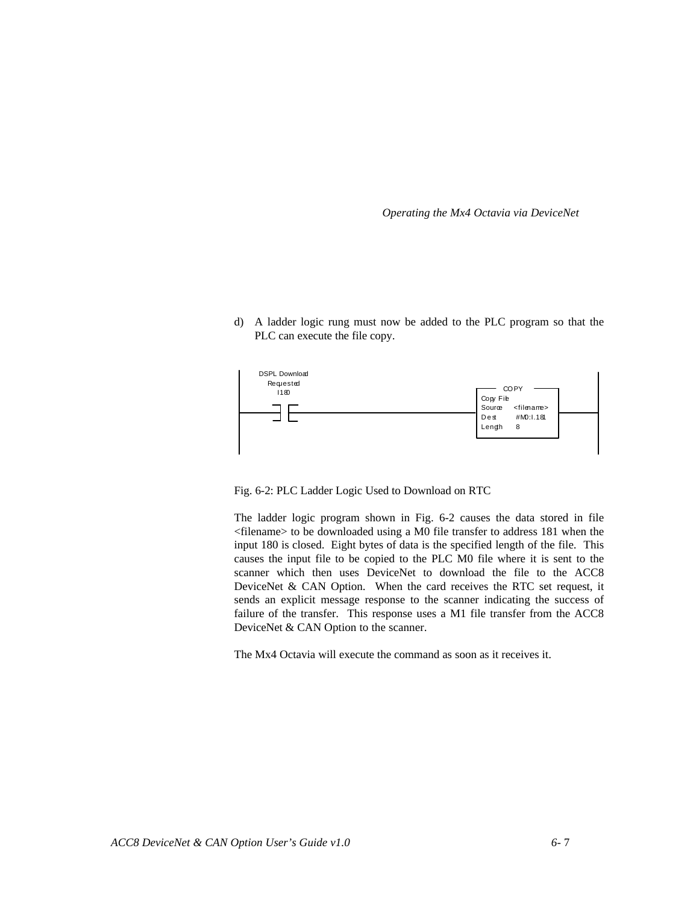d) A ladder logic rung must now be added to the PLC program so that the PLC can execute the file copy.

```
DSPL Download
  Requested
    I180                                    COPY
                                        Copy File
----] [--------------------------------  Source   <filename>  ------
                                        Dest      #M0:I.181
                                        Length    8
```

Fig. 6-2: PLC Ladder Logic Used to Download on RTC

The ladder logic program shown in Fig. 6-2 causes the data stored in file <filename> to be downloaded using a M0 file transfer to address 181 when the input 180 is closed. Eight bytes of data is the specified length of the file. This causes the input file to be copied to the PLC M0 file where it is sent to the scanner which then uses DeviceNet to download the file to the ACC8 DeviceNet & CAN Option. When the card receives the RTC set request, it sends an explicit message response to the scanner indicating the success of failure of the transfer. This response uses a M1 file transfer from the ACC8 DeviceNet & CAN Option to the scanner.

The Mx4 Octavia will execute the command as soon as it receives it.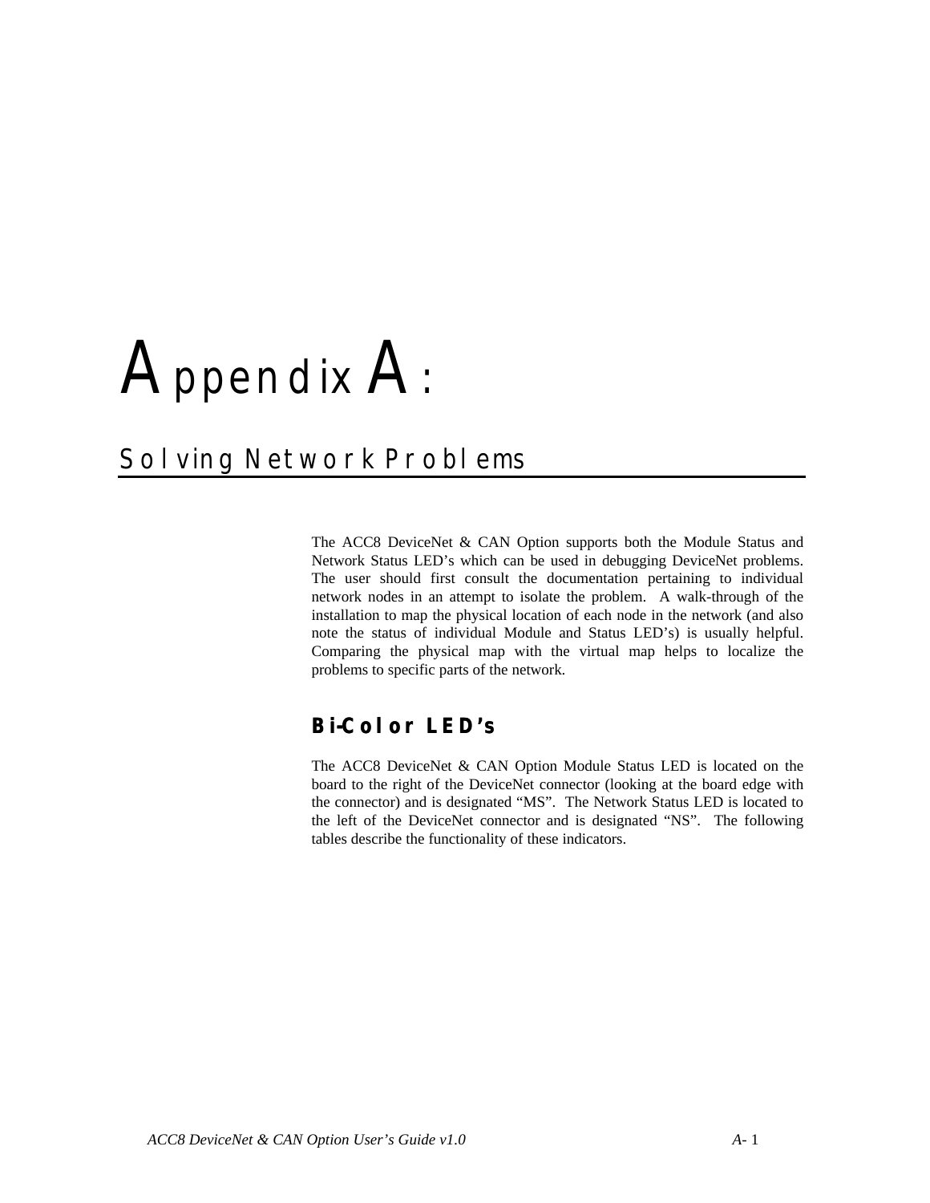# Appendix A:

## Solving Network Problems

The ACC8 DeviceNet & CAN Option supports both the Module Status and Network Status LED's which can be used in debugging DeviceNet problems. The user should first consult the documentation pertaining to individual network nodes in an attempt to isolate the problem. A walk-through of the installation to map the physical location of each node in the network (and also note the status of individual Module and Status LED's) is usually helpful. Comparing the physical map with the virtual map helps to localize the problems to specific parts of the network.

### Bi-Color LED's

The ACC8 DeviceNet & CAN Option Module Status LED is located on the board to the right of the DeviceNet connector (looking at the board edge with the connector) and is designated "MS". The Network Status LED is located to the left of the DeviceNet connector and is designated "NS". The following tables describe the functionality of these indicators.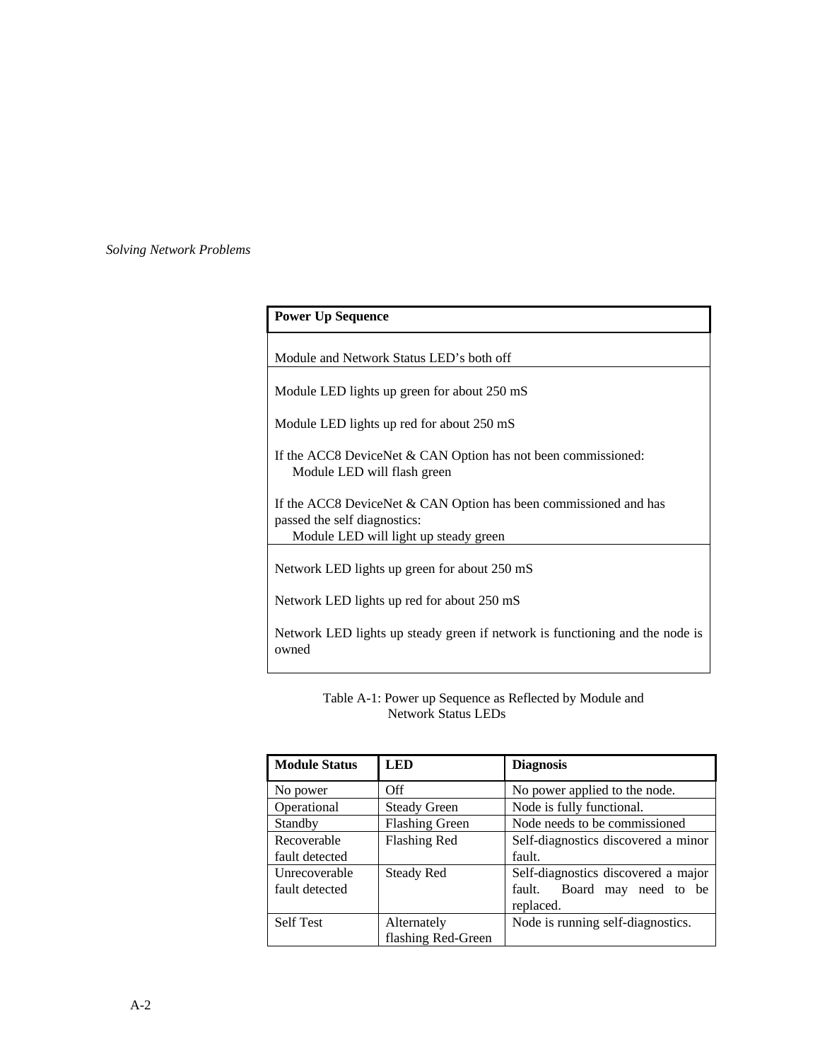| Power Up Sequence |
|---|
| Module and Network Status LED's both off |
| Module LED lights up green for about 250 mS<br><br>Module LED lights up red for about 250 mS<br><br>If the ACC8 DeviceNet & CAN Option has not been commissioned:<br>Module LED will flash green<br><br>If the ACC8 DeviceNet & CAN Option has been commissioned and has passed the self diagnostics:<br>Module LED will light up steady green |
| Network LED lights up green for about 250 mS<br><br>Network LED lights up red for about 250 mS<br><br>Network LED lights up steady green if network is functioning and the node is owned |

Table A-1: Power up Sequence as Reflected by Module and Network Status LEDs

| Module Status | LED | Diagnosis |
|---|---|---|
| No power | Off | No power applied to the node. |
| Operational | Steady Green | Node is fully functional. |
| Standby | Flashing Green | Node needs to be commissioned |
| Recoverable fault detected | Flashing Red | Self-diagnostics discovered a minor fault. |
| Unrecoverable fault detected | Steady Red | Self-diagnostics discovered a major fault. Board may need to be replaced. |
| Self Test | Alternately flashing Red-Green | Node is running self-diagnostics. |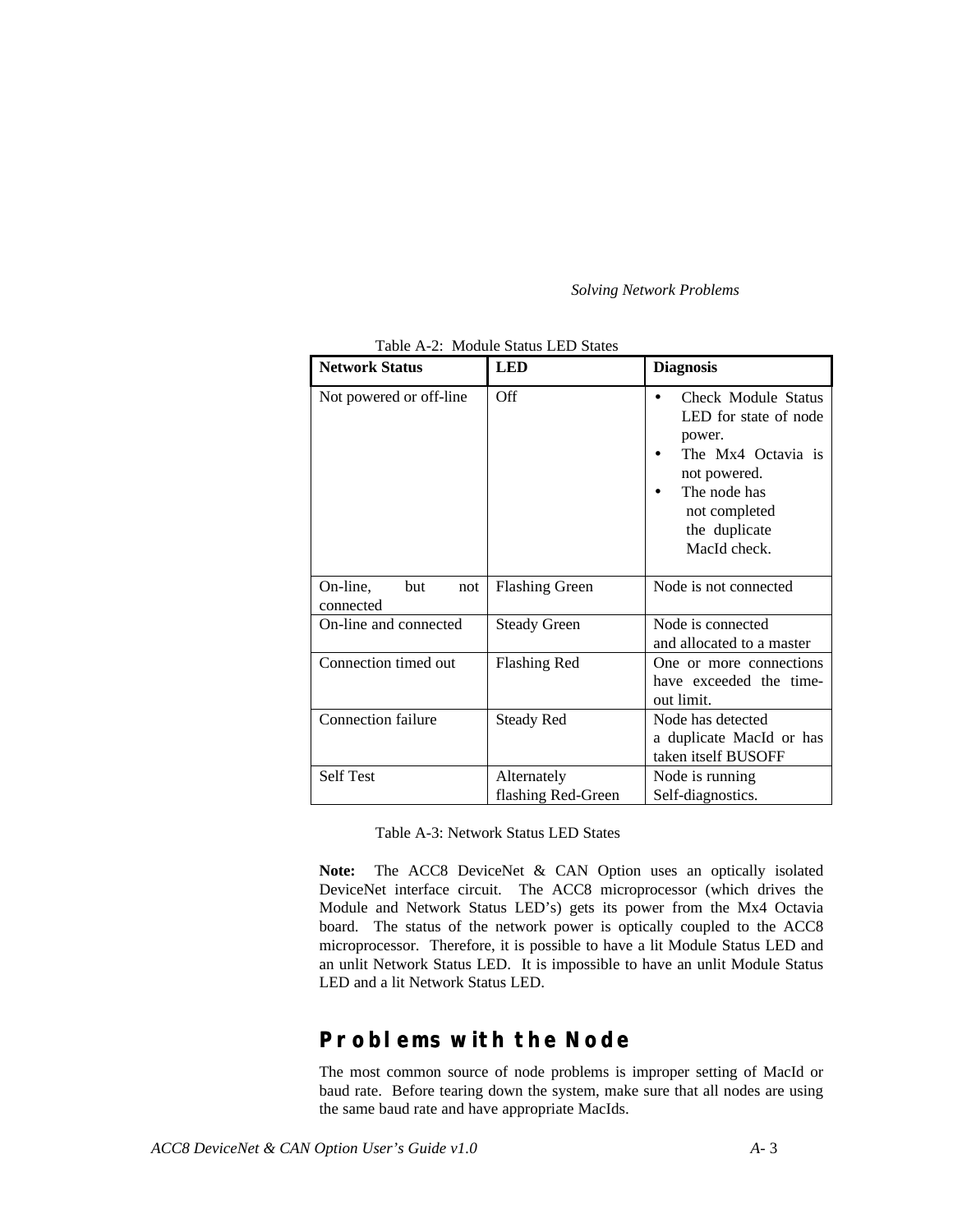Table A-2: Module Status LED States

| Network Status | LED | Diagnosis |
|---|---|---|
| Not powered or off-line | Off | • Check Module Status LED for state of node power.<br>• The Mx4 Octavia is not powered.<br>• The node has not completed the duplicate MacId check. |
| On-line, but not connected | Flashing Green | Node is not connected |
| On-line and connected | Steady Green | Node is connected and allocated to a master |
| Connection timed out | Flashing Red | One or more connections have exceeded the time-out limit. |
| Connection failure | Steady Red | Node has detected a duplicate MacId or has taken itself BUSOFF |
| Self Test | Alternately flashing Red-Green | Node is running Self-diagnostics. |

Table A-3: Network Status LED States

**Note:** The ACC8 DeviceNet & CAN Option uses an optically isolated DeviceNet interface circuit. The ACC8 microprocessor (which drives the Module and Network Status LED's) gets its power from the Mx4 Octavia board. The status of the network power is optically coupled to the ACC8 microprocessor. Therefore, it is possible to have a lit Module Status LED and an unlit Network Status LED. It is impossible to have an unlit Module Status LED and a lit Network Status LED.

## Problems with the Node

The most common source of node problems is improper setting of MacId or baud rate. Before tearing down the system, make sure that all nodes are using the same baud rate and have appropriate MacIds.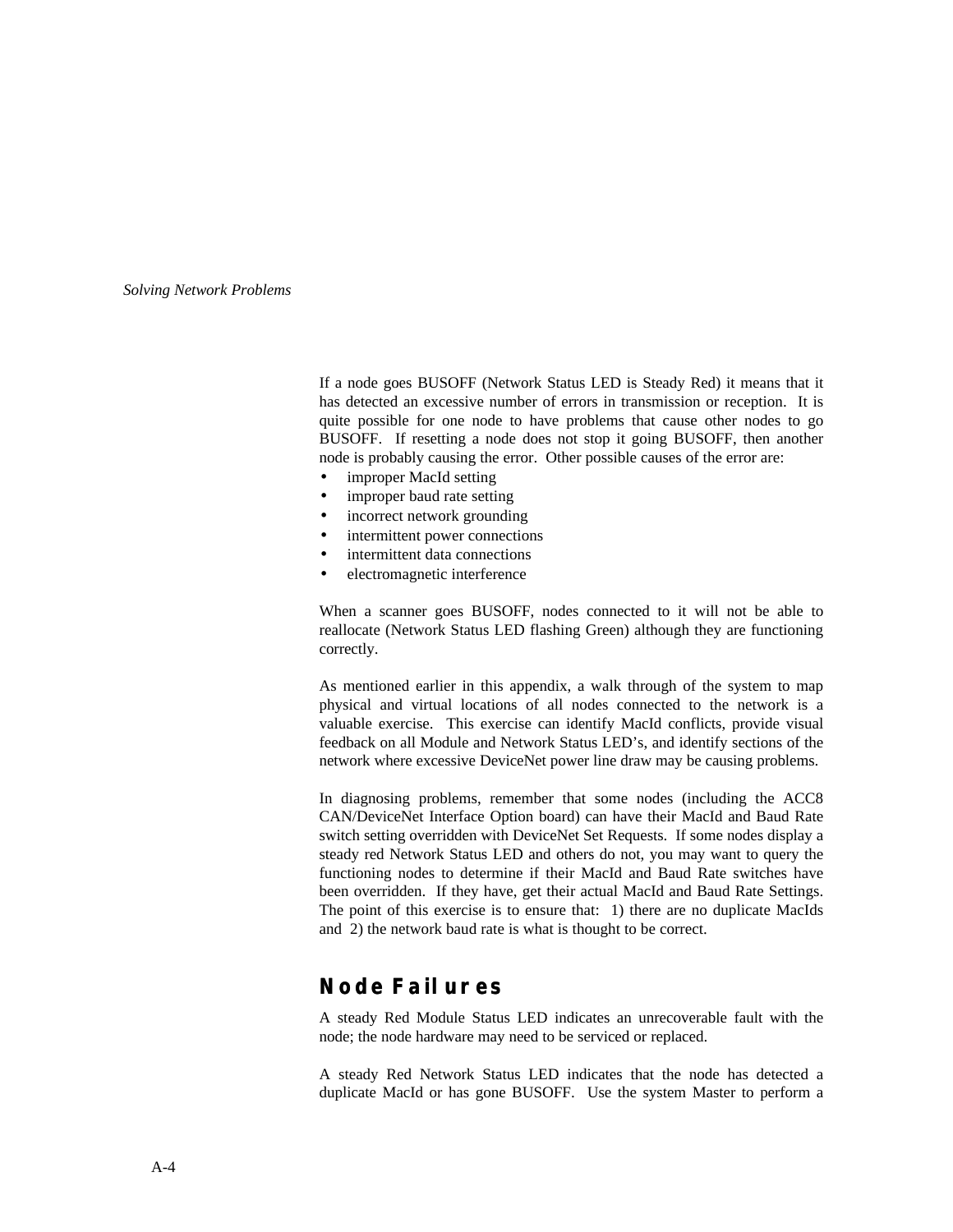If a node goes BUSOFF (Network Status LED is Steady Red) it means that it has detected an excessive number of errors in transmission or reception. It is quite possible for one node to have problems that cause other nodes to go BUSOFF. If resetting a node does not stop it going BUSOFF, then another node is probably causing the error. Other possible causes of the error are:

- improper MacId setting
- improper baud rate setting
- incorrect network grounding
- intermittent power connections
- intermittent data connections
- electromagnetic interference

When a scanner goes BUSOFF, nodes connected to it will not be able to reallocate (Network Status LED flashing Green) although they are functioning correctly.

As mentioned earlier in this appendix, a walk through of the system to map physical and virtual locations of all nodes connected to the network is a valuable exercise. This exercise can identify MacId conflicts, provide visual feedback on all Module and Network Status LED's, and identify sections of the network where excessive DeviceNet power line draw may be causing problems.

In diagnosing problems, remember that some nodes (including the ACC8 CAN/DeviceNet Interface Option board) can have their MacId and Baud Rate switch setting overridden with DeviceNet Set Requests. If some nodes display a steady red Network Status LED and others do not, you may want to query the functioning nodes to determine if their MacId and Baud Rate switches have been overridden. If they have, get their actual MacId and Baud Rate Settings. The point of this exercise is to ensure that: 1) there are no duplicate MacIds and 2) the network baud rate is what is thought to be correct.

## Node Failures

A steady Red Module Status LED indicates an unrecoverable fault with the node; the node hardware may need to be serviced or replaced.

A steady Red Network Status LED indicates that the node has detected a duplicate MacId or has gone BUSOFF. Use the system Master to perform a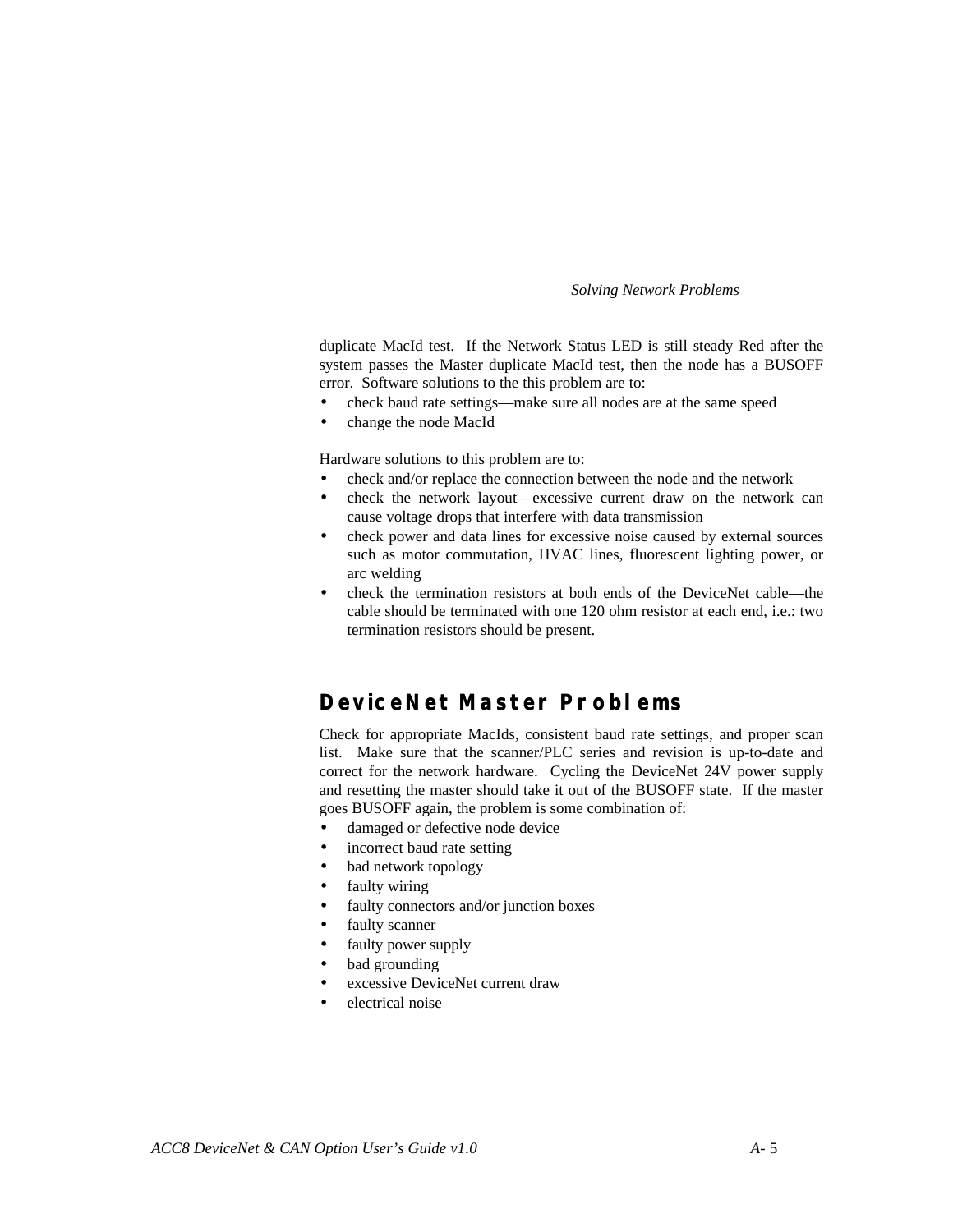duplicate MacId test. If the Network Status LED is still steady Red after the system passes the Master duplicate MacId test, then the node has a BUSOFF error. Software solutions to the this problem are to:

- check baud rate settings—make sure all nodes are at the same speed
- change the node MacId

Hardware solutions to this problem are to:

- check and/or replace the connection between the node and the network
- check the network layout—excessive current draw on the network can cause voltage drops that interfere with data transmission
- check power and data lines for excessive noise caused by external sources such as motor commutation, HVAC lines, fluorescent lighting power, or arc welding
- check the termination resistors at both ends of the DeviceNet cable—the cable should be terminated with one 120 ohm resistor at each end, i.e.: two termination resistors should be present.

## DeviceNet Master Problems

Check for appropriate MacIds, consistent baud rate settings, and proper scan list. Make sure that the scanner/PLC series and revision is up-to-date and correct for the network hardware. Cycling the DeviceNet 24V power supply and resetting the master should take it out of the BUSOFF state. If the master goes BUSOFF again, the problem is some combination of:

- damaged or defective node device
- incorrect baud rate setting
- bad network topology
- faulty wiring
- faulty connectors and/or junction boxes
- faulty scanner
- faulty power supply
- bad grounding
- excessive DeviceNet current draw
- electrical noise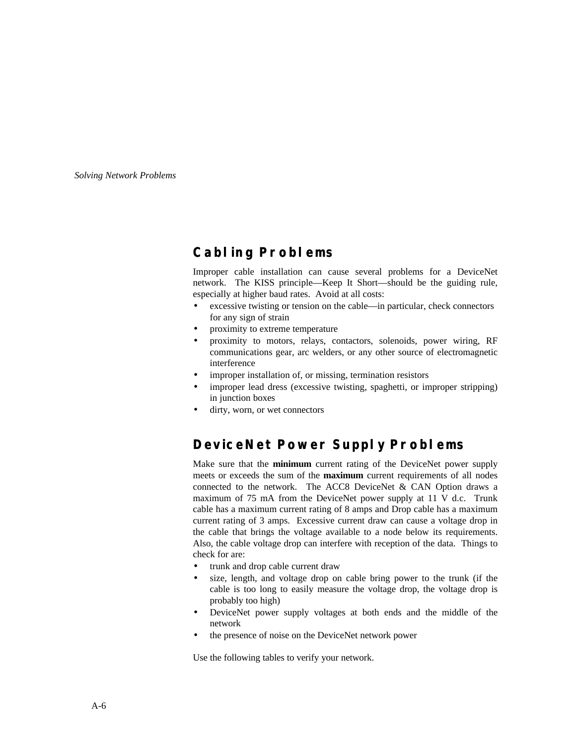## Cabling Problems

Improper cable installation can cause several problems for a DeviceNet network. The KISS principle—Keep It Short—should be the guiding rule, especially at higher baud rates. Avoid at all costs:

- excessive twisting or tension on the cable—in particular, check connectors for any sign of strain
- proximity to extreme temperature
- proximity to motors, relays, contactors, solenoids, power wiring, RF communications gear, arc welders, or any other source of electromagnetic interference
- improper installation of, or missing, termination resistors
- improper lead dress (excessive twisting, spaghetti, or improper stripping) in junction boxes
- dirty, worn, or wet connectors

## DeviceNet Power Supply Problems

Make sure that the **minimum** current rating of the DeviceNet power supply meets or exceeds the sum of the **maximum** current requirements of all nodes connected to the network. The ACC8 DeviceNet & CAN Option draws a maximum of 75 mA from the DeviceNet power supply at 11 V d.c. Trunk cable has a maximum current rating of 8 amps and Drop cable has a maximum current rating of 3 amps. Excessive current draw can cause a voltage drop in the cable that brings the voltage available to a node below its requirements. Also, the cable voltage drop can interfere with reception of the data. Things to check for are:

- trunk and drop cable current draw
- size, length, and voltage drop on cable bring power to the trunk (if the cable is too long to easily measure the voltage drop, the voltage drop is probably too high)
- DeviceNet power supply voltages at both ends and the middle of the network
- the presence of noise on the DeviceNet network power

Use the following tables to verify your network.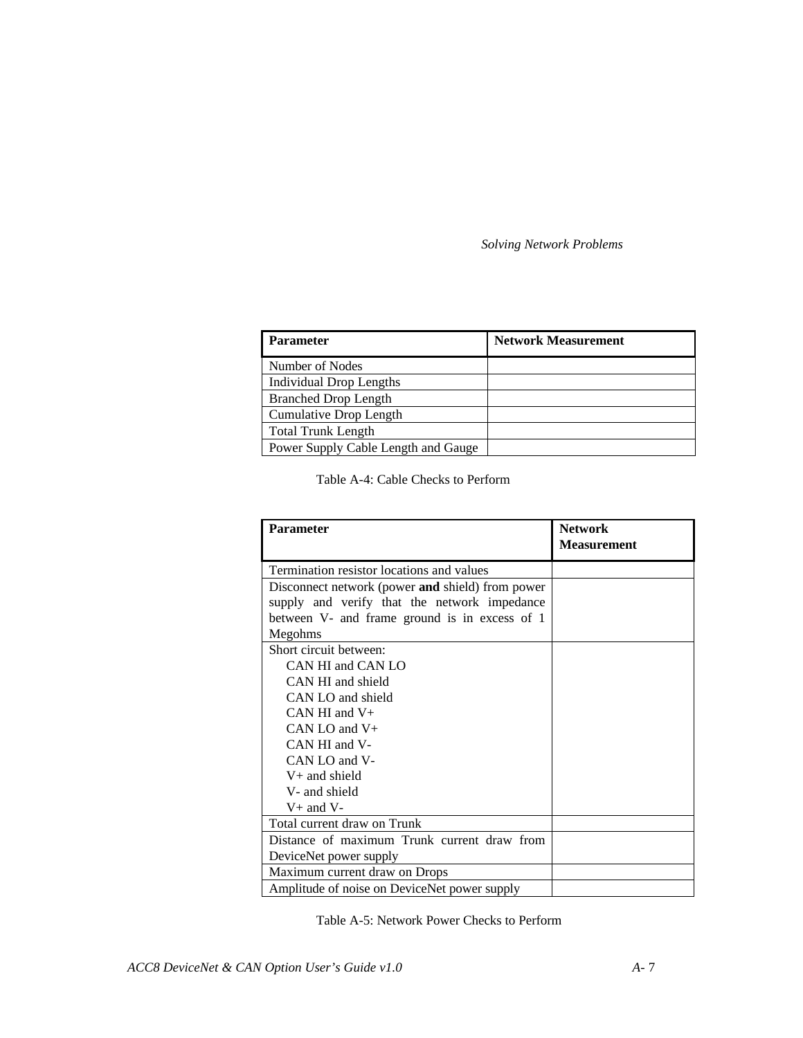| Parameter | Network Measurement |
|---|---|
| Number of Nodes | |
| Individual Drop Lengths | |
| Branched Drop Length | |
| Cumulative Drop Length | |
| Total Trunk Length | |
| Power Supply Cable Length and Gauge | |

Table A-4: Cable Checks to Perform

| Parameter | Network Measurement |
|---|---|
| Termination resistor locations and values | |
| Disconnect network (power **and** shield) from power supply and verify that the network impedance between V- and frame ground is in excess of 1 Megohms | |
| Short circuit between:<br>CAN HI and CAN LO<br>CAN HI and shield<br>CAN LO and shield<br>CAN HI and V+<br>CAN LO and V+<br>CAN HI and V-<br>CAN LO and V-<br>V+ and shield<br>V- and shield<br>V+ and V- | |
| Total current draw on Trunk | |
| Distance of maximum Trunk current draw from DeviceNet power supply | |
| Maximum current draw on Drops | |
| Amplitude of noise on DeviceNet power supply | |

Table A-5: Network Power Checks to Perform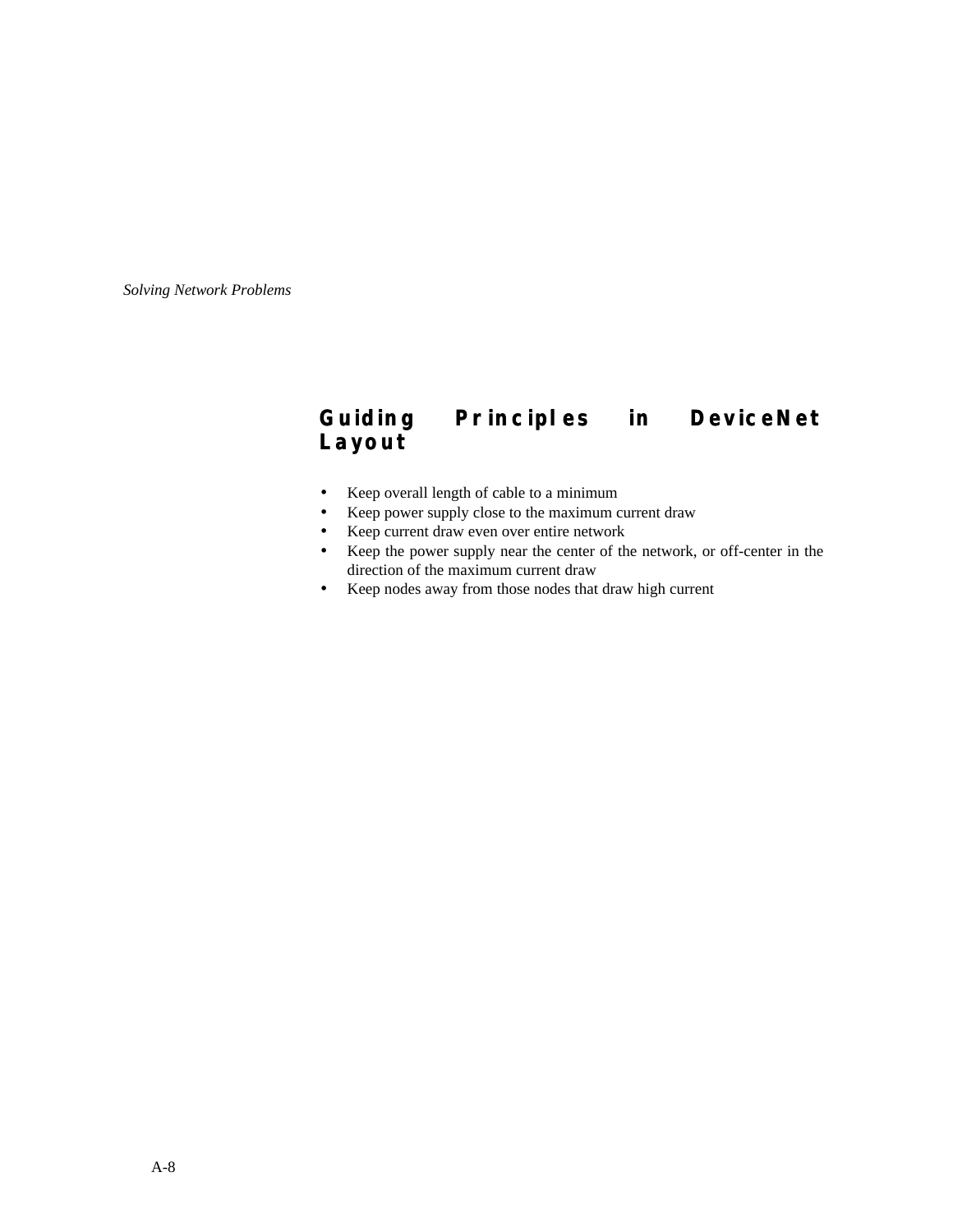## Guiding Principles in DeviceNet Layout

- Keep overall length of cable to a minimum
- Keep power supply close to the maximum current draw
- Keep current draw even over entire network
- Keep the power supply near the center of the network, or off-center in the direction of the maximum current draw
- Keep nodes away from those nodes that draw high current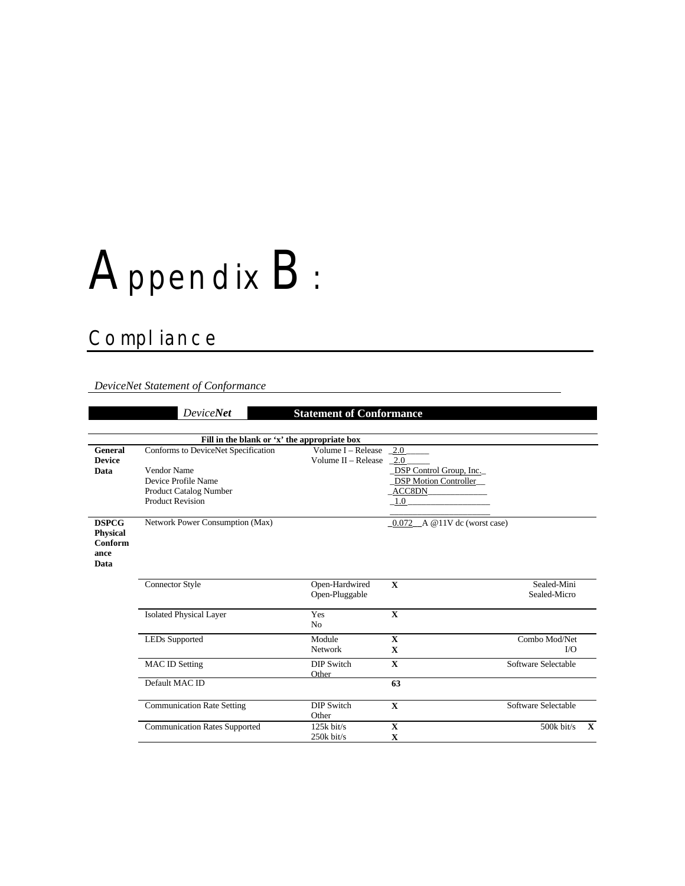# Appendix B:

## Compliance

*DeviceNet Statement of Conformance*

| | *Device**Net*** | **Statement of Conformance** | | |
|---|---|---|---|---|
| | **Fill in the blank or 'x' the appropriate box** | | | |
| **General Device Data** | Conforms to DeviceNet Specification | Volume I – Release<br>Volume II – Release | 2.0<br>2.0 | |
| | Vendor Name | | DSP Control Group, Inc. | |
| | Device Profile Name | | DSP Motion Controller | |
| | Product Catalog Number | | ACC8DN | |
| | Product Revision | | 1.0 | |
| **DSPCG Physical Conformance Data** | Network Power Consumption (Max) | | 0.072 A @11V dc (worst case) | |
| | Connector Style | Open-Hardwired<br>Open-Pluggable | **X** | Sealed-Mini<br>Sealed-Micro |
| | Isolated Physical Layer | Yes<br>No | **X** | |
| | LEDs Supported | Module<br>Network | **X**<br>**X** | Combo Mod/Net<br>I/O |
| | MAC ID Setting | DIP Switch<br>Other | **X** | Software Selectable |
| | Default MAC ID | | **63** | |
| | Communication Rate Setting | DIP Switch<br>Other | **X** | Software Selectable |
| | Communication Rates Supported | 125k bit/s<br>250k bit/s | **X**<br>**X** | 500k bit/s **X** |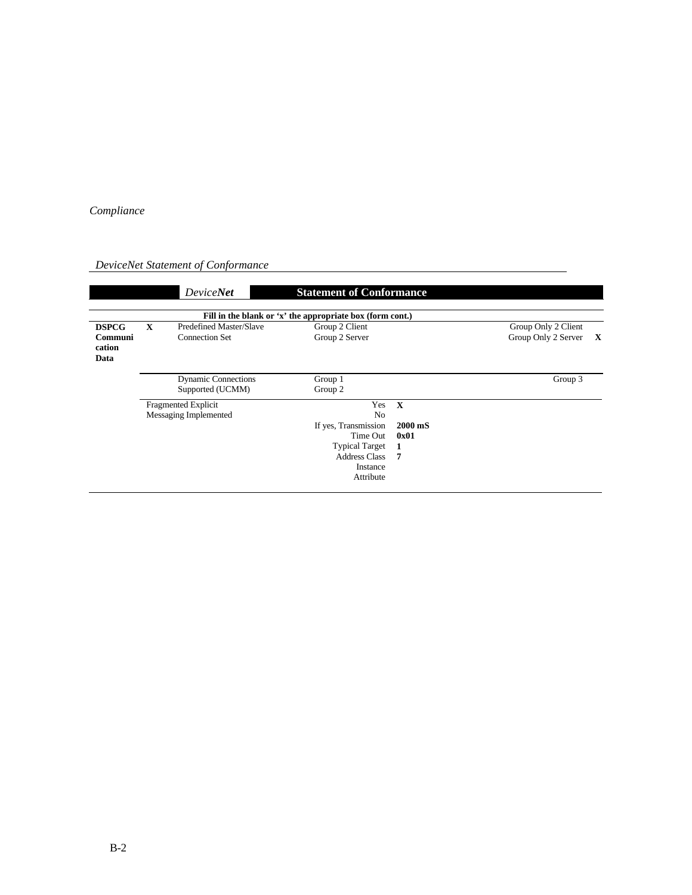*Compliance*

*DeviceNet Statement of Conformance*

| *Device**Net*** | **Statement of Conformance** | | | | | |
|---|---|---|---|---|---|---|
| **Fill in the blank or 'x' the appropriate box (form cont.)** | | | | | | |
| **DSPCG Communication Data** | **X** | Predefined Master/Slave Connection Set | Group 2 Client<br>Group 2 Server | | Group Only 2 Client<br>Group Only 2 Server | <br>**X** |
| | | Dynamic Connections Supported (UCMM) | Group 1<br>Group 2 | | Group 3 | |
| | Fragmented Explicit Messaging Implemented | | Yes<br>No<br>If yes, Transmission Time Out<br>Typical Target Address Class Instance Attribute | **X**<br><br>**2000 mS**<br>**0x01**<br>**1**<br>**7** | | |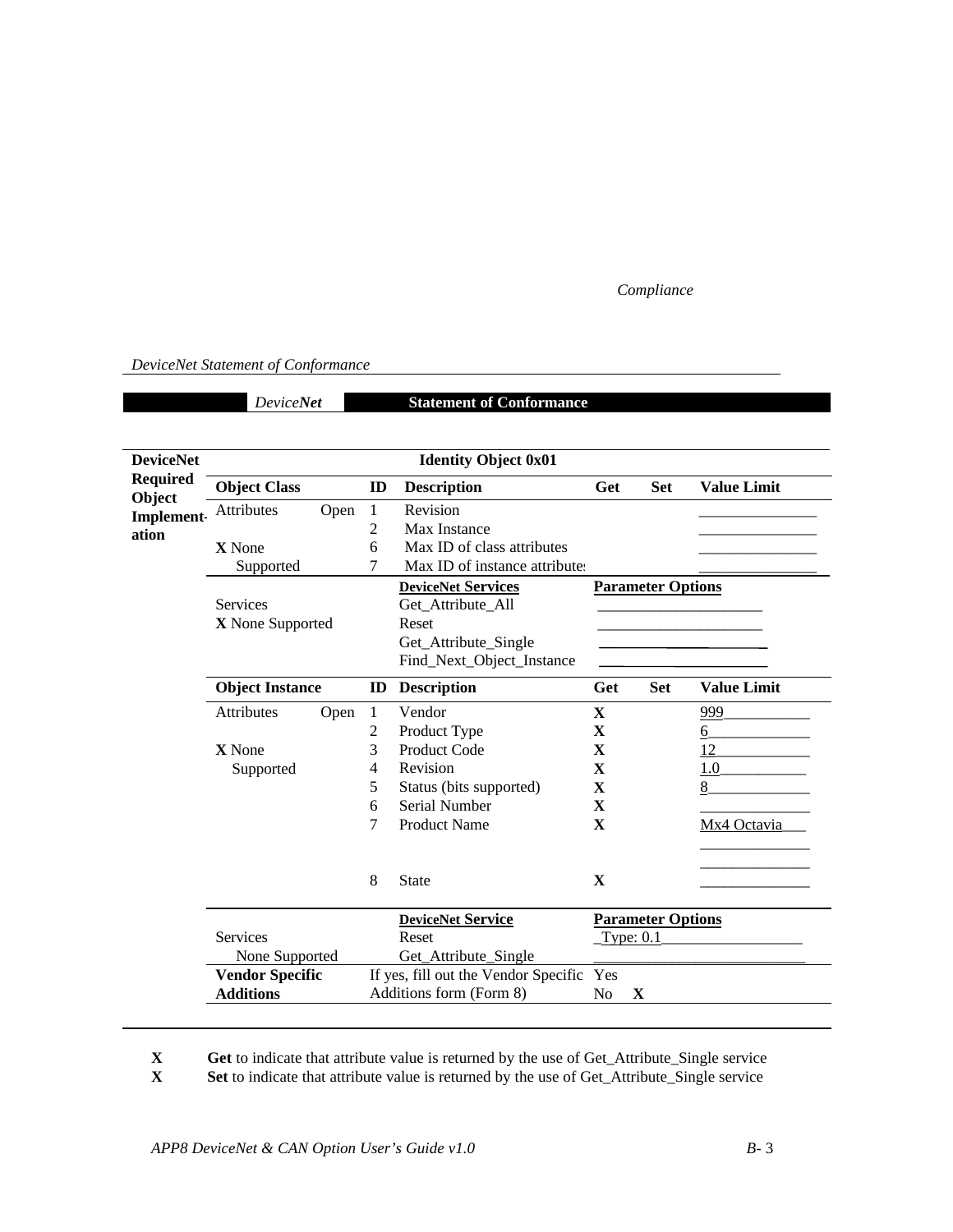*Compliance*

*DeviceNet Statement of Conformance*

| *Device**Net*** | **Statement of Conformance** |
|---|---|

**DeviceNet Required Object Implementation**

| **Identity Object 0x01** | | | | | | |
|---|---|---|---|---|---|---|
| **Object Class** | | **ID** | **Description** | **Get** | **Set** | **Value Limit** |
| Attributes | Open | 1 | Revision | | | _______________ |
| | | 2 | Max Instance | | | _______________ |
| **X** None | | 6 | Max ID of class attributes | | | _______________ |
| Supported | | 7 | Max ID of instance attributes | | | _______________ |
| | | | **DeviceNet Services** | **Parameter Options** | | |
| Services | | | Get_Attribute_All | _____________________ | | |
| **X** None Supported | | | Reset | _____________________ | | |
| | | | Get_Attribute_Single | _____________________ | | |
| | | | Find_Next_Object_Instance | _____________________ | | |
| **Object Instance** | | **ID** | **Description** | **Get** | **Set** | **Value Limit** |
| Attributes | Open | 1 | Vendor | **X** | | 999___________ |
| | | 2 | Product Type | **X** | | 6_____________ |
| **X** None | | 3 | Product Code | **X** | | 12____________ |
| Supported | | 4 | Revision | **X** | | 1.0___________ |
| | | 5 | Status (bits supported) | **X** | | 8_____________ |
| | | 6 | Serial Number | **X** | | ______________ |
| | | 7 | Product Name | **X** | | Mx4 Octavia___ |
| | | 8 | State | **X** | | ______________ |
| | | | **DeviceNet Service** | **Parameter Options** | | |
| Services | | | Reset | _Type: 0.1__________________ | | |
| None Supported | | | Get_Attribute_Single | ___________________________ | | |
| **Vendor Specific Additions** | | | If yes, fill out the Vendor Specific Additions form (Form 8) | Yes | | |
| | | | | No **X** | | |

**X** **Get** to indicate that attribute value is returned by the use of Get_Attribute_Single service

**X** **Set** to indicate that attribute value is returned by the use of Get_Attribute_Single service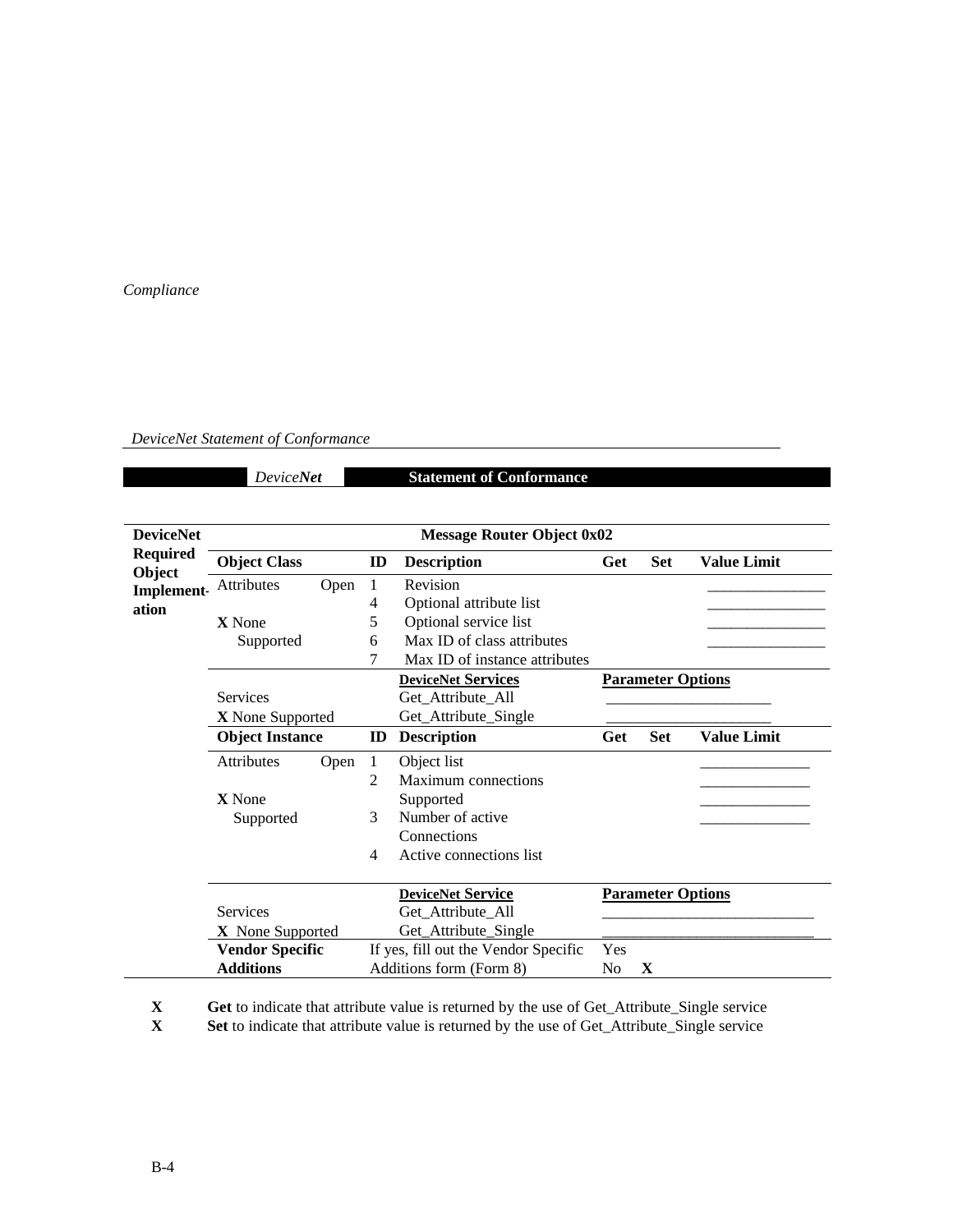*DeviceNet Statement of Conformance*

| *Device**Net*** | **Statement of Conformance** |
|---|---|

**DeviceNet Required Object Implementation**

| **Message Router Object 0x02** | | | | | | |
|---|---|---|---|---|---|---|
| **Object Class** | | **ID** | **Description** | **Get** | **Set** | **Value Limit** |
| Attributes | Open | 1 | Revision | | | _______________ |
| | | 4 | Optional attribute list | | | _______________ |
| **X** None Supported | | 5 | Optional service list | | | _______________ |
| | | 6 | Max ID of class attributes | | | _______________ |
| | | 7 | Max ID of instance attributes | | | |
| | | | **DeviceNet Services** | **Parameter Options** | | |
| Services | | | Get_Attribute_All | _____________________ | | |
| **X** None Supported | | | Get_Attribute_Single | _____________________ | | |
| **Object Instance** | | **ID** | **Description** | **Get** | **Set** | **Value Limit** |
| Attributes | Open | 1 | Object list | | | ______________ |
| **X** None Supported | | 2 | Maximum connections Supported | | | ______________ |
| | | 3 | Number of active Connections | | | ______________ |
| | | 4 | Active connections list | | | ______________ |
| | | | **DeviceNet Service** | **Parameter Options** | | |
| Services | | | Get_Attribute_All | ___________________________ | | |
| **X** None Supported | | | Get_Attribute_Single | ___________________________ | | |
| **Vendor Specific Additions** | | If yes, fill out the Vendor Specific Additions form (Form 8) | | Yes / No **X** | | |

**X** **Get** to indicate that attribute value is returned by the use of Get_Attribute_Single service
**X** **Set** to indicate that attribute value is returned by the use of Get_Attribute_Single service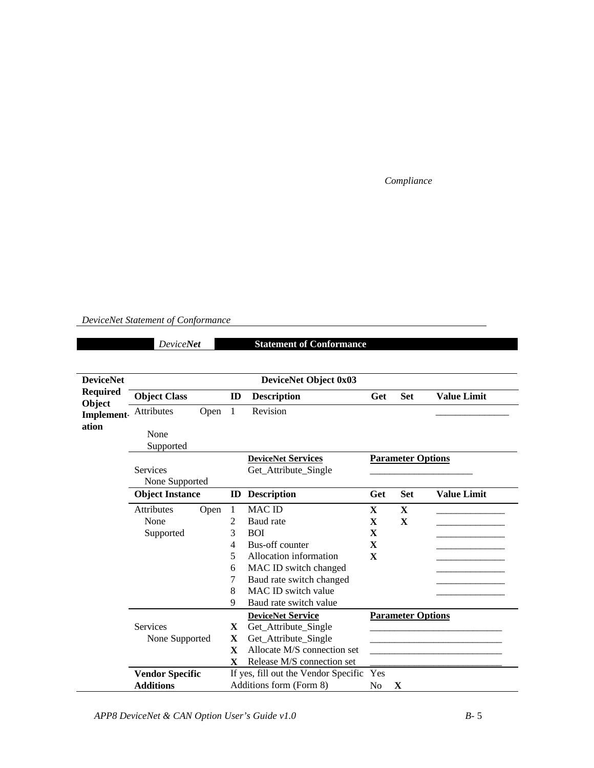*Compliance*

*DeviceNet Statement of Conformance*

| *Device**Net*** | **Statement of Conformance** |
|---|---|

**DeviceNet Required Object Implementation**

| **DeviceNet Object 0x03** | | | | | | |
|---|---|---|---|---|---|---|
| **Object Class** | | **ID** | **Description** | **Get** | **Set** | **Value Limit** |
| Attributes None Supported | Open | 1 | Revision | | | _______________ |
| Services None Supported | | | **DeviceNet Services** Get_Attribute_Single | **Parameter Options** _____________________ | | |
| **Object Instance** | | **ID** | **Description** | **Get** | **Set** | **Value Limit** |
| Attributes | Open | 1 | MAC ID | X | X | ______________ |
| None | | 2 | Baud rate | X | X | ______________ |
| Supported | | 3 | BOI | X | | ______________ |
| | | 4 | Bus-off counter | X | | ______________ |
| | | 5 | Allocation information | X | | ______________ |
| | | 6 | MAC ID switch changed | | | ______________ |
| | | 7 | Baud rate switch changed | | | ______________ |
| | | 8 | MAC ID switch value | | | ______________ |
| | | 9 | Baud rate switch value | | | |
| Services | | | **DeviceNet Service** | **Parameter Options** | | |
| None Supported | | X | Get_Attribute_Single | __________________________ | | |
| | | X | Get_Attribute_Single | __________________________ | | |
| | | X | Allocate M/S connection set | __________________________ | | |
| | | X | Release M/S connection set | __________________________ | | |
| **Vendor Specific Additions** | | | If yes, fill out the Vendor Specific Additions form (Form 8) | Yes | | |
| | | | | No | X | |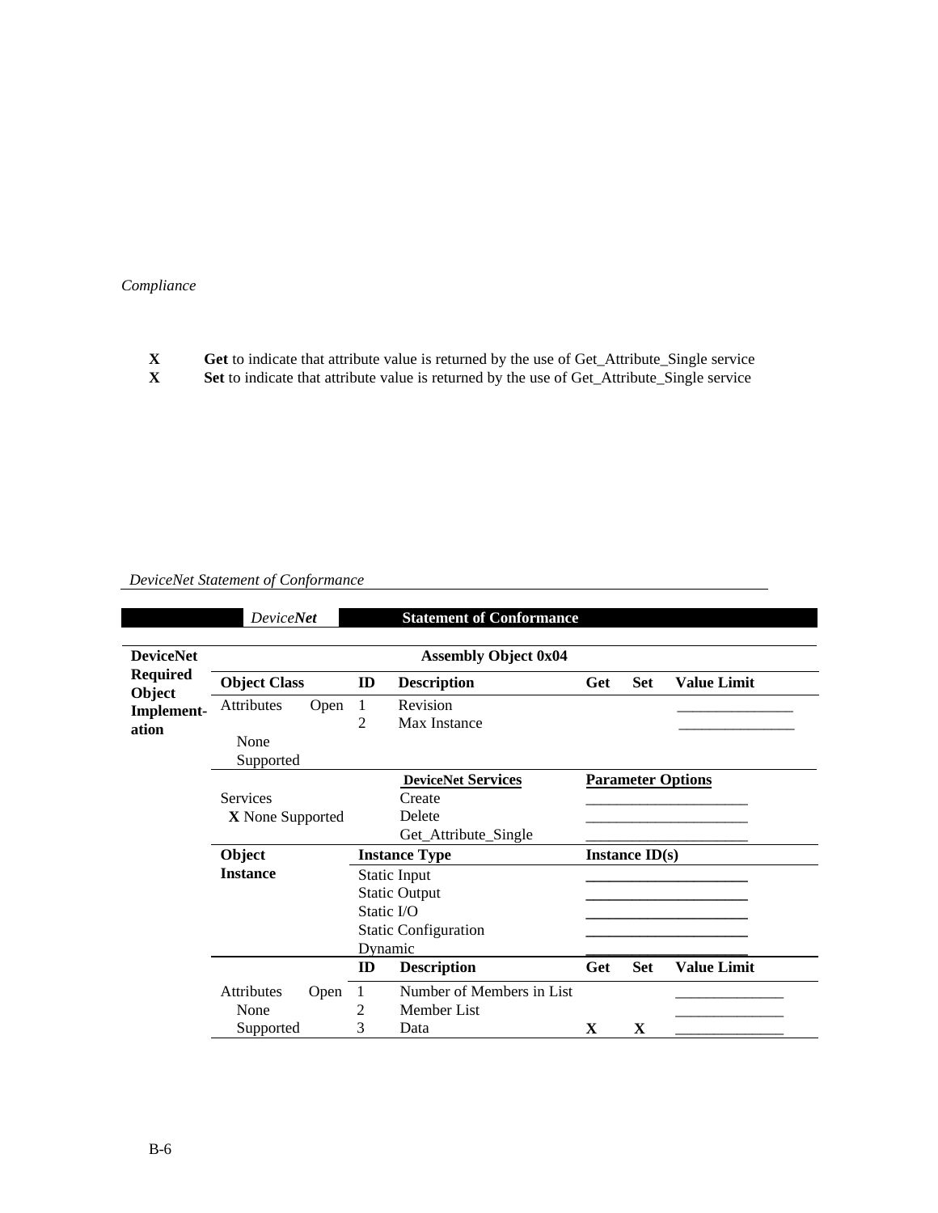*Compliance*

**X** **Get** to indicate that attribute value is returned by the use of Get_Attribute_Single service
**X** **Set** to indicate that attribute value is returned by the use of Get_Attribute_Single service

*DeviceNet Statement of Conformance*

| | *Device**Net*** | | **Statement of Conformance** | | | |
|---|---|---|---|---|---|---|
| **DeviceNet Required Object Implement-ation** | | | **Assembly Object 0x04** | | | |
| | **Object Class** | **ID** | **Description** | **Get** | **Set** | **Value Limit** |
| | Attributes Open | 1 | Revision | | | _______________ |
| | | 2 | Max Instance | | | _______________ |
| | None Supported | | | | | |
| | | | **DeviceNet Services** | **Parameter Options** | | |
| | Services | | Create | _____________________ | | |
| | **X** None Supported | | Delete | _____________________ | | |
| | | | Get_Attribute_Single | _____________________ | | |
| | **Object Instance** | **Instance Type** | | **Instance ID(s)** | | |
| | | Static Input | | _____________________ | | |
| | | Static Output | | _____________________ | | |
| | | Static I/O | | _____________________ | | |
| | | Static Configuration | | _____________________ | | |
| | | Dynamic | | _____________________ | | |
| | | **ID** | **Description** | **Get** | **Set** | **Value Limit** |
| | Attributes Open | 1 | Number of Members in List | | | ______________ |
| | None | 2 | Member List | | | ______________ |
| | Supported | 3 | Data | **X** | **X** | ______________ |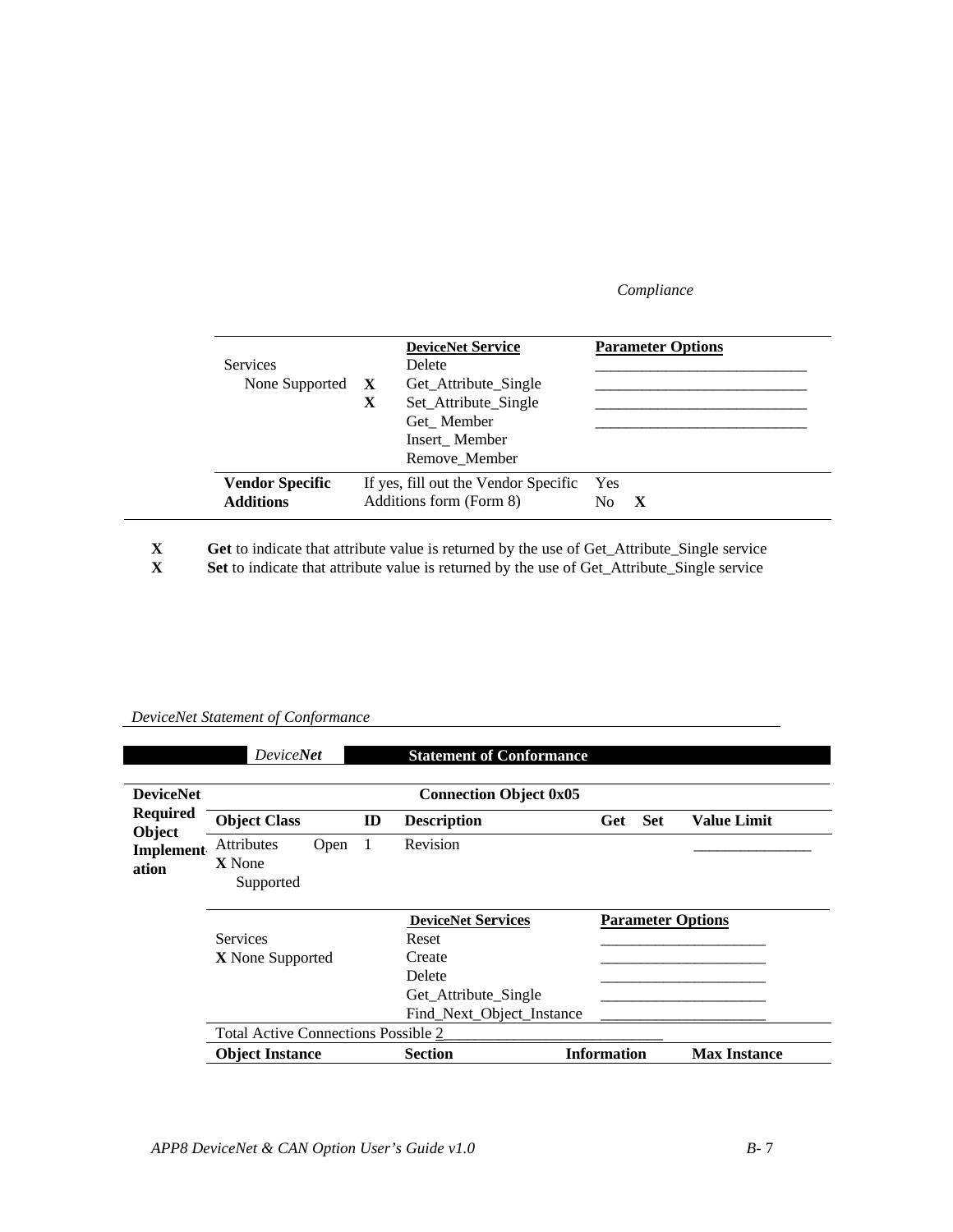*Compliance*

| Services | | DeviceNet Service | Parameter Options |
|---|---|---|---|
| None Supported | | Delete | ___________________________ |
| | X | Get_Attribute_Single | ___________________________ |
| | X | Set_Attribute_Single | ___________________________ |
| | | Get_ Member | ___________________________ |
| | | Insert_ Member | |
| | | Remove_Member | |
| **Vendor Specific Additions** | If yes, fill out the Vendor Specific Additions form (Form 8) | | Yes<br>No **X** |

**X** **Get** to indicate that attribute value is returned by the use of Get_Attribute_Single service
**X** **Set** to indicate that attribute value is returned by the use of Get_Attribute_Single service

*DeviceNet Statement of Conformance*

## *Device**Net*** Statement of Conformance

**DeviceNet Required Object Implementation**

**Connection Object 0x05**

| Object Class | | ID | Description | Get | Set | Value Limit |
|---|---|---|---|---|---|---|
| Attributes<br>**X** None Supported | Open | 1 | Revision | | | _______________ |

| Services | DeviceNet Services | Parameter Options |
|---|---|---|
| **X** None Supported | Reset | _____________________ |
| | Create | _____________________ |
| | Delete | _____________________ |
| | Get_Attribute_Single | _____________________ |
| | Find_Next_Object_Instance | _____________________ |

Total Active Connections Possible 2____________________________

| Object Instance | Section | Information | Max Instance |
|---|---|---|---|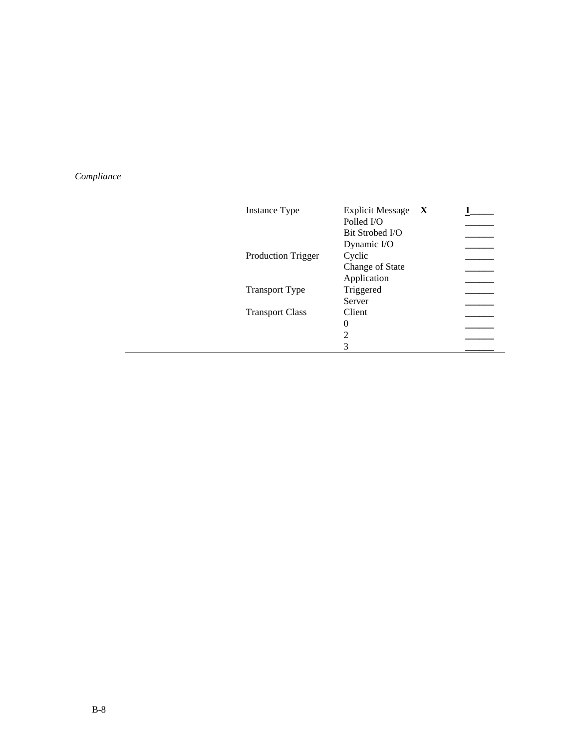*Compliance*

| | | | |
|---|---|---|---|
| Instance Type | Explicit Message | **X** | **1**_____ |
| | Polled I/O | | ______ |
| | Bit Strobed I/O | | ______ |
| | Dynamic I/O | | ______ |
| Production Trigger | Cyclic | | ______ |
| | Change of State | | ______ |
| | Application | | ______ |
| Transport Type | Triggered | | ______ |
| | Server | | ______ |
| Transport Class | Client | | ______ |
| | 0 | | ______ |
| | 2 | | ______ |
| | 3 | | ______ |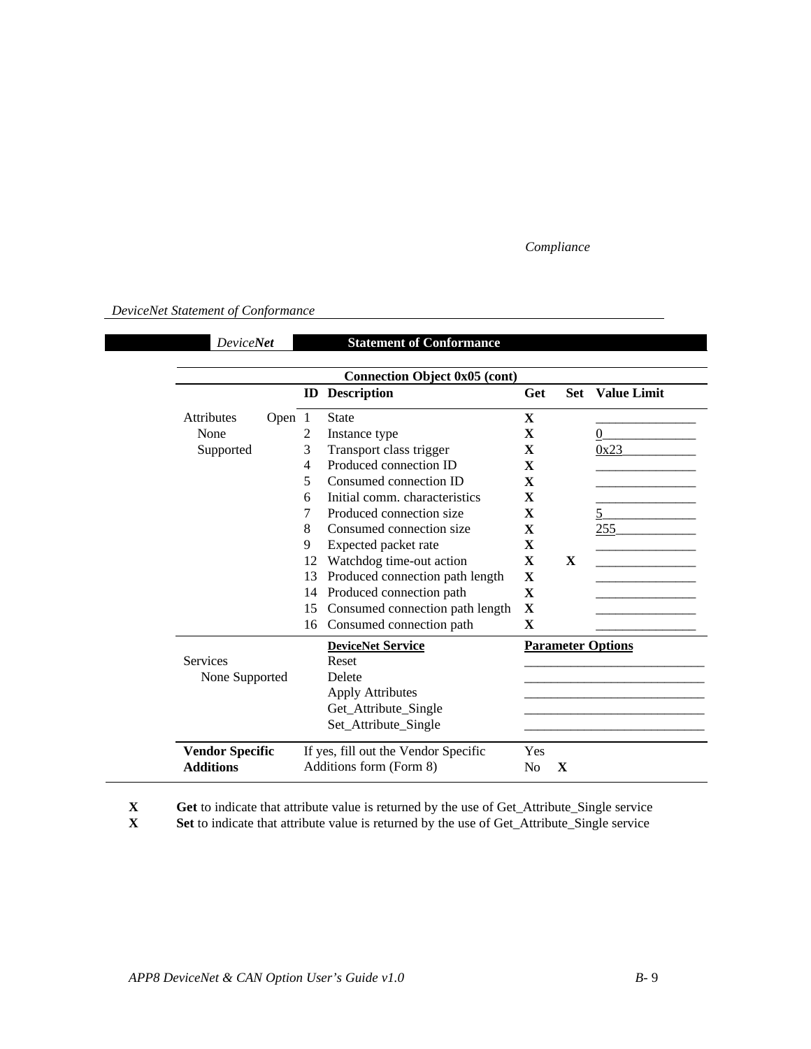*DeviceNet Statement of Conformance*

| *Device**Net*** | **Statement of Conformance** |
|---|---|

**Connection Object 0x05 (cont)**

| | ID | Description | Get | Set | Value Limit |
|---|---|---|---|---|---|
| Attributes Open | 1 | State | X | | |
| None | 2 | Instance type | X | | 0 |
| Supported | 3 | Transport class trigger | X | | 0x23 |
| | 4 | Produced connection ID | X | | |
| | 5 | Consumed connection ID | X | | |
| | 6 | Initial comm. characteristics | X | | |
| | 7 | Produced connection size | X | | 5 |
| | 8 | Consumed connection size | X | | 255 |
| | 9 | Expected packet rate | X | | |
| | 12 | Watchdog time-out action | X | X | |
| | 13 | Produced connection path length | X | | |
| | 14 | Produced connection path | X | | |
| | 15 | Consumed connection path length | X | | |
| | 16 | Consumed connection path | X | | |

| | DeviceNet Service | Parameter Options |
|---|---|---|
| Services | Reset | |
| None Supported | Delete | |
| | Apply Attributes | |
| | Get_Attribute_Single | |
| | Set_Attribute_Single | |

| **Vendor Specific Additions** | If yes, fill out the Vendor Specific Additions form (Form 8) | Yes | |
|---|---|---|---|
| | | No | X |

**X** **Get** to indicate that attribute value is returned by the use of Get_Attribute_Single service
**X** **Set** to indicate that attribute value is returned by the use of Get_Attribute_Single service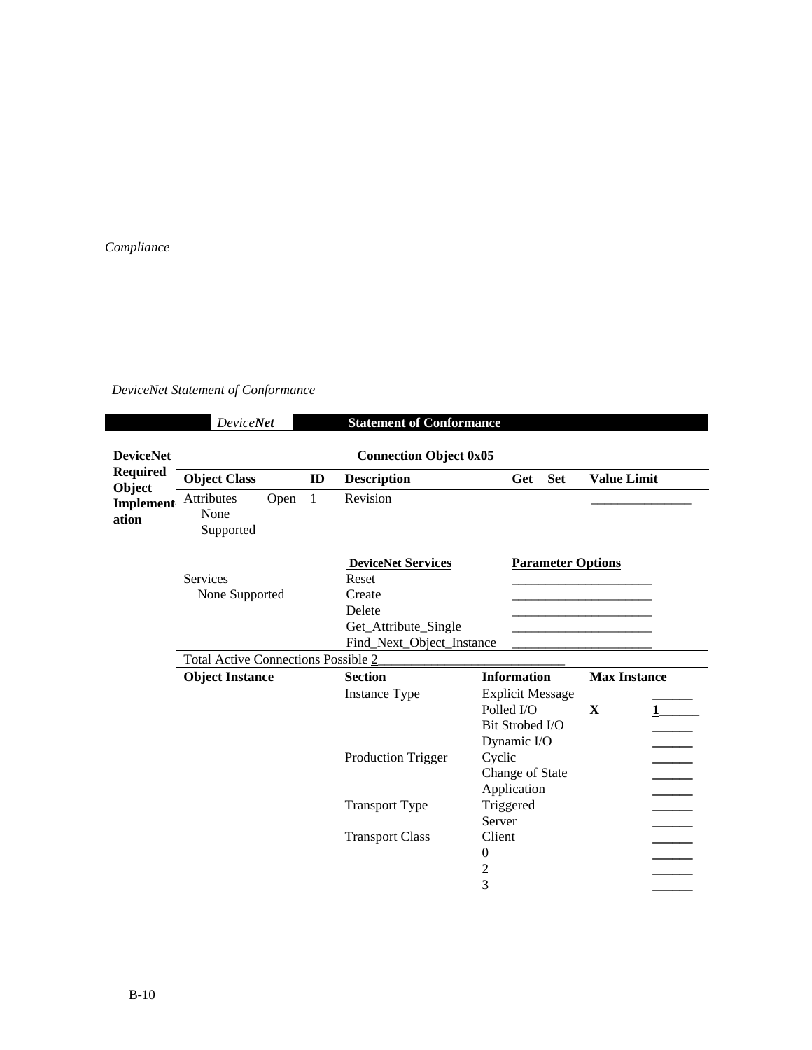*Compliance*

*DeviceNet Statement of Conformance*

| | *Device**Net*** | **Statement of Conformance** | | | |
|---|---|---|---|---|---|

**DeviceNet Required Object Implementation**

**Connection Object 0x05**

| **Object Class** | | **ID** | **Description** | **Get** | **Set** | **Value Limit** |
|---|---|---|---|---|---|---|
| Attributes None Supported | Open | 1 | Revision | | | _______________ |

| Services | **DeviceNet Services** | **Parameter Options** |
|---|---|---|
| None Supported | Reset | _____________________ |
| | Create | _____________________ |
| | Delete | _____________________ |
| | Get_Attribute_Single | _____________________ |
| | Find_Next_Object_Instance | _____________________ |

Total Active Connections Possible 2____________________________

| **Object Instance** | **Section** | **Information** | **Max Instance** | |
|---|---|---|---|---|
| | Instance Type | Explicit Message | | ______ |
| | | Polled I/O | **X** | 1______ |
| | | Bit Strobed I/O | | ______ |
| | | Dynamic I/O | | ______ |
| | Production Trigger | Cyclic | | ______ |
| | | Change of State | | ______ |
| | | Application | | ______ |
| | Transport Type | Triggered | | ______ |
| | | Server | | ______ |
| | Transport Class | Client | | ______ |
| | | 0 | | ______ |
| | | 2 | | ______ |
| | | 3 | | ______ |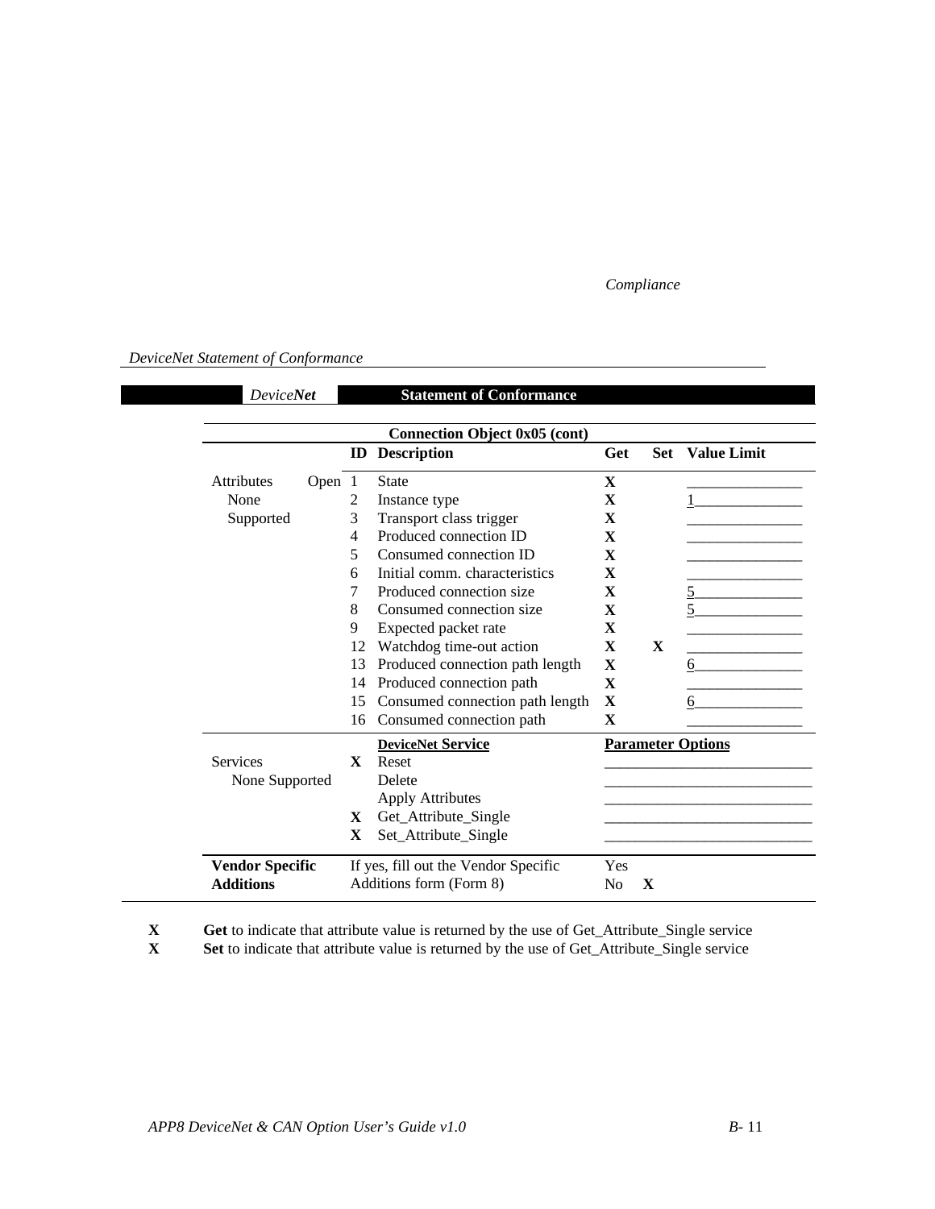*DeviceNet Statement of Conformance*

| *Device**Net*** | **Statement of Conformance** | | | | |
|---|---|---|---|---|---|

| | | **Connection Object 0x05 (cont)** | | | |
|---|---|---|---|---|---|
| | **ID** | **Description** | **Get** | **Set** | **Value Limit** |
| Attributes Open None Supported | 1 | State | X | | |
| | 2 | Instance type | X | | 1 |
| | 3 | Transport class trigger | X | | |
| | 4 | Produced connection ID | X | | |
| | 5 | Consumed connection ID | X | | |
| | 6 | Initial comm. characteristics | X | | |
| | 7 | Produced connection size | X | | 5 |
| | 8 | Consumed connection size | X | | 5 |
| | 9 | Expected packet rate | X | | |
| | 12 | Watchdog time-out action | X | X | |
| | 13 | Produced connection path length | X | | 6 |
| | 14 | Produced connection path | X | | |
| | 15 | Consumed connection path length | X | | 6 |
| | 16 | Consumed connection path | X | | |

| | | **DeviceNet Service** | **Parameter Options** |
|---|---|---|---|
| Services | X | Reset | |
| None Supported | | Delete | |
| | | Apply Attributes | |
| | X | Get_Attribute_Single | |
| | X | Set_Attribute_Single | |

| **Vendor Specific Additions** | If yes, fill out the Vendor Specific Additions form (Form 8) | Yes | |
|---|---|---|---|
| | | No | X |

**X** **Get** to indicate that attribute value is returned by the use of Get_Attribute_Single service

**X** **Set** to indicate that attribute value is returned by the use of Get_Attribute_Single service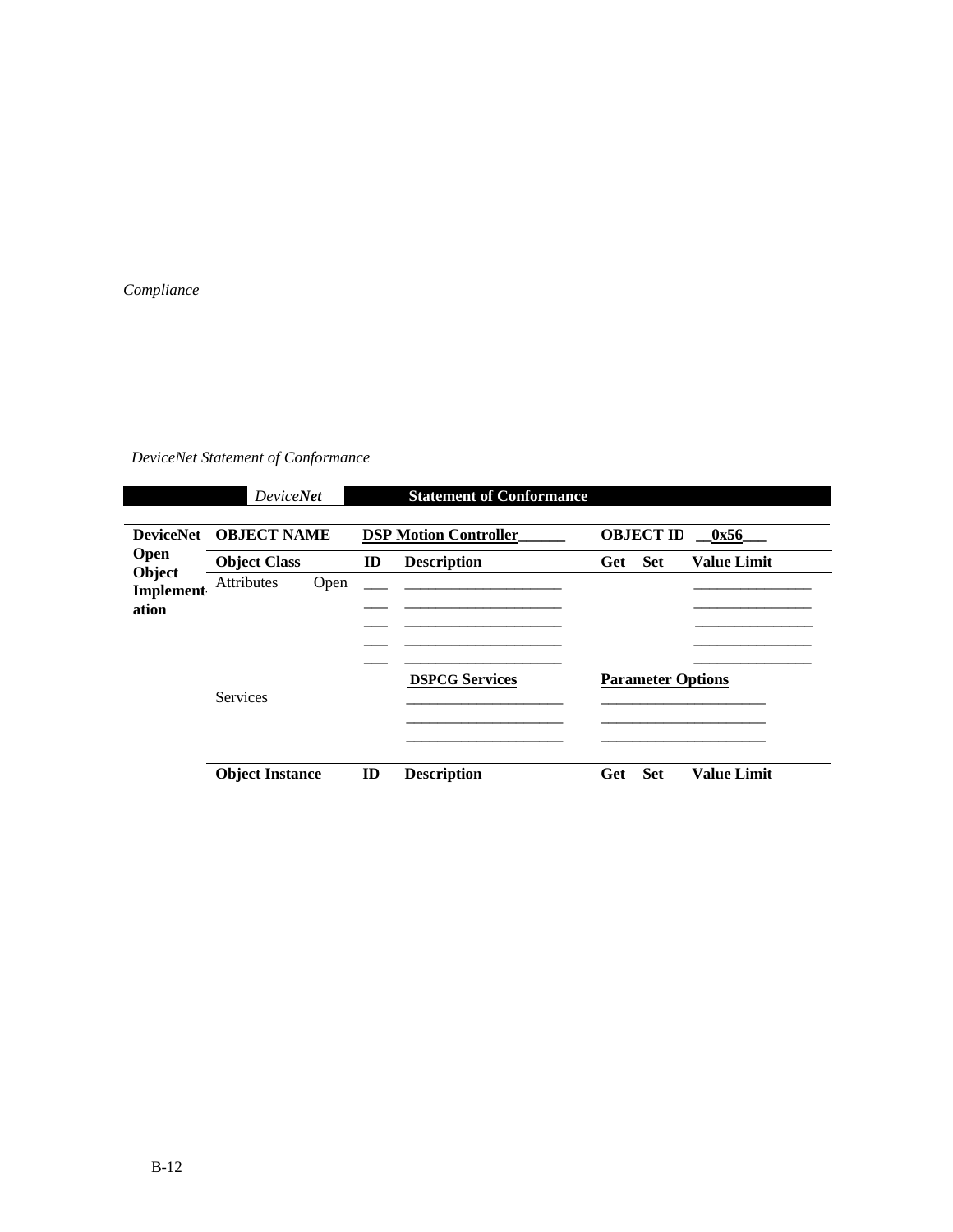*Compliance*

*DeviceNet Statement of Conformance*

| *Device**Net*** | | Statement of Conformance | | | | |
|---|---|---|---|---|---|---|
| **DeviceNet Open Object Implementation** | **OBJECT NAME** | **DSP Motion Controller______** | | **OBJECT ID** | | **__0x56___** |
| | **Object Class** | **ID** | **Description** | **Get** | **Set** | **Value Limit** |
| | Attributes Open | ___ | ____________________ | | | _______________ |
| | | ___ | ____________________ | | | _______________ |
| | | ___ | ____________________ | | | _______________ |
| | | ___ | ____________________ | | | _______________ |
| | | ___ | ____________________ | | | _______________ |
| | Services | | **DSPCG Services** | **Parameter Options** | | |
| | | | ____________________ | _____________________ | | |
| | | | ____________________ | _____________________ | | |
| | | | ____________________ | _____________________ | | |
| | **Object Instance** | **ID** | **Description** | **Get** | **Set** | **Value Limit** |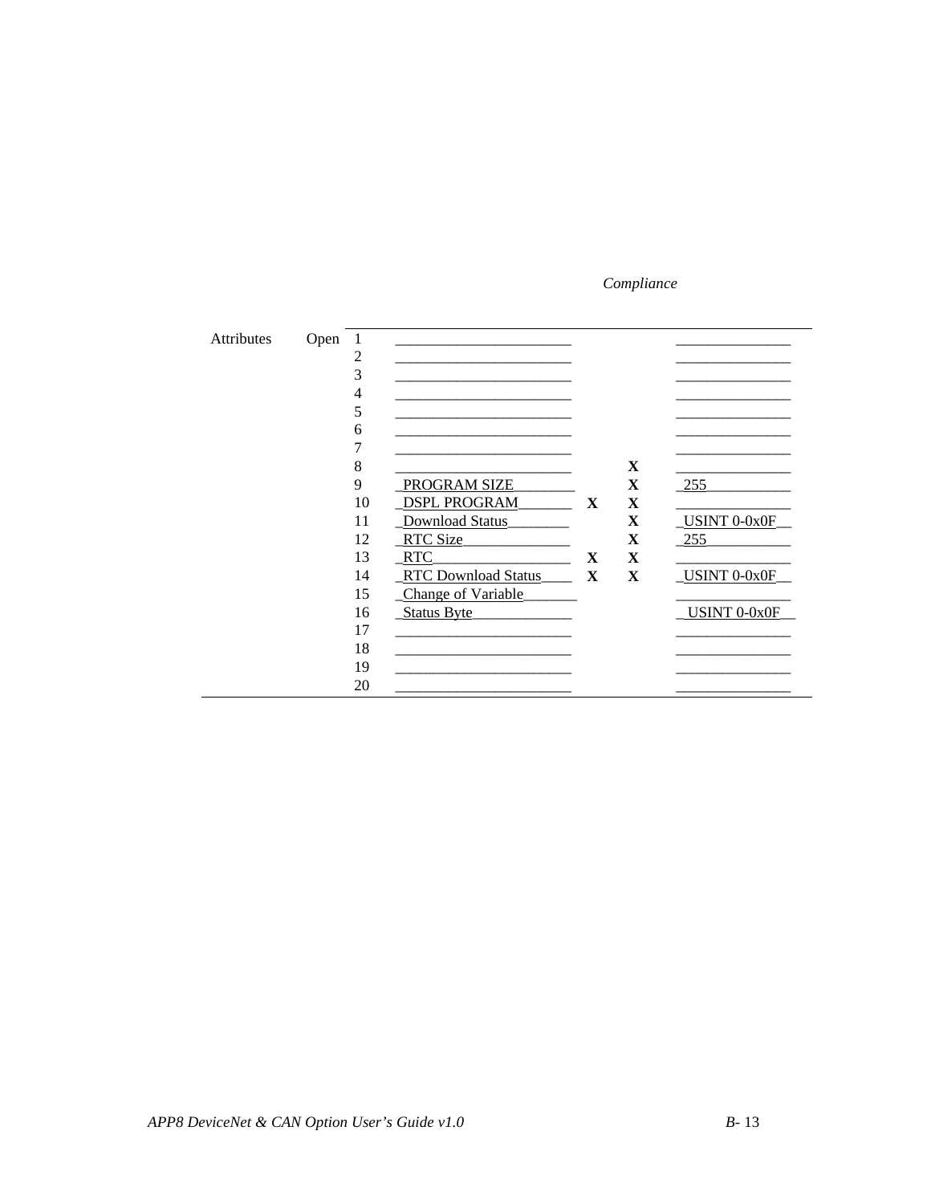*Compliance*

| | | | | | | |
|---|---|---|---|---|---|---|
| Attributes | Open | 1 | _______________________ | | | _______________ |
| | | 2 | _______________________ | | | _______________ |
| | | 3 | _______________________ | | | _______________ |
| | | 4 | _______________________ | | | _______________ |
| | | 5 | _______________________ | | | _______________ |
| | | 6 | _______________________ | | | _______________ |
| | | 7 | _______________________ | | | _______________ |
| | | 8 | _______________________ | | **X** | _______________ |
| | | 9 | _PROGRAM SIZE________ | | **X** | _255___________ |
| | | 10 | _DSPL PROGRAM_______ | **X** | **X** | _______________ |
| | | 11 | _Download Status________ | | **X** | _USINT 0-0x0F__ |
| | | 12 | _RTC Size______________ | | **X** | _255___________ |
| | | 13 | _RTC__________________ | **X** | **X** | _______________ |
| | | 14 | _RTC Download Status____ | **X** | **X** | _USINT 0-0x0F__ |
| | | 15 | _Change of Variable_______ | | | _______________ |
| | | 16 | _Status Byte_____________ | | | _USINT 0-0x0F__ |
| | | 17 | _______________________ | | | _______________ |
| | | 18 | _______________________ | | | _______________ |
| | | 19 | _______________________ | | | _______________ |
| | | 20 | _______________________ | | | _______________ |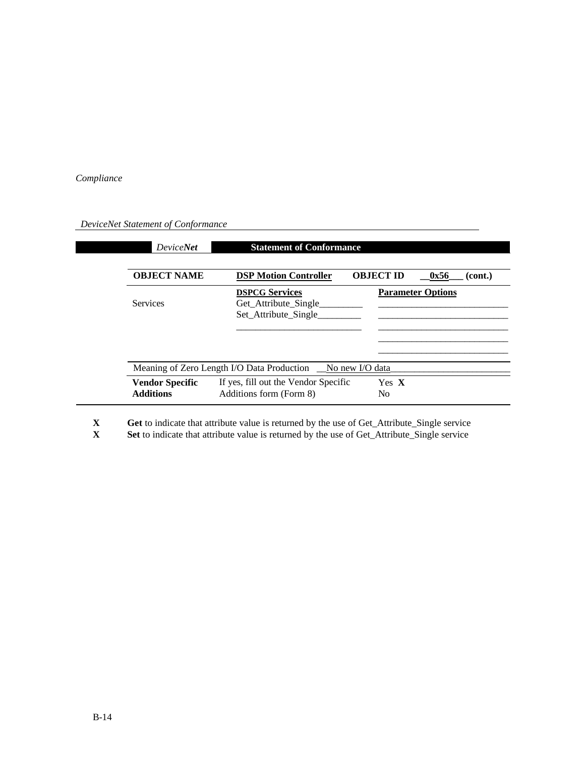*DeviceNet Statement of Conformance*

| *Device**Net*** | **Statement of Conformance** | | |
|---|---|---|---|
| **OBJECT NAME** | **DSP Motion Controller** | **OBJECT ID** | **0x56 (cont.)** |
| Services | **DSPCG Services**<br>Get_Attribute_Single<br>Set_Attribute_Single | **Parameter Options** | |
| Meaning of Zero Length I/O Data Production | No new I/O data | | |
| **Vendor Specific Additions** | If yes, fill out the Vendor Specific Additions form (Form 8) | Yes **X**<br>No | |

**X** **Get** to indicate that attribute value is returned by the use of Get_Attribute_Single service
**X** **Set** to indicate that attribute value is returned by the use of Get_Attribute_Single service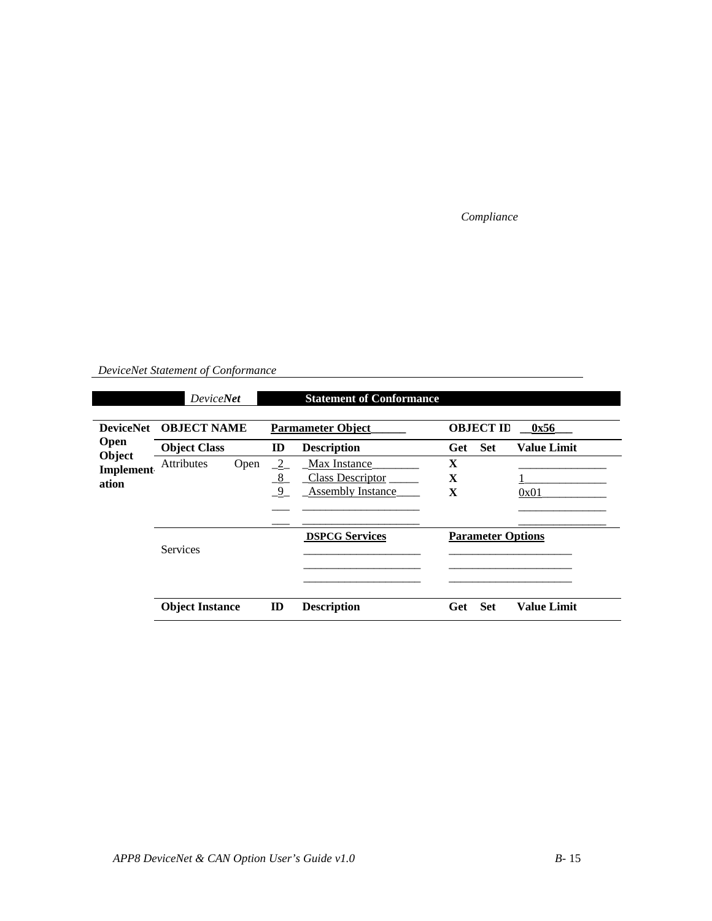*Compliance*

*DeviceNet Statement of Conformance*

| | *DeviceNet* | | Statement of Conformance | | | |
|---|---|---|---|---|---|---|
| **DeviceNet Open Object Implementation** | **OBJECT NAME** | | **Parmameter Object** | **OBJECT ID** | | **0x56** |
| | **Object Class** | **ID** | **Description** | **Get** | **Set** | **Value Limit** |
| | Attributes Open | 2 | Max Instance | X | | |
| | | 8 | Class Descriptor | X | | 1 |
| | | 9 | Assembly Instance | X | | 0x01 |
| | Services | | **DSPCG Services** | **Parameter Options** | | |
| | **Object Instance** | **ID** | **Description** | **Get** | **Set** | **Value Limit** |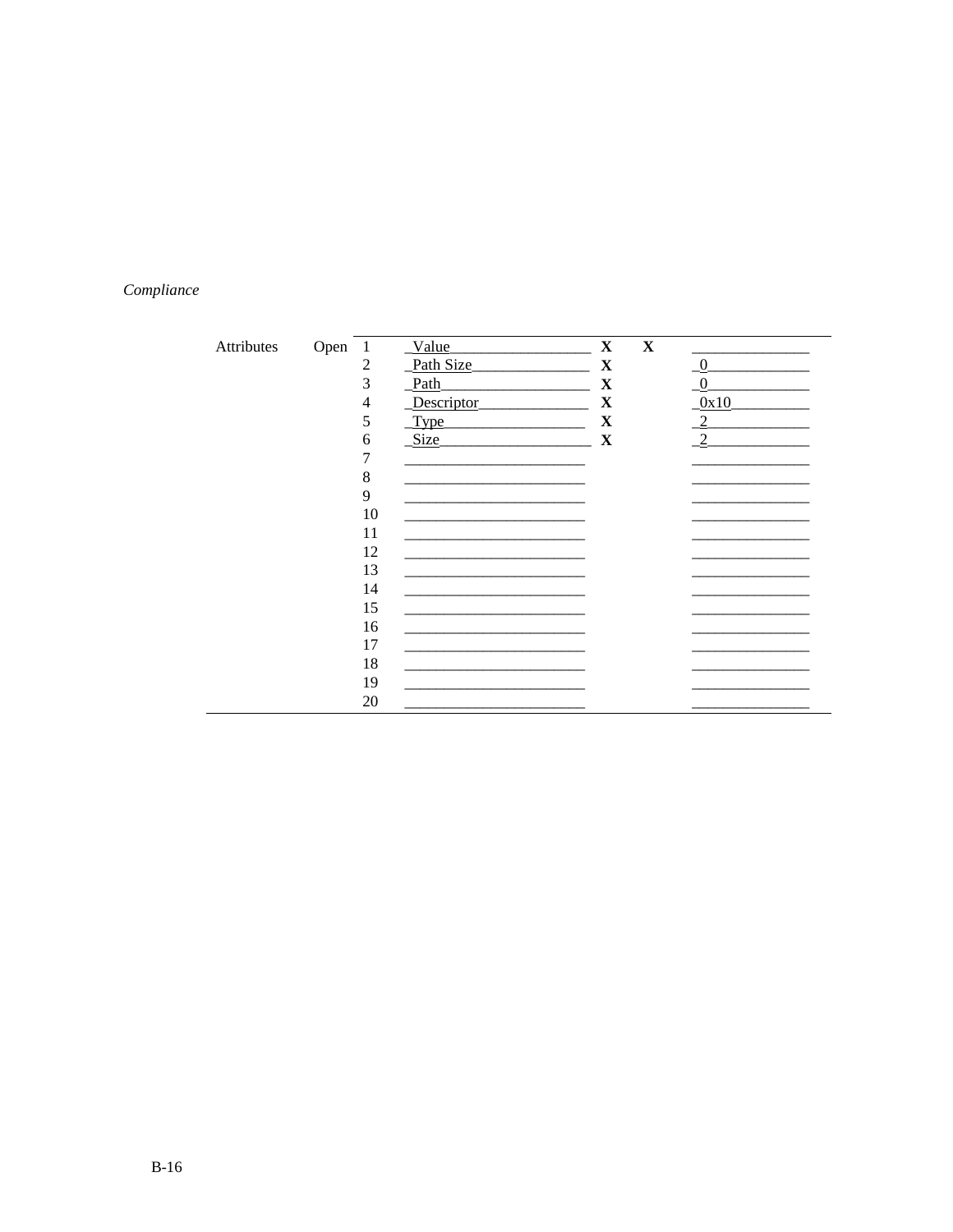*Compliance*

| | | | | | | |
|---|---|---|---|---|---|---|
| Attributes | Open | 1 | Value | **X** | **X** | |
| | | 2 | Path Size | **X** | | 0 |
| | | 3 | Path | **X** | | 0 |
| | | 4 | Descriptor | **X** | | 0x10 |
| | | 5 | Type | **X** | | 2 |
| | | 6 | Size | **X** | | 2 |
| | | 7 | | | | |
| | | 8 | | | | |
| | | 9 | | | | |
| | | 10 | | | | |
| | | 11 | | | | |
| | | 12 | | | | |
| | | 13 | | | | |
| | | 14 | | | | |
| | | 15 | | | | |
| | | 16 | | | | |
| | | 17 | | | | |
| | | 18 | | | | |
| | | 19 | | | | |
| | | 20 | | | | |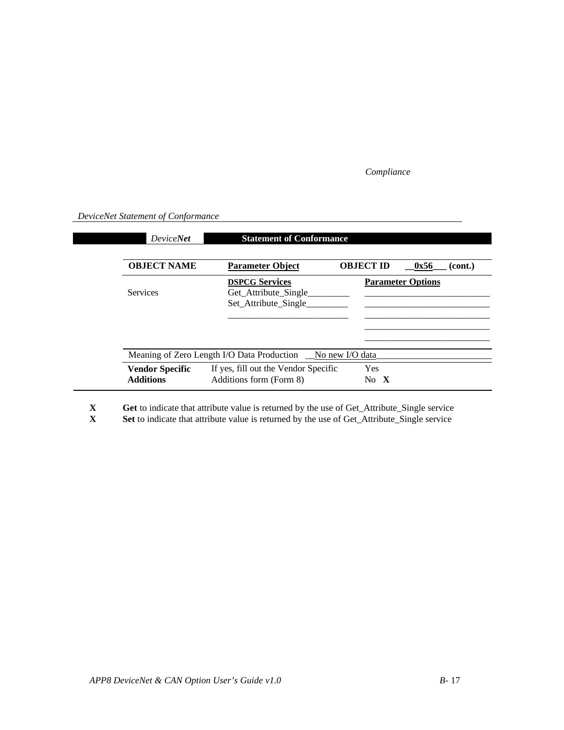*DeviceNet Statement of Conformance*

| *Device**Net*** | **Statement of Conformance** | | |
|---|---|---|---|
| **OBJECT NAME** | **Parameter Object** | **OBJECT ID** | **__0x56___ (cont.)** |
| Services | **DSPCG Services**<br>Get_Attribute_Single_________<br>Set_Attribute_Single_________<br>___________________________ | **Parameter Options**<br>___________________________<br>___________________________<br>___________________________<br>___________________________<br>___________________________ | |
| Meaning of Zero Length I/O Data Production | __No new I/O data_________________________ | | |
| **Vendor Specific Additions** | If yes, fill out the Vendor Specific Additions form (Form 8) | Yes<br>No **X** | |

**X** **Get** to indicate that attribute value is returned by the use of Get_Attribute_Single service

**X** **Set** to indicate that attribute value is returned by the use of Get_Attribute_Single service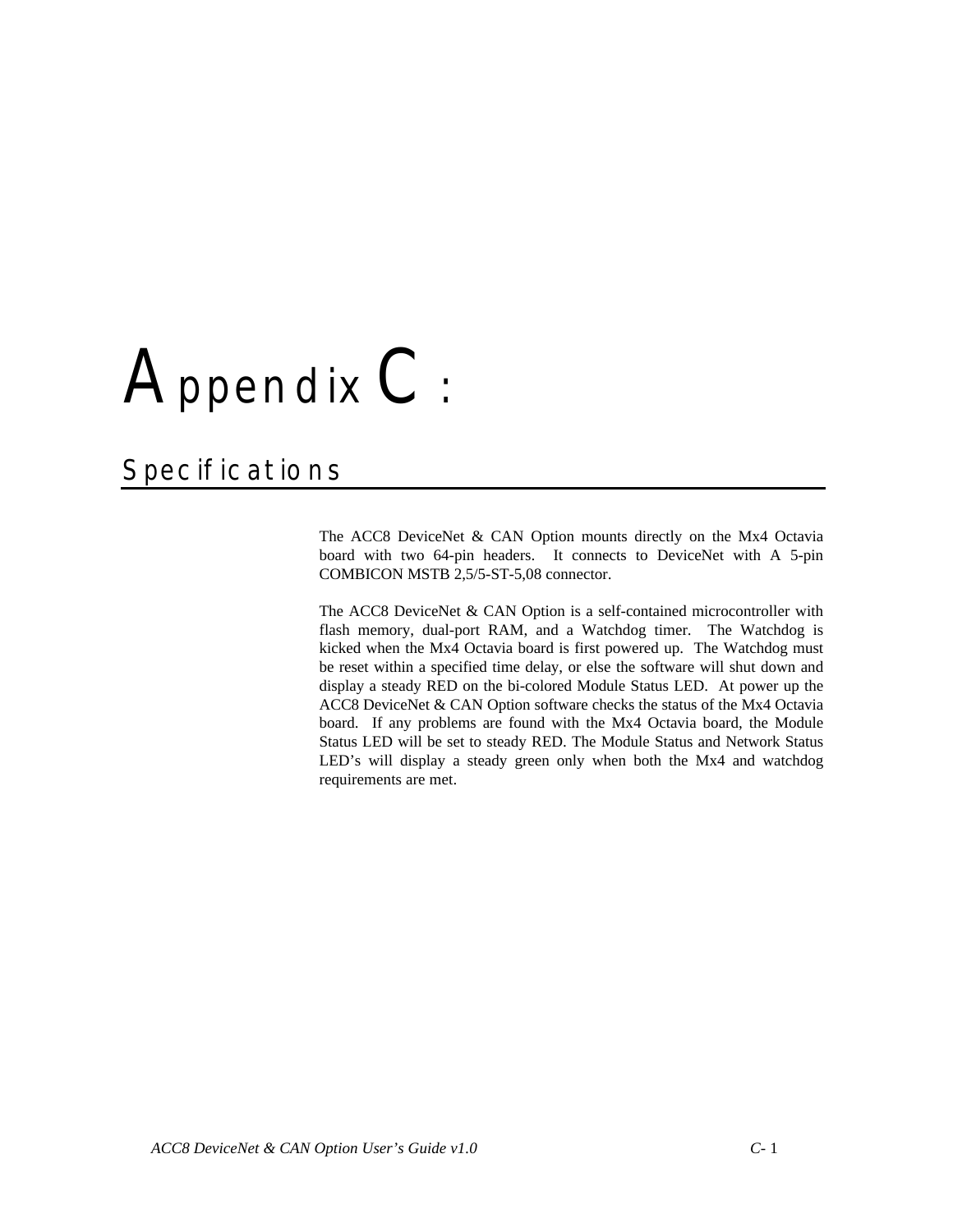# Appendix C:

## Specifications

The ACC8 DeviceNet & CAN Option mounts directly on the Mx4 Octavia board with two 64-pin headers. It connects to DeviceNet with A 5-pin COMBICON MSTB 2,5/5-ST-5,08 connector.

The ACC8 DeviceNet & CAN Option is a self-contained microcontroller with flash memory, dual-port RAM, and a Watchdog timer. The Watchdog is kicked when the Mx4 Octavia board is first powered up. The Watchdog must be reset within a specified time delay, or else the software will shut down and display a steady RED on the bi-colored Module Status LED. At power up the ACC8 DeviceNet & CAN Option software checks the status of the Mx4 Octavia board. If any problems are found with the Mx4 Octavia board, the Module Status LED will be set to steady RED. The Module Status and Network Status LED's will display a steady green only when both the Mx4 and watchdog requirements are met.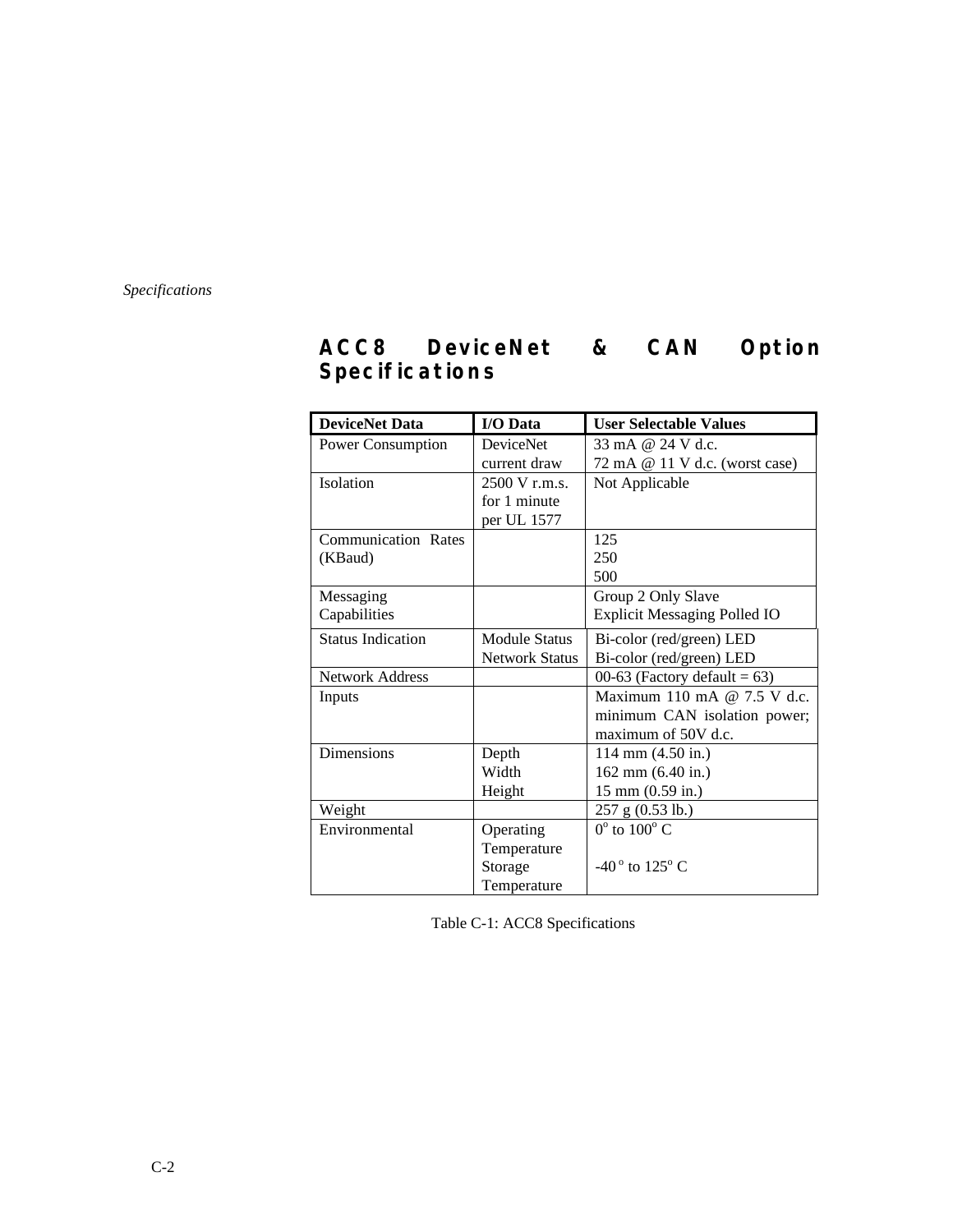## ACC8 DeviceNet & CAN Option Specifications

| DeviceNet Data | I/O Data | User Selectable Values |
|---|---|---|
| Power Consumption | DeviceNet current draw | 33 mA @ 24 V d.c.<br>72 mA @ 11 V d.c. (worst case) |
| Isolation | 2500 V r.m.s. for 1 minute per UL 1577 | Not Applicable |
| Communication Rates (KBaud) | | 125<br>250<br>500 |
| Messaging Capabilities | | Group 2 Only Slave<br>Explicit Messaging Polled IO |
| Status Indication | Module Status<br>Network Status | Bi-color (red/green) LED<br>Bi-color (red/green) LED |
| Network Address | | 00-63 (Factory default = 63) |
| Inputs | | Maximum 110 mA @ 7.5 V d.c. minimum CAN isolation power; maximum of 50V d.c. |
| Dimensions | Depth<br>Width<br>Height | 114 mm (4.50 in.)<br>162 mm (6.40 in.)<br>15 mm (0.59 in.) |
| Weight | | 257 g (0.53 lb.) |
| Environmental | Operating Temperature<br>Storage Temperature | $0^{o}$ to $100^{o}$ C<br>$-40^{o}$ to $125^{o}$ C |

Table C-1: ACC8 Specifications